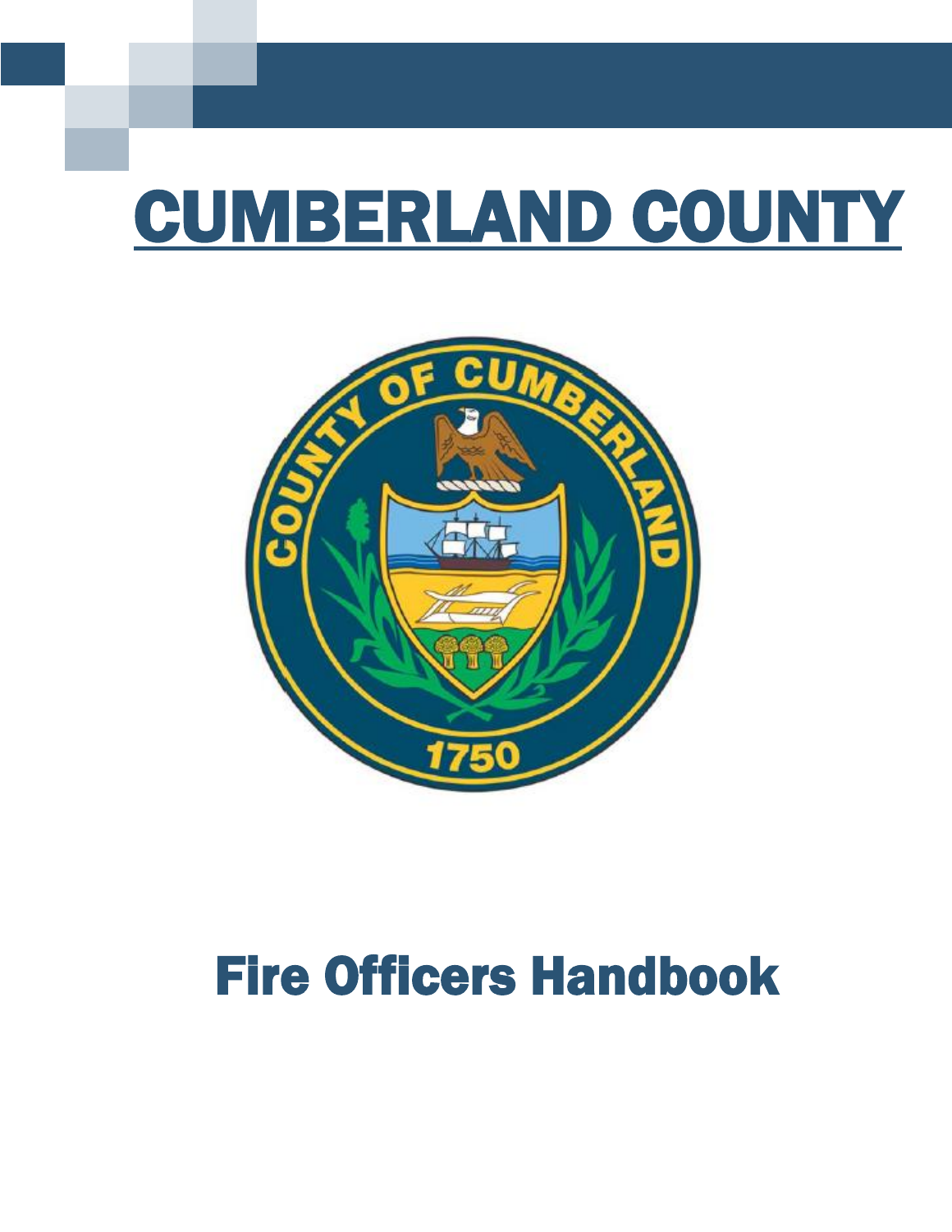# CUMBERLAND COUNTY

# Fire Officers Handbook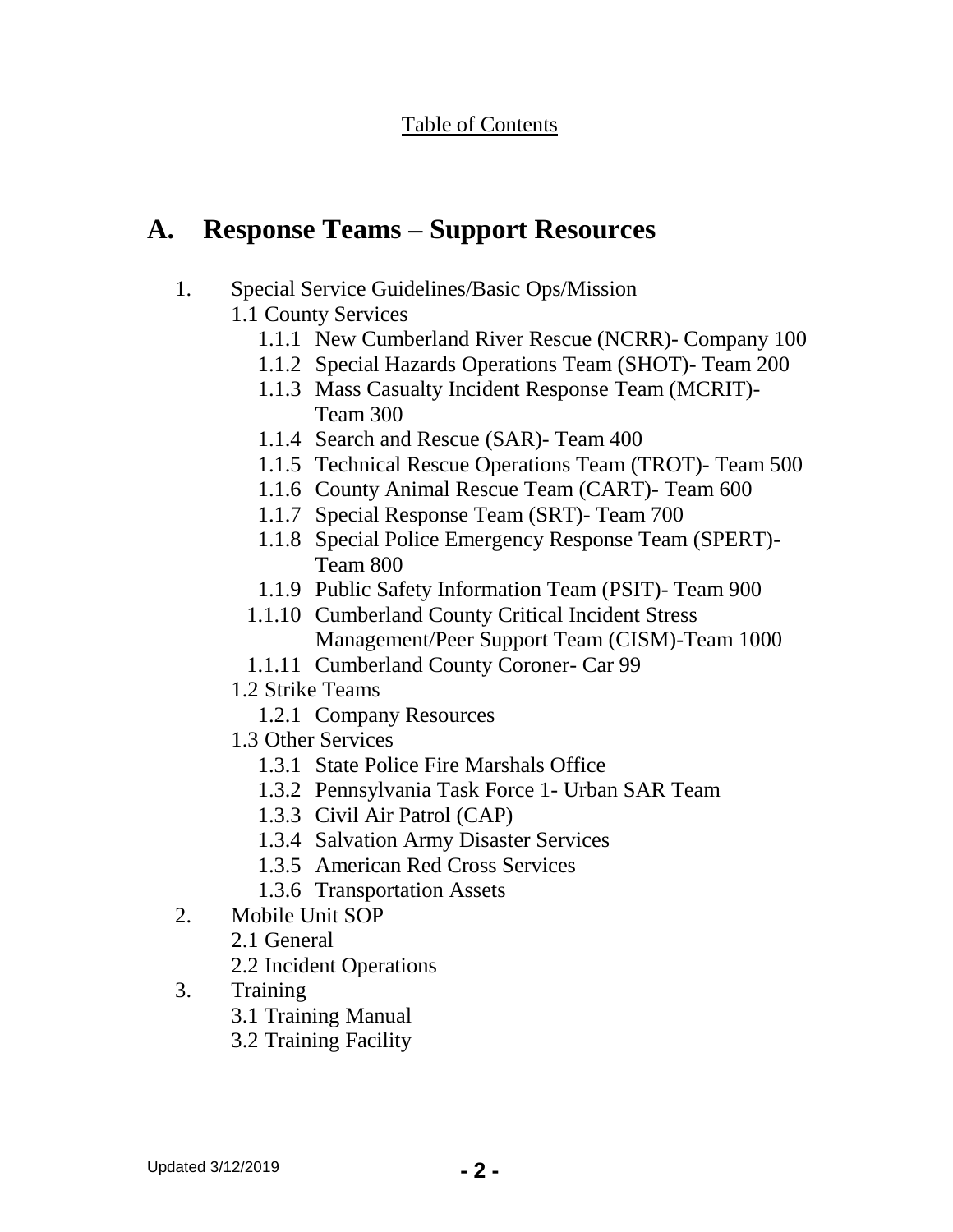Table of Contents

# A. Response Teams – Support Resources

1. Special Service Guidelines/Basic Ops/Mission
   - 1.1 County Services
     - 1.1.1 New Cumberland River Rescue (NCRR)- Company 100
     - 1.1.2 Special Hazards Operations Team (SHOT)- Team 200
     - 1.1.3 Mass Casualty Incident Response Team (MCRIT)- Team 300
     - 1.1.4 Search and Rescue (SAR)- Team 400
     - 1.1.5 Technical Rescue Operations Team (TROT)- Team 500
     - 1.1.6 County Animal Rescue Team (CART)- Team 600
     - 1.1.7 Special Response Team (SRT)- Team 700
     - 1.1.8 Special Police Emergency Response Team (SPERT)- Team 800
     - 1.1.9 Public Safety Information Team (PSIT)- Team 900
     - 1.1.10 Cumberland County Critical Incident Stress Management/Peer Support Team (CISM)-Team 1000
     - 1.1.11 Cumberland County Coroner- Car 99
   - 1.2 Strike Teams
     - 1.2.1 Company Resources
   - 1.3 Other Services
     - 1.3.1 State Police Fire Marshals Office
     - 1.3.2 Pennsylvania Task Force 1- Urban SAR Team
     - 1.3.3 Civil Air Patrol (CAP)
     - 1.3.4 Salvation Army Disaster Services
     - 1.3.5 American Red Cross Services
     - 1.3.6 Transportation Assets
2. Mobile Unit SOP
   - 2.1 General
   - 2.2 Incident Operations
3. Training
   - 3.1 Training Manual
   - 3.2 Training Facility

Updated 3/12/2019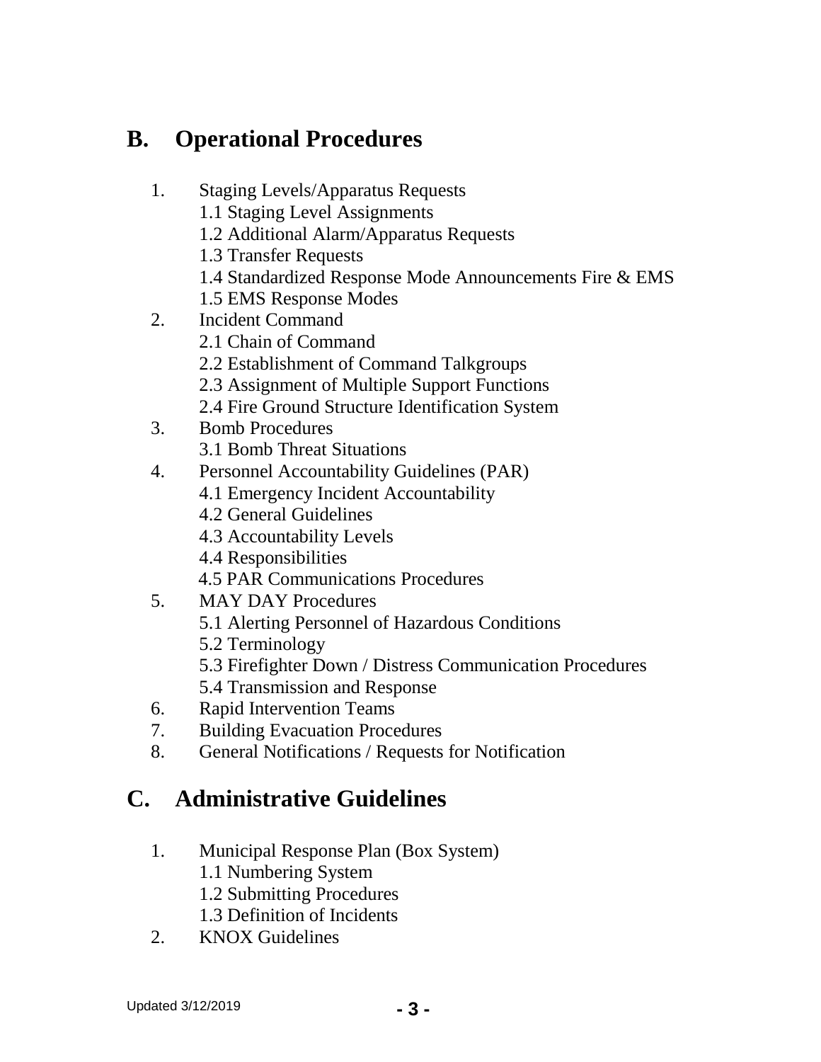## B. Operational Procedures

1. Staging Levels/Apparatus Requests
   - 1.1 Staging Level Assignments
   - 1.2 Additional Alarm/Apparatus Requests
   - 1.3 Transfer Requests
   - 1.4 Standardized Response Mode Announcements Fire & EMS
   - 1.5 EMS Response Modes
2. Incident Command
   - 2.1 Chain of Command
   - 2.2 Establishment of Command Talkgroups
   - 2.3 Assignment of Multiple Support Functions
   - 2.4 Fire Ground Structure Identification System
3. Bomb Procedures
   - 3.1 Bomb Threat Situations
4. Personnel Accountability Guidelines (PAR)
   - 4.1 Emergency Incident Accountability
   - 4.2 General Guidelines
   - 4.3 Accountability Levels
   - 4.4 Responsibilities
   - 4.5 PAR Communications Procedures
5. MAY DAY Procedures
   - 5.1 Alerting Personnel of Hazardous Conditions
   - 5.2 Terminology
   - 5.3 Firefighter Down / Distress Communication Procedures
   - 5.4 Transmission and Response
6. Rapid Intervention Teams
7. Building Evacuation Procedures
8. General Notifications / Requests for Notification

## C. Administrative Guidelines

1. Municipal Response Plan (Box System)
   - 1.1 Numbering System
   - 1.2 Submitting Procedures
   - 1.3 Definition of Incidents
2. KNOX Guidelines

Updated 3/12/2019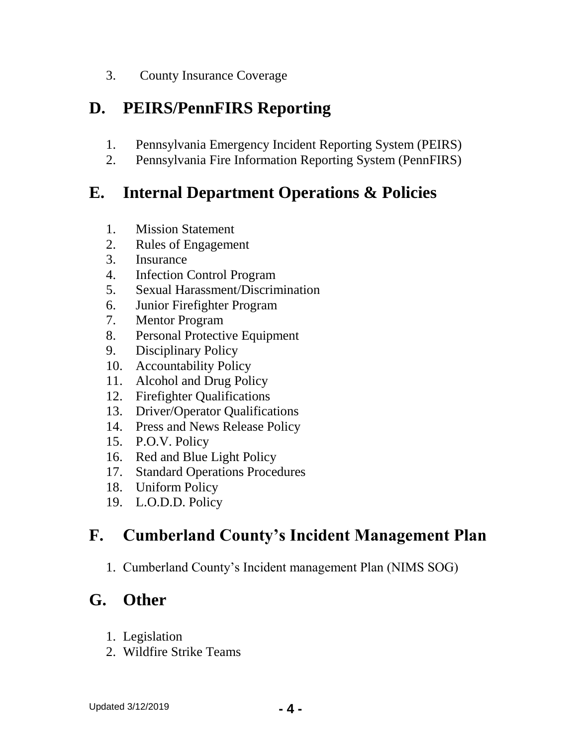3. County Insurance Coverage

## D. PEIRS/PennFIRS Reporting

1. Pennsylvania Emergency Incident Reporting System (PEIRS)
2. Pennsylvania Fire Information Reporting System (PennFIRS)

## E. Internal Department Operations & Policies

1. Mission Statement
2. Rules of Engagement
3. Insurance
4. Infection Control Program
5. Sexual Harassment/Discrimination
6. Junior Firefighter Program
7. Mentor Program
8. Personal Protective Equipment
9. Disciplinary Policy
10. Accountability Policy
11. Alcohol and Drug Policy
12. Firefighter Qualifications
13. Driver/Operator Qualifications
14. Press and News Release Policy
15. P.O.V. Policy
16. Red and Blue Light Policy
17. Standard Operations Procedures
18. Uniform Policy
19. L.O.D.D. Policy

## F. Cumberland County's Incident Management Plan

1. Cumberland County's Incident management Plan (NIMS SOG)

## G. Other

1. Legislation
2. Wildfire Strike Teams

Updated 3/12/2019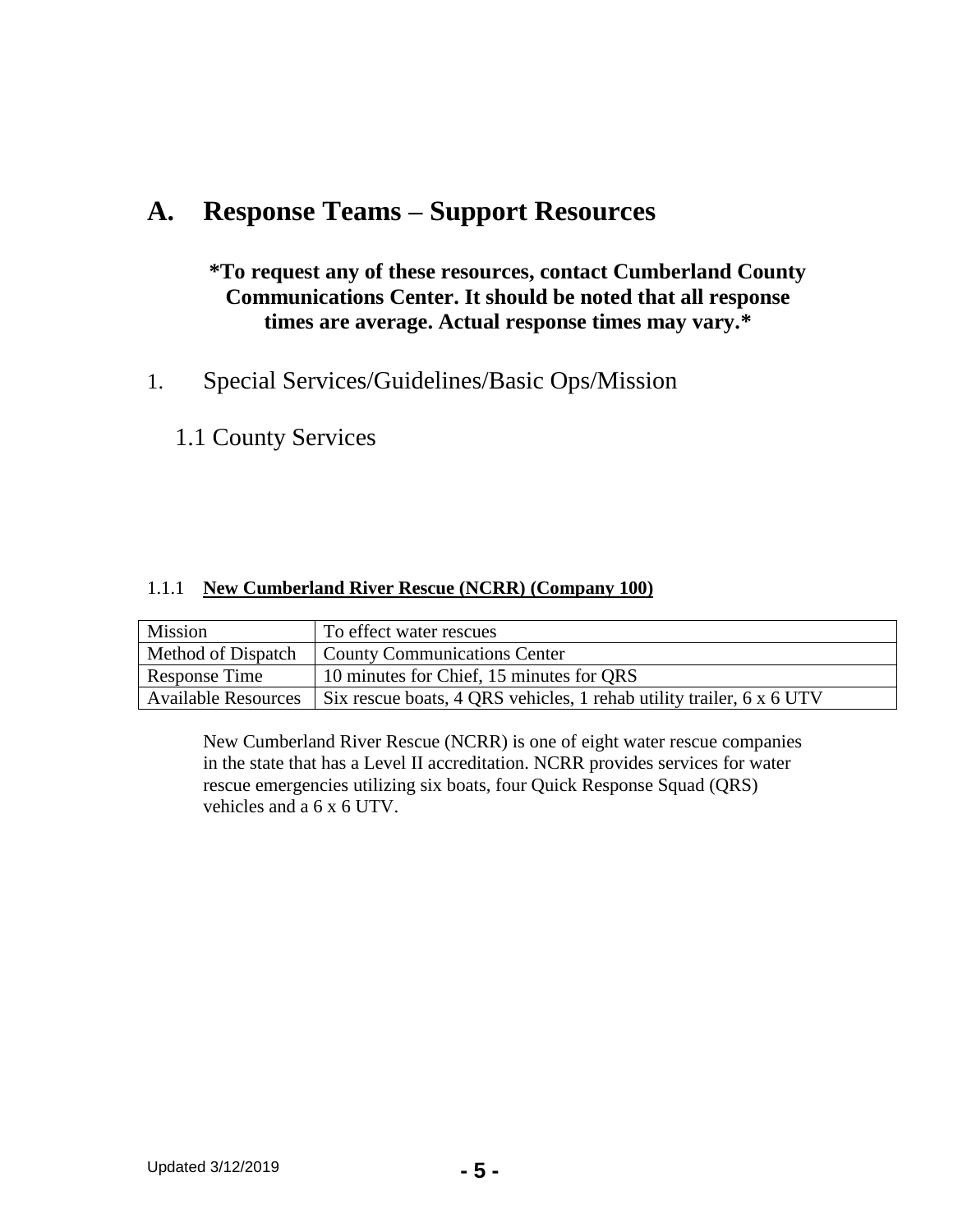# A. Response Teams – Support Resources

**\*To request any of these resources, contact Cumberland County Communications Center. It should be noted that all response times are average. Actual response times may vary.\***

## 1. Special Services/Guidelines/Basic Ops/Mission

### 1.1 County Services

#### 1.1.1 **New Cumberland River Rescue (NCRR) (Company 100)**

| Mission | To effect water rescues |
|---|---|
| Method of Dispatch | County Communications Center |
| Response Time | 10 minutes for Chief, 15 minutes for QRS |
| Available Resources | Six rescue boats, 4 QRS vehicles, 1 rehab utility trailer, 6 x 6 UTV |

New Cumberland River Rescue (NCRR) is one of eight water rescue companies in the state that has a Level II accreditation. NCRR provides services for water rescue emergencies utilizing six boats, four Quick Response Squad (QRS) vehicles and a 6 x 6 UTV.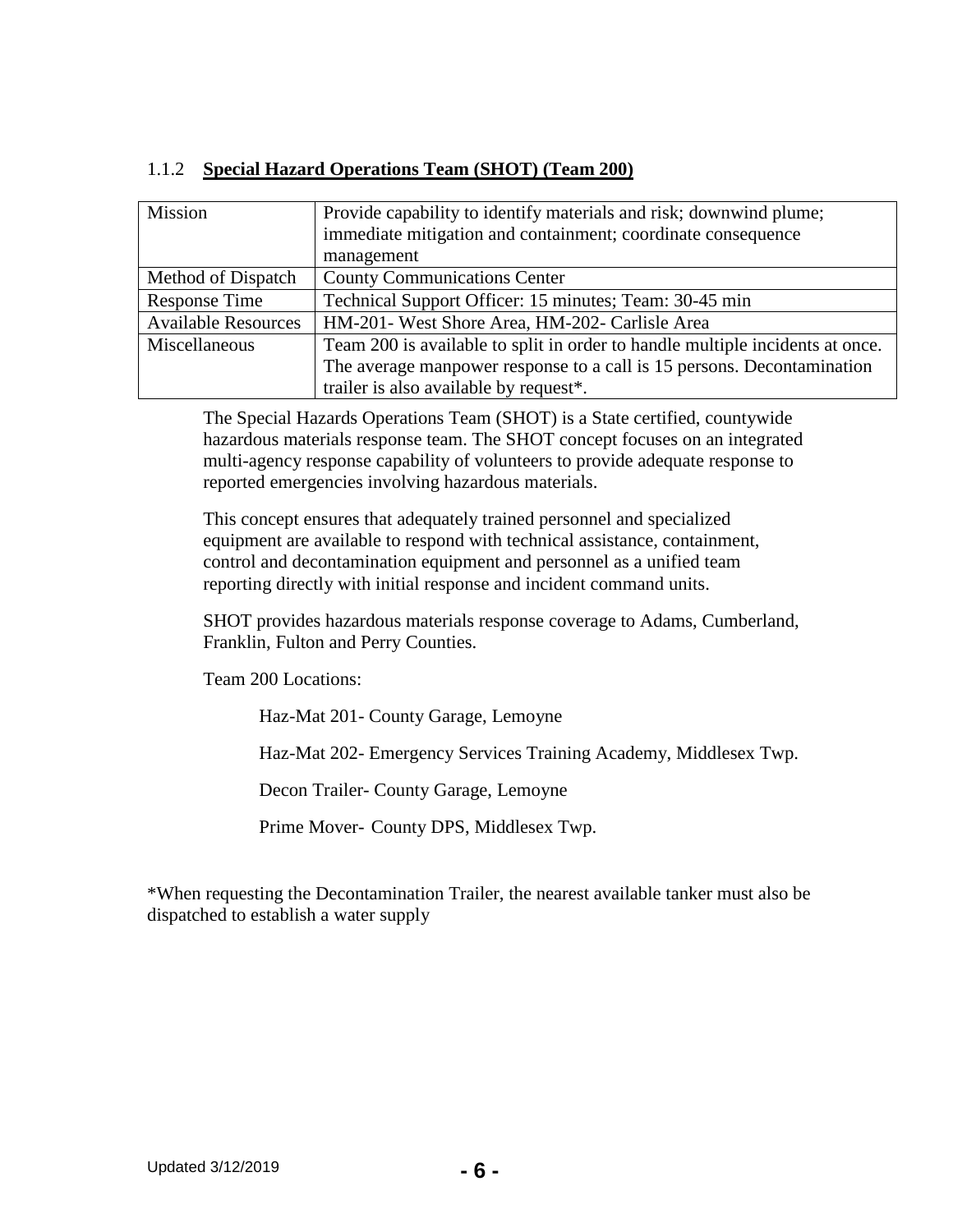### 1.1.2 **Special Hazard Operations Team (SHOT) (Team 200)**

| Mission | Provide capability to identify materials and risk; downwind plume; immediate mitigation and containment; coordinate consequence management |
|---|---|
| Method of Dispatch | County Communications Center |
| Response Time | Technical Support Officer: 15 minutes; Team: 30-45 min |
| Available Resources | HM-201- West Shore Area, HM-202- Carlisle Area |
| Miscellaneous | Team 200 is available to split in order to handle multiple incidents at once. The average manpower response to a call is 15 persons. Decontamination trailer is also available by request*. |

The Special Hazards Operations Team (SHOT) is a State certified, countywide hazardous materials response team. The SHOT concept focuses on an integrated multi-agency response capability of volunteers to provide adequate response to reported emergencies involving hazardous materials.

This concept ensures that adequately trained personnel and specialized equipment are available to respond with technical assistance, containment, control and decontamination equipment and personnel as a unified team reporting directly with initial response and incident command units.

SHOT provides hazardous materials response coverage to Adams, Cumberland, Franklin, Fulton and Perry Counties.

Team 200 Locations:

Haz-Mat 201- County Garage, Lemoyne

Haz-Mat 202- Emergency Services Training Academy, Middlesex Twp.

Decon Trailer- County Garage, Lemoyne

Prime Mover- County DPS, Middlesex Twp.

*When requesting the Decontamination Trailer, the nearest available tanker must also be dispatched to establish a water supply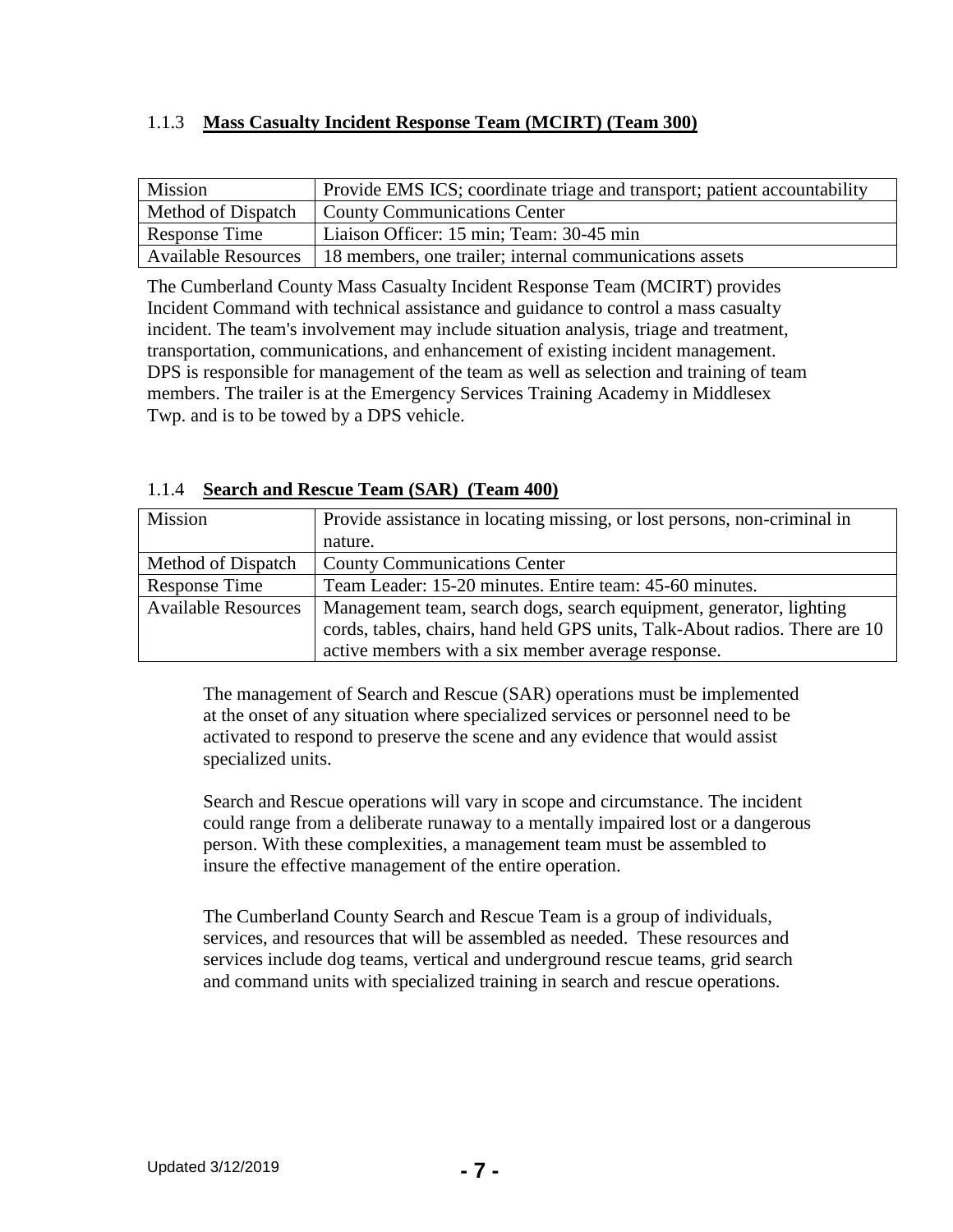### 1.1.3 **Mass Casualty Incident Response Team (MCIRT) (Team 300)**

| Mission | Provide EMS ICS; coordinate triage and transport; patient accountability |
|---|---|
| Method of Dispatch | County Communications Center |
| Response Time | Liaison Officer: 15 min; Team: 30-45 min |
| Available Resources | 18 members, one trailer; internal communications assets |

The Cumberland County Mass Casualty Incident Response Team (MCIRT) provides Incident Command with technical assistance and guidance to control a mass casualty incident. The team's involvement may include situation analysis, triage and treatment, transportation, communications, and enhancement of existing incident management. DPS is responsible for management of the team as well as selection and training of team members. The trailer is at the Emergency Services Training Academy in Middlesex Twp. and is to be towed by a DPS vehicle.

### 1.1.4 **Search and Rescue Team (SAR) (Team 400)**

| Mission | Provide assistance in locating missing, or lost persons, non-criminal in nature. |
|---|---|
| Method of Dispatch | County Communications Center |
| Response Time | Team Leader: 15-20 minutes. Entire team: 45-60 minutes. |
| Available Resources | Management team, search dogs, search equipment, generator, lighting cords, tables, chairs, hand held GPS units, Talk-About radios. There are 10 active members with a six member average response. |

The management of Search and Rescue (SAR) operations must be implemented at the onset of any situation where specialized services or personnel need to be activated to respond to preserve the scene and any evidence that would assist specialized units.

Search and Rescue operations will vary in scope and circumstance. The incident could range from a deliberate runaway to a mentally impaired lost or a dangerous person. With these complexities, a management team must be assembled to insure the effective management of the entire operation.

The Cumberland County Search and Rescue Team is a group of individuals, services, and resources that will be assembled as needed. These resources and services include dog teams, vertical and underground rescue teams, grid search and command units with specialized training in search and rescue operations.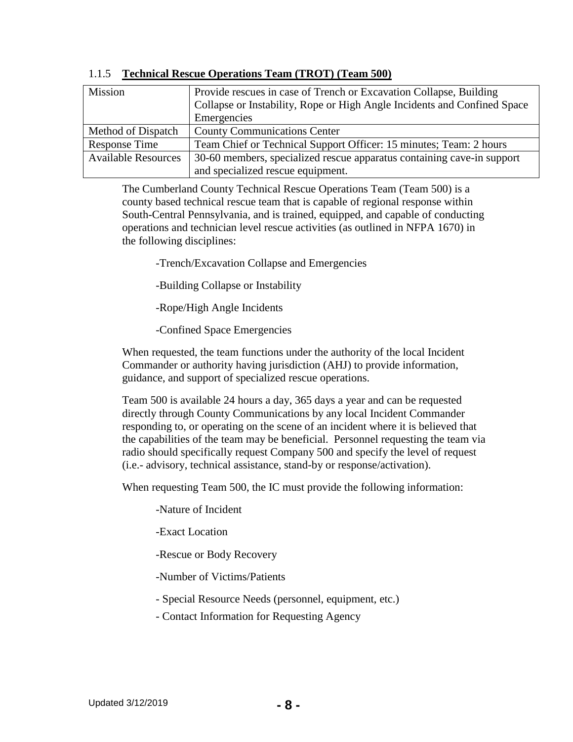### 1.1.5 **Technical Rescue Operations Team (TROT) (Team 500)**

| Mission | Provide rescues in case of Trench or Excavation Collapse, Building Collapse or Instability, Rope or High Angle Incidents and Confined Space Emergencies |
|---|---|
| Method of Dispatch | County Communications Center |
| Response Time | Team Chief or Technical Support Officer: 15 minutes; Team: 2 hours |
| Available Resources | 30-60 members, specialized rescue apparatus containing cave-in support and specialized rescue equipment. |

The Cumberland County Technical Rescue Operations Team (Team 500) is a county based technical rescue team that is capable of regional response within South-Central Pennsylvania, and is trained, equipped, and capable of conducting operations and technician level rescue activities (as outlined in NFPA 1670) in the following disciplines:

- Trench/Excavation Collapse and Emergencies
- Building Collapse or Instability
- Rope/High Angle Incidents
- Confined Space Emergencies

When requested, the team functions under the authority of the local Incident Commander or authority having jurisdiction (AHJ) to provide information, guidance, and support of specialized rescue operations.

Team 500 is available 24 hours a day, 365 days a year and can be requested directly through County Communications by any local Incident Commander responding to, or operating on the scene of an incident where it is believed that the capabilities of the team may be beneficial. Personnel requesting the team via radio should specifically request Company 500 and specify the level of request (i.e.- advisory, technical assistance, stand-by or response/activation).

When requesting Team 500, the IC must provide the following information:

- Nature of Incident
- Exact Location
- Rescue or Body Recovery
- Number of Victims/Patients
- Special Resource Needs (personnel, equipment, etc.)
- Contact Information for Requesting Agency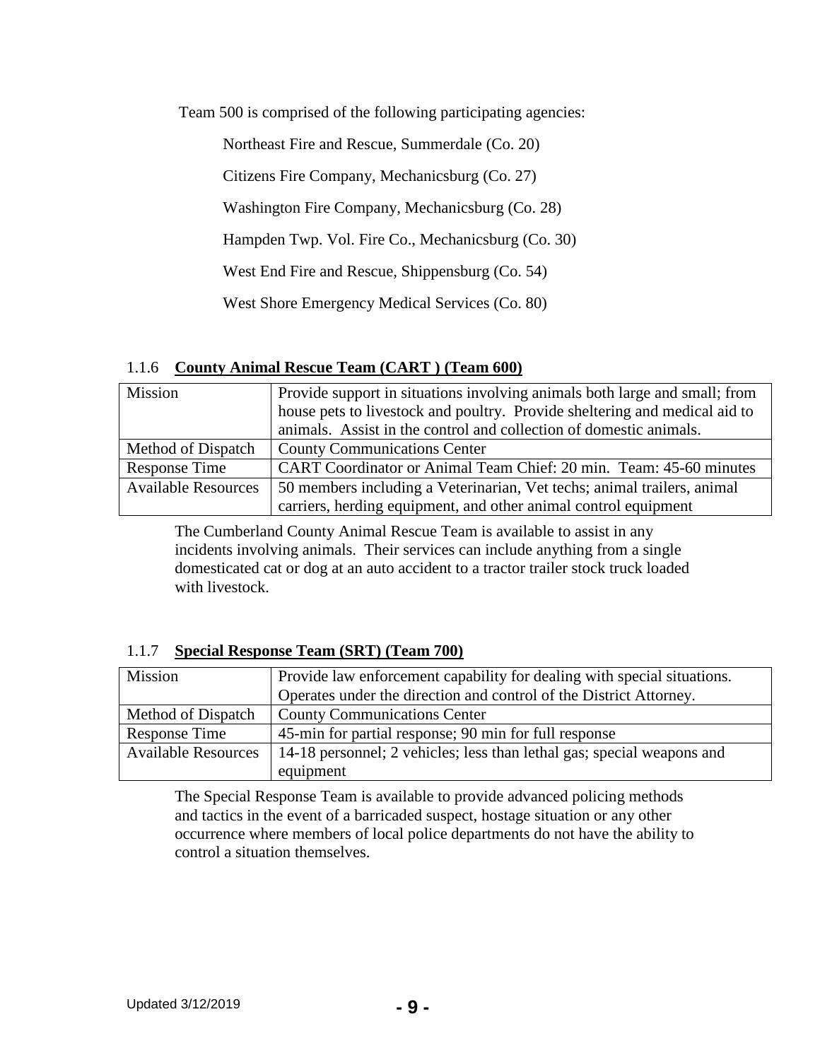Team 500 is comprised of the following participating agencies:

Northeast Fire and Rescue, Summerdale (Co. 20)

Citizens Fire Company, Mechanicsburg (Co. 27)

Washington Fire Company, Mechanicsburg (Co. 28)

Hampden Twp. Vol. Fire Co., Mechanicsburg (Co. 30)

West End Fire and Rescue, Shippensburg (Co. 54)

West Shore Emergency Medical Services (Co. 80)

### 1.1.6 **County Animal Rescue Team (CART ) (Team 600)**

| Mission | Provide support in situations involving animals both large and small; from house pets to livestock and poultry. Provide sheltering and medical aid to animals. Assist in the control and collection of domestic animals. |
|---|---|
| Method of Dispatch | County Communications Center |
| Response Time | CART Coordinator or Animal Team Chief: 20 min. Team: 45-60 minutes |
| Available Resources | 50 members including a Veterinarian, Vet techs; animal trailers, animal carriers, herding equipment, and other animal control equipment |

The Cumberland County Animal Rescue Team is available to assist in any incidents involving animals. Their services can include anything from a single domesticated cat or dog at an auto accident to a tractor trailer stock truck loaded with livestock.

### 1.1.7 **Special Response Team (SRT) (Team 700)**

| Mission | Provide law enforcement capability for dealing with special situations. Operates under the direction and control of the District Attorney. |
|---|---|
| Method of Dispatch | County Communications Center |
| Response Time | 45-min for partial response; 90 min for full response |
| Available Resources | 14-18 personnel; 2 vehicles; less than lethal gas; special weapons and equipment |

The Special Response Team is available to provide advanced policing methods and tactics in the event of a barricaded suspect, hostage situation or any other occurrence where members of local police departments do not have the ability to control a situation themselves.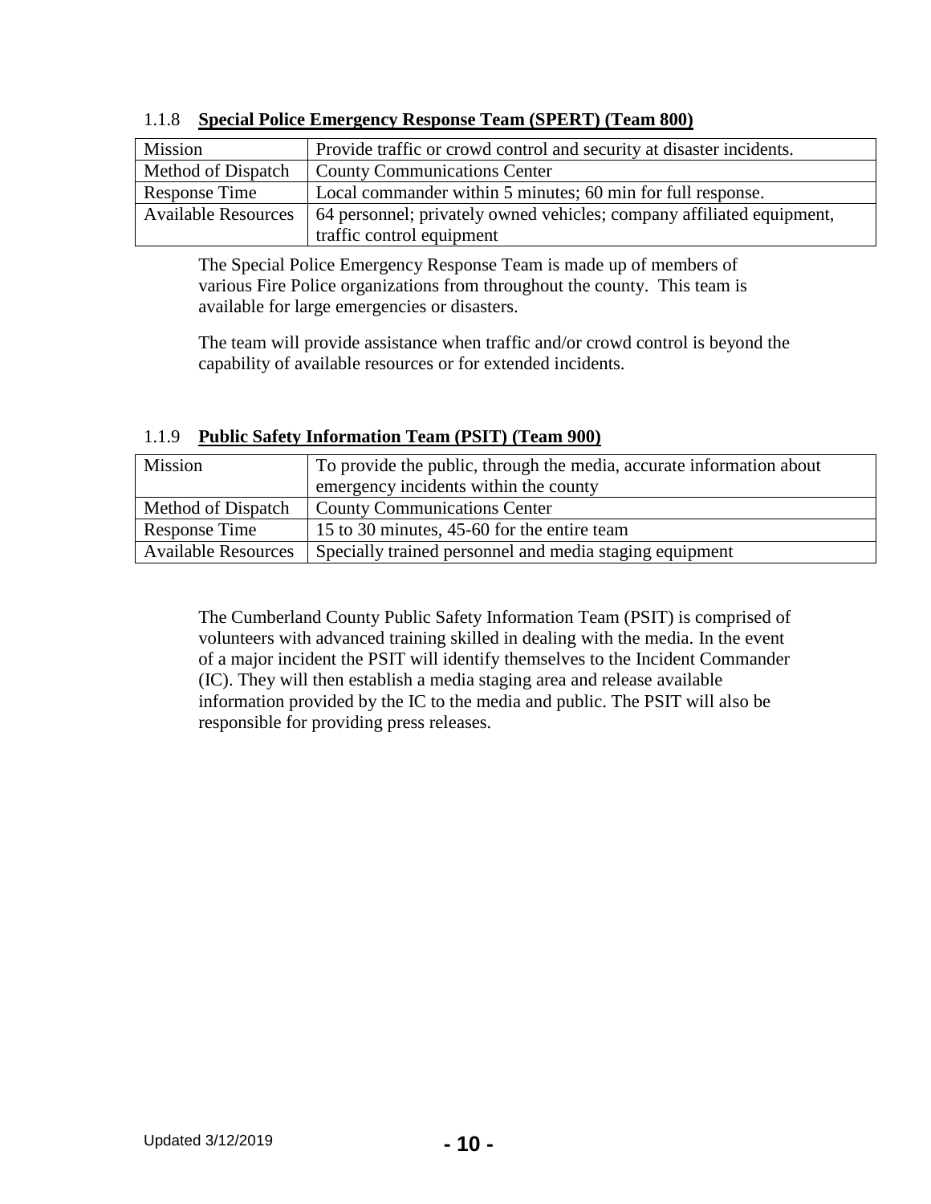### 1.1.8 **Special Police Emergency Response Team (SPERT) (Team 800)**

| Mission | Provide traffic or crowd control and security at disaster incidents. |
|---|---|
| Method of Dispatch | County Communications Center |
| Response Time | Local commander within 5 minutes; 60 min for full response. |
| Available Resources | 64 personnel; privately owned vehicles; company affiliated equipment, traffic control equipment |

The Special Police Emergency Response Team is made up of members of various Fire Police organizations from throughout the county. This team is available for large emergencies or disasters.

The team will provide assistance when traffic and/or crowd control is beyond the capability of available resources or for extended incidents.

### 1.1.9 **Public Safety Information Team (PSIT) (Team 900)**

| Mission | To provide the public, through the media, accurate information about emergency incidents within the county |
|---|---|
| Method of Dispatch | County Communications Center |
| Response Time | 15 to 30 minutes, 45-60 for the entire team |
| Available Resources | Specially trained personnel and media staging equipment |

The Cumberland County Public Safety Information Team (PSIT) is comprised of volunteers with advanced training skilled in dealing with the media. In the event of a major incident the PSIT will identify themselves to the Incident Commander (IC). They will then establish a media staging area and release available information provided by the IC to the media and public. The PSIT will also be responsible for providing press releases.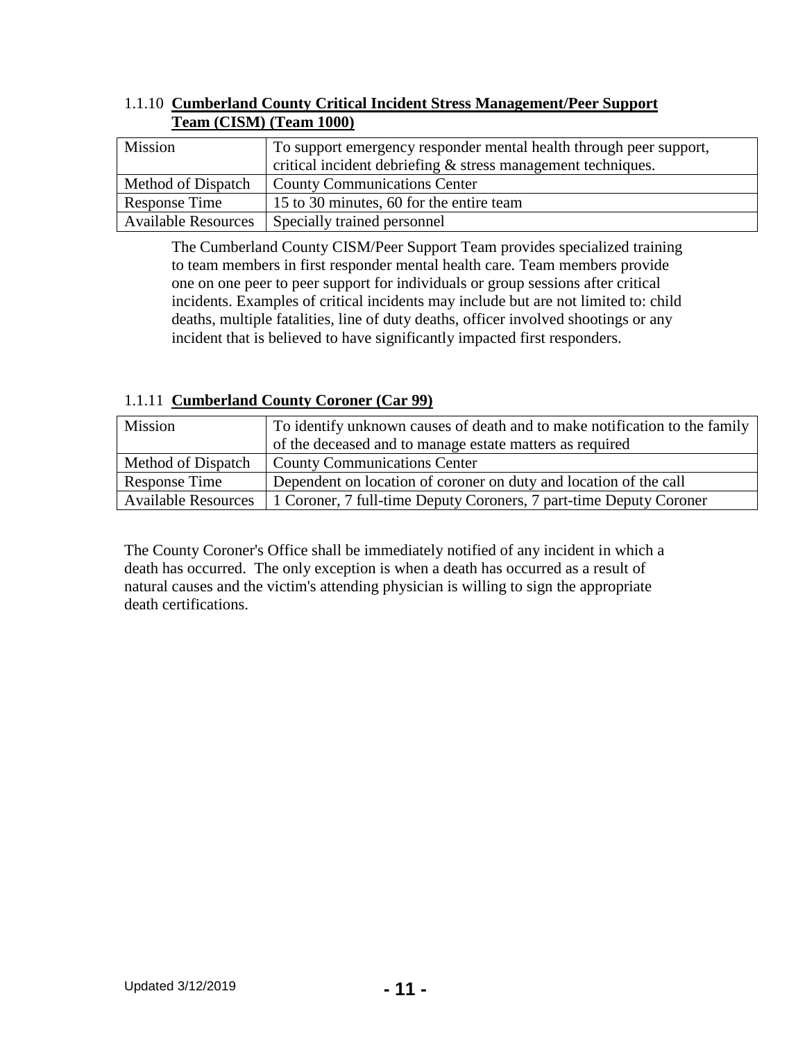### 1.1.10 **Cumberland County Critical Incident Stress Management/Peer Support Team (CISM) (Team 1000)**

| Mission | To support emergency responder mental health through peer support, critical incident debriefing & stress management techniques. |
|---|---|
| Method of Dispatch | County Communications Center |
| Response Time | 15 to 30 minutes, 60 for the entire team |
| Available Resources | Specially trained personnel |

The Cumberland County CISM/Peer Support Team provides specialized training to team members in first responder mental health care. Team members provide one on one peer to peer support for individuals or group sessions after critical incidents. Examples of critical incidents may include but are not limited to: child deaths, multiple fatalities, line of duty deaths, officer involved shootings or any incident that is believed to have significantly impacted first responders.

### 1.1.11 **Cumberland County Coroner (Car 99)**

| Mission | To identify unknown causes of death and to make notification to the family of the deceased and to manage estate matters as required |
|---|---|
| Method of Dispatch | County Communications Center |
| Response Time | Dependent on location of coroner on duty and location of the call |
| Available Resources | 1 Coroner, 7 full-time Deputy Coroners, 7 part-time Deputy Coroner |

The County Coroner's Office shall be immediately notified of any incident in which a death has occurred. The only exception is when a death has occurred as a result of natural causes and the victim's attending physician is willing to sign the appropriate death certifications.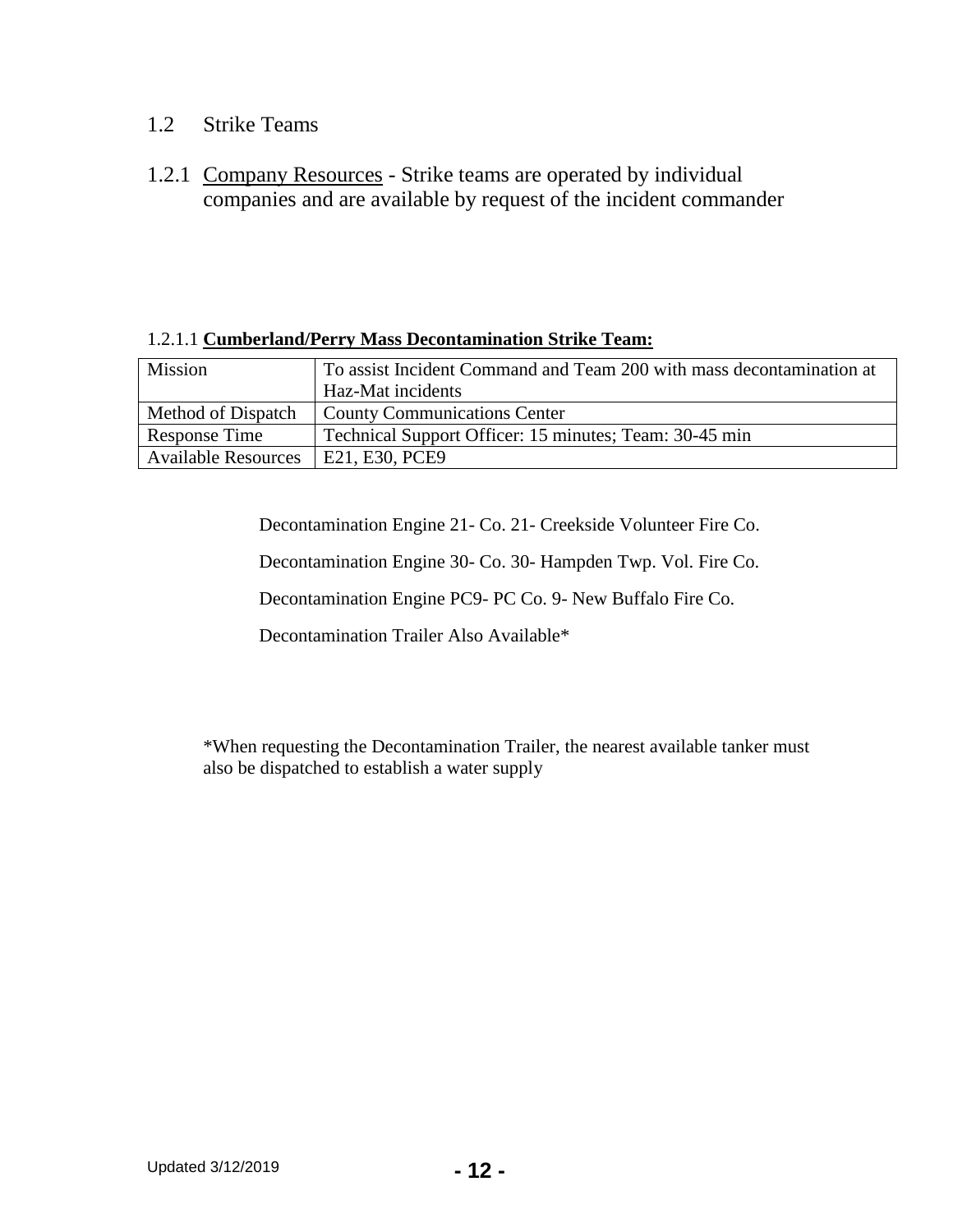## 1.2 Strike Teams

### 1.2.1 Company Resources - Strike teams are operated by individual companies and are available by request of the incident commander

1.2.1.1 **Cumberland/Perry Mass Decontamination Strike Team:**

| Mission | To assist Incident Command and Team 200 with mass decontamination at Haz-Mat incidents |
|---|---|
| Method of Dispatch | County Communications Center |
| Response Time | Technical Support Officer: 15 minutes; Team: 30-45 min |
| Available Resources | E21, E30, PCE9 |

Decontamination Engine 21- Co. 21- Creekside Volunteer Fire Co.

Decontamination Engine 30- Co. 30- Hampden Twp. Vol. Fire Co.

Decontamination Engine PC9- PC Co. 9- New Buffalo Fire Co.

Decontamination Trailer Also Available*

*When requesting the Decontamination Trailer, the nearest available tanker must also be dispatched to establish a water supply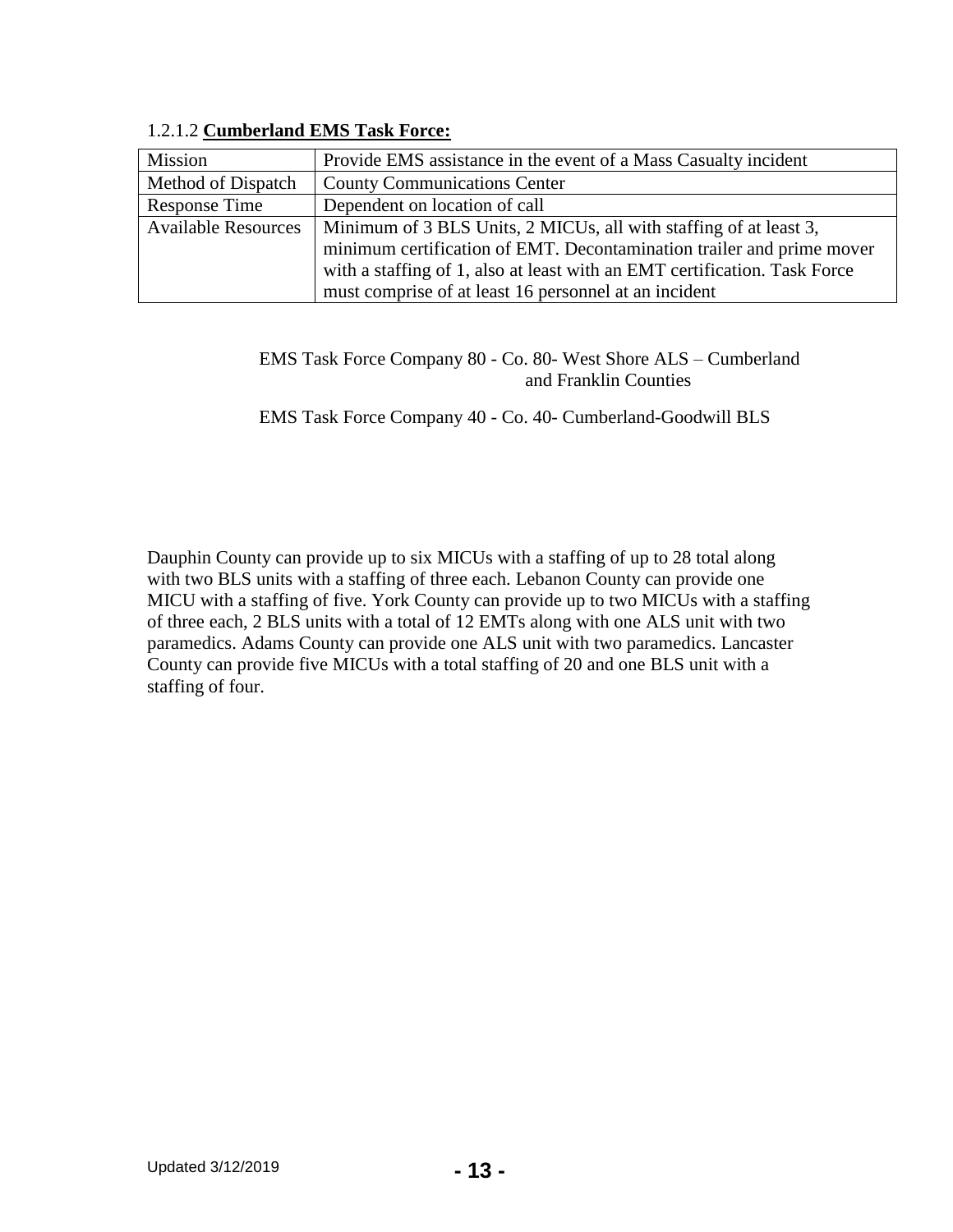1.2.1.2 **Cumberland EMS Task Force:**

| Mission | Provide EMS assistance in the event of a Mass Casualty incident |
|---|---|
| Method of Dispatch | County Communications Center |
| Response Time | Dependent on location of call |
| Available Resources | Minimum of 3 BLS Units, 2 MICUs, all with staffing of at least 3, minimum certification of EMT. Decontamination trailer and prime mover with a staffing of 1, also at least with an EMT certification. Task Force must comprise of at least 16 personnel at an incident |

EMS Task Force Company 80 - Co. 80- West Shore ALS – Cumberland and Franklin Counties

EMS Task Force Company 40 - Co. 40- Cumberland-Goodwill BLS

Dauphin County can provide up to six MICUs with a staffing of up to 28 total along with two BLS units with a staffing of three each. Lebanon County can provide one MICU with a staffing of five. York County can provide up to two MICUs with a staffing of three each, 2 BLS units with a total of 12 EMTs along with one ALS unit with two paramedics. Adams County can provide one ALS unit with two paramedics. Lancaster County can provide five MICUs with a total staffing of 20 and one BLS unit with a staffing of four.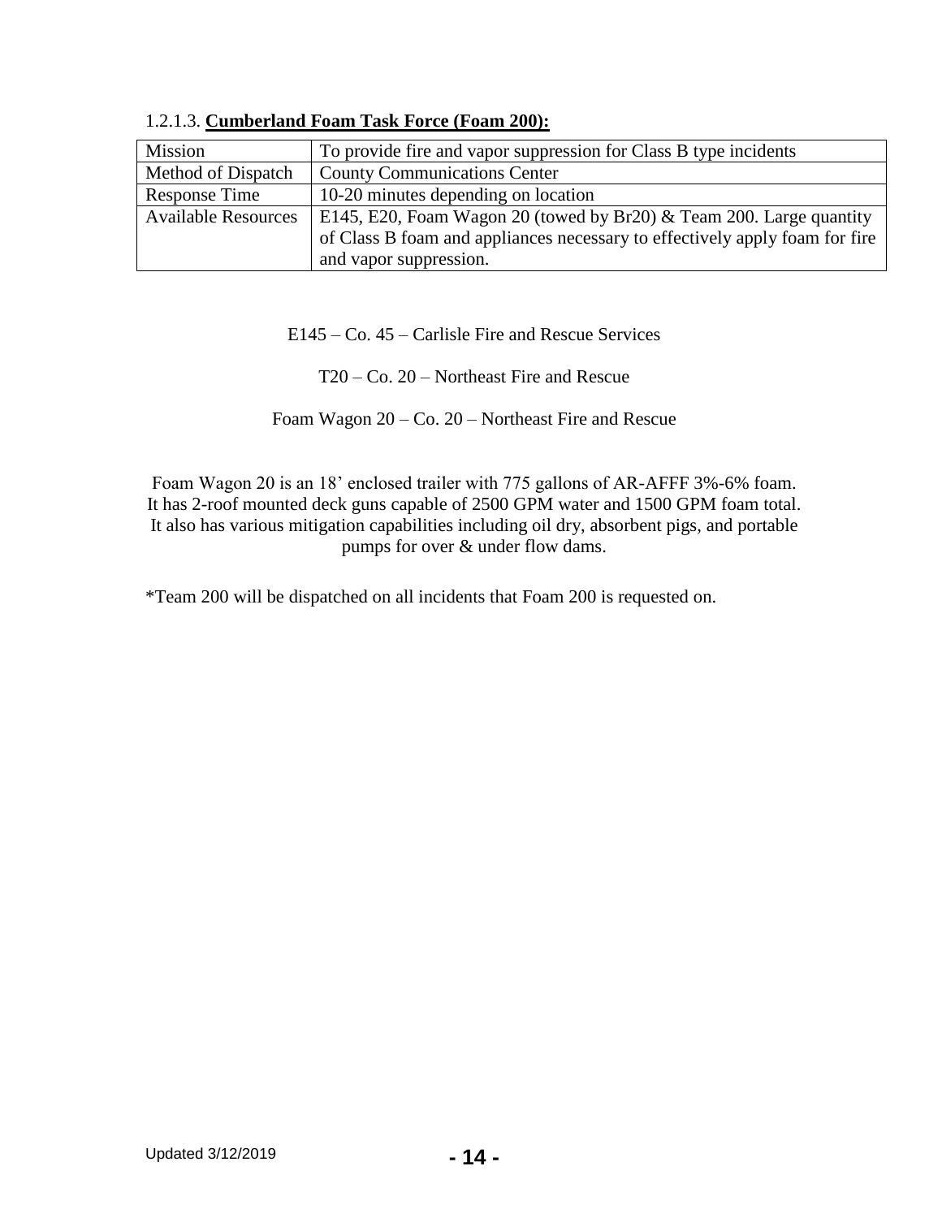#### 1.2.1.3. **Cumberland Foam Task Force (Foam 200):**

| Mission | To provide fire and vapor suppression for Class B type incidents |
|---|---|
| Method of Dispatch | County Communications Center |
| Response Time | 10-20 minutes depending on location |
| Available Resources | E145, E20, Foam Wagon 20 (towed by Br20) & Team 200. Large quantity of Class B foam and appliances necessary to effectively apply foam for fire and vapor suppression. |

E145 – Co. 45 – Carlisle Fire and Rescue Services

T20 – Co. 20 – Northeast Fire and Rescue

Foam Wagon 20 – Co. 20 – Northeast Fire and Rescue

Foam Wagon 20 is an 18' enclosed trailer with 775 gallons of AR-AFFF 3%-6% foam. It has 2-roof mounted deck guns capable of 2500 GPM water and 1500 GPM foam total. It also has various mitigation capabilities including oil dry, absorbent pigs, and portable pumps for over & under flow dams.

*Team 200 will be dispatched on all incidents that Foam 200 is requested on.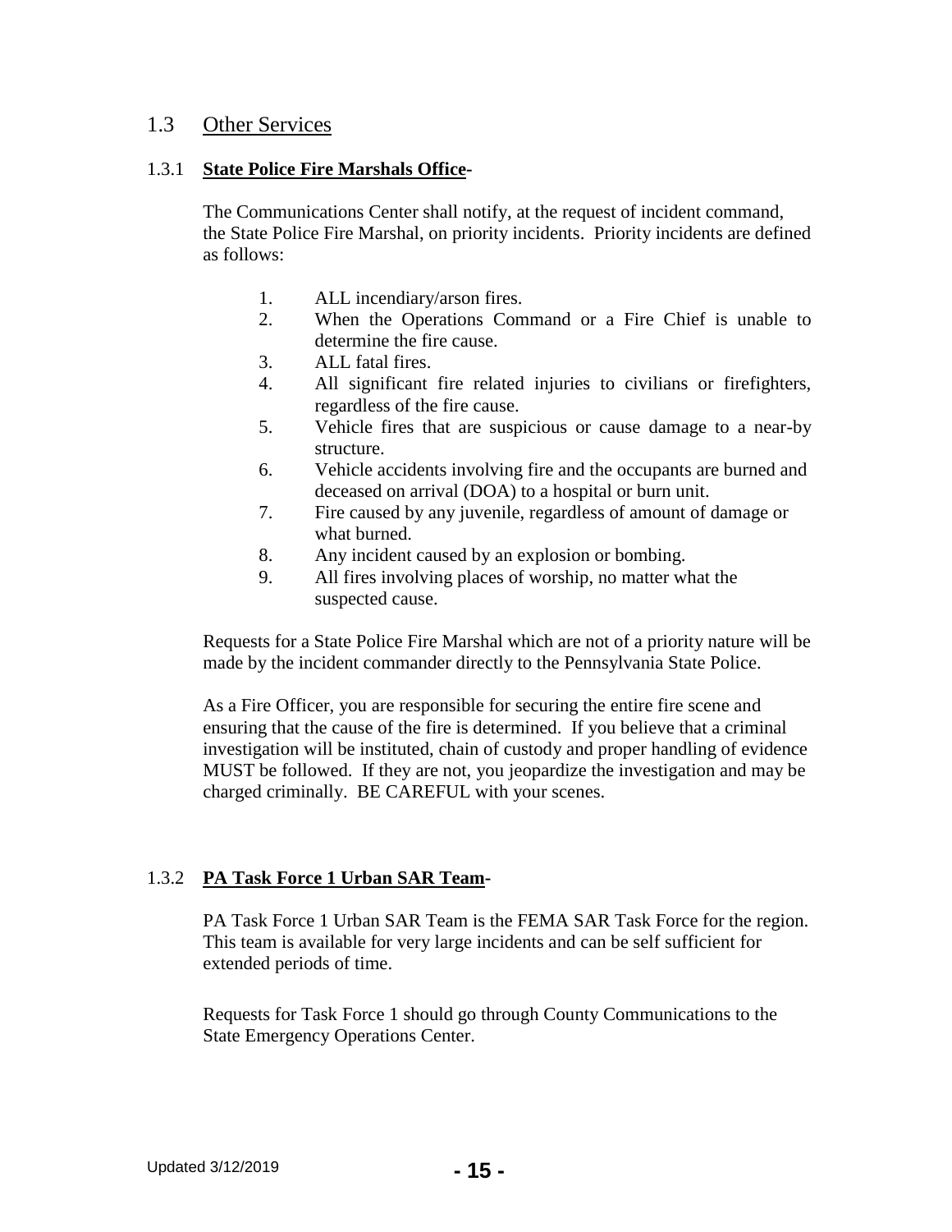## 1.3 Other Services

### 1.3.1 **State Police Fire Marshals Office-**

The Communications Center shall notify, at the request of incident command, the State Police Fire Marshal, on priority incidents. Priority incidents are defined as follows:

1. ALL incendiary/arson fires.
2. When the Operations Command or a Fire Chief is unable to determine the fire cause.
3. ALL fatal fires.
4. All significant fire related injuries to civilians or firefighters, regardless of the fire cause.
5. Vehicle fires that are suspicious or cause damage to a near-by structure.
6. Vehicle accidents involving fire and the occupants are burned and deceased on arrival (DOA) to a hospital or burn unit.
7. Fire caused by any juvenile, regardless of amount of damage or what burned.
8. Any incident caused by an explosion or bombing.
9. All fires involving places of worship, no matter what the suspected cause.

Requests for a State Police Fire Marshal which are not of a priority nature will be made by the incident commander directly to the Pennsylvania State Police.

As a Fire Officer, you are responsible for securing the entire fire scene and ensuring that the cause of the fire is determined. If you believe that a criminal investigation will be instituted, chain of custody and proper handling of evidence MUST be followed. If they are not, you jeopardize the investigation and may be charged criminally. BE CAREFUL with your scenes.

### 1.3.2 **PA Task Force 1 Urban SAR Team-**

PA Task Force 1 Urban SAR Team is the FEMA SAR Task Force for the region. This team is available for very large incidents and can be self sufficient for extended periods of time.

Requests for Task Force 1 should go through County Communications to the State Emergency Operations Center.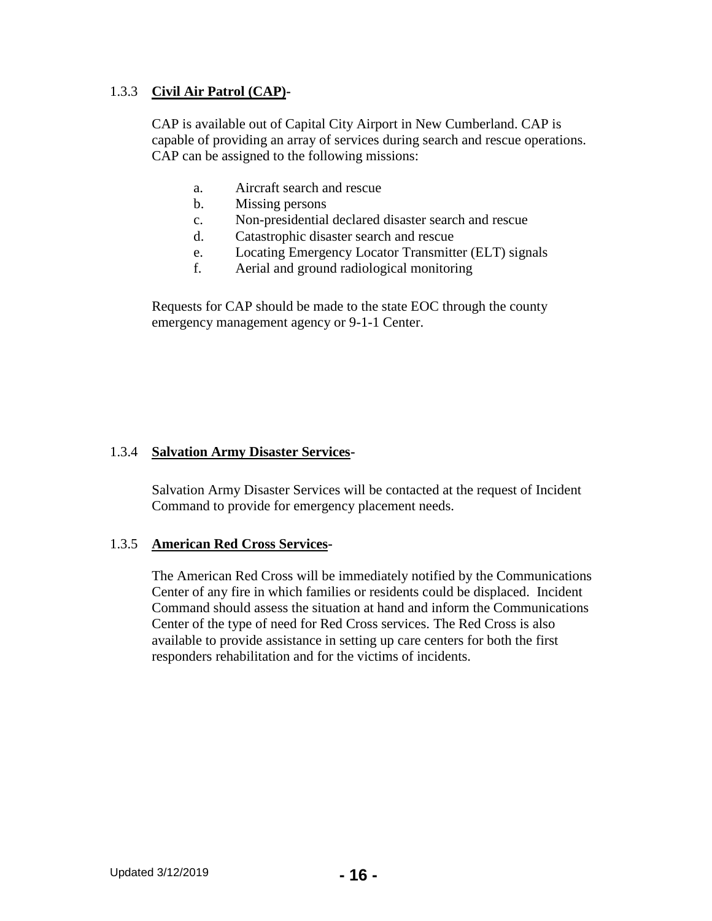### 1.3.3 **Civil Air Patrol (CAP)**-

CAP is available out of Capital City Airport in New Cumberland. CAP is capable of providing an array of services during search and rescue operations. CAP can be assigned to the following missions:

a. Aircraft search and rescue
b. Missing persons
c. Non-presidential declared disaster search and rescue
d. Catastrophic disaster search and rescue
e. Locating Emergency Locator Transmitter (ELT) signals
f. Aerial and ground radiological monitoring

Requests for CAP should be made to the state EOC through the county emergency management agency or 9-1-1 Center.

### 1.3.4 **Salvation Army Disaster Services**-

Salvation Army Disaster Services will be contacted at the request of Incident Command to provide for emergency placement needs.

### 1.3.5 **American Red Cross Services**-

The American Red Cross will be immediately notified by the Communications Center of any fire in which families or residents could be displaced. Incident Command should assess the situation at hand and inform the Communications Center of the type of need for Red Cross services. The Red Cross is also available to provide assistance in setting up care centers for both the first responders rehabilitation and for the victims of incidents.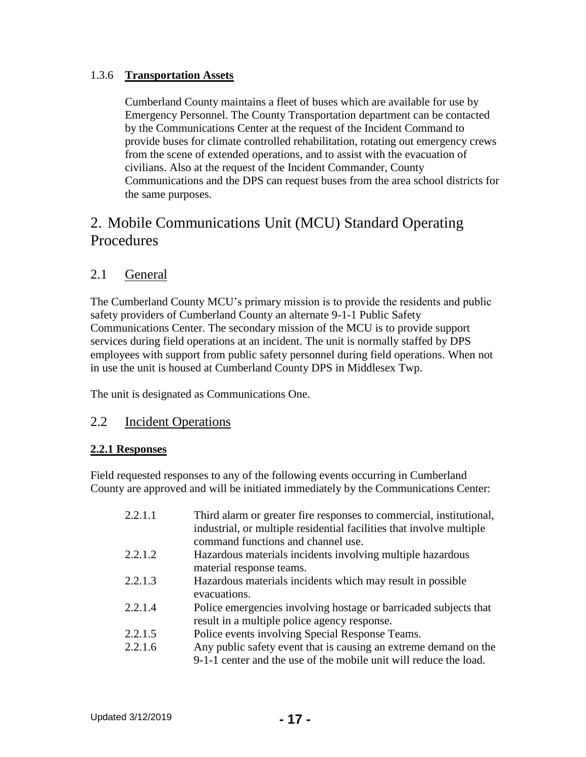### 1.3.6 **Transportation Assets**

Cumberland County maintains a fleet of buses which are available for use by Emergency Personnel. The County Transportation department can be contacted by the Communications Center at the request of the Incident Command to provide buses for climate controlled rehabilitation, rotating out emergency crews from the scene of extended operations, and to assist with the evacuation of civilians. Also at the request of the Incident Commander, County Communications and the DPS can request buses from the area school districts for the same purposes.

# 2. Mobile Communications Unit (MCU) Standard Operating Procedures

## 2.1 General

The Cumberland County MCU's primary mission is to provide the residents and public safety providers of Cumberland County an alternate 9-1-1 Public Safety Communications Center. The secondary mission of the MCU is to provide support services during field operations at an incident. The unit is normally staffed by DPS employees with support from public safety personnel during field operations. When not in use the unit is housed at Cumberland County DPS in Middlesex Twp.

The unit is designated as Communications One.

## 2.2 Incident Operations

### 2.2.1 Responses

Field requested responses to any of the following events occurring in Cumberland County are approved and will be initiated immediately by the Communications Center:

- 2.2.1.1 Third alarm or greater fire responses to commercial, institutional, industrial, or multiple residential facilities that involve multiple command functions and channel use.
- 2.2.1.2 Hazardous materials incidents involving multiple hazardous material response teams.
- 2.2.1.3 Hazardous materials incidents which may result in possible evacuations.
- 2.2.1.4 Police emergencies involving hostage or barricaded subjects that result in a multiple police agency response.
- 2.2.1.5 Police events involving Special Response Teams.
- 2.2.1.6 Any public safety event that is causing an extreme demand on the 9-1-1 center and the use of the mobile unit will reduce the load.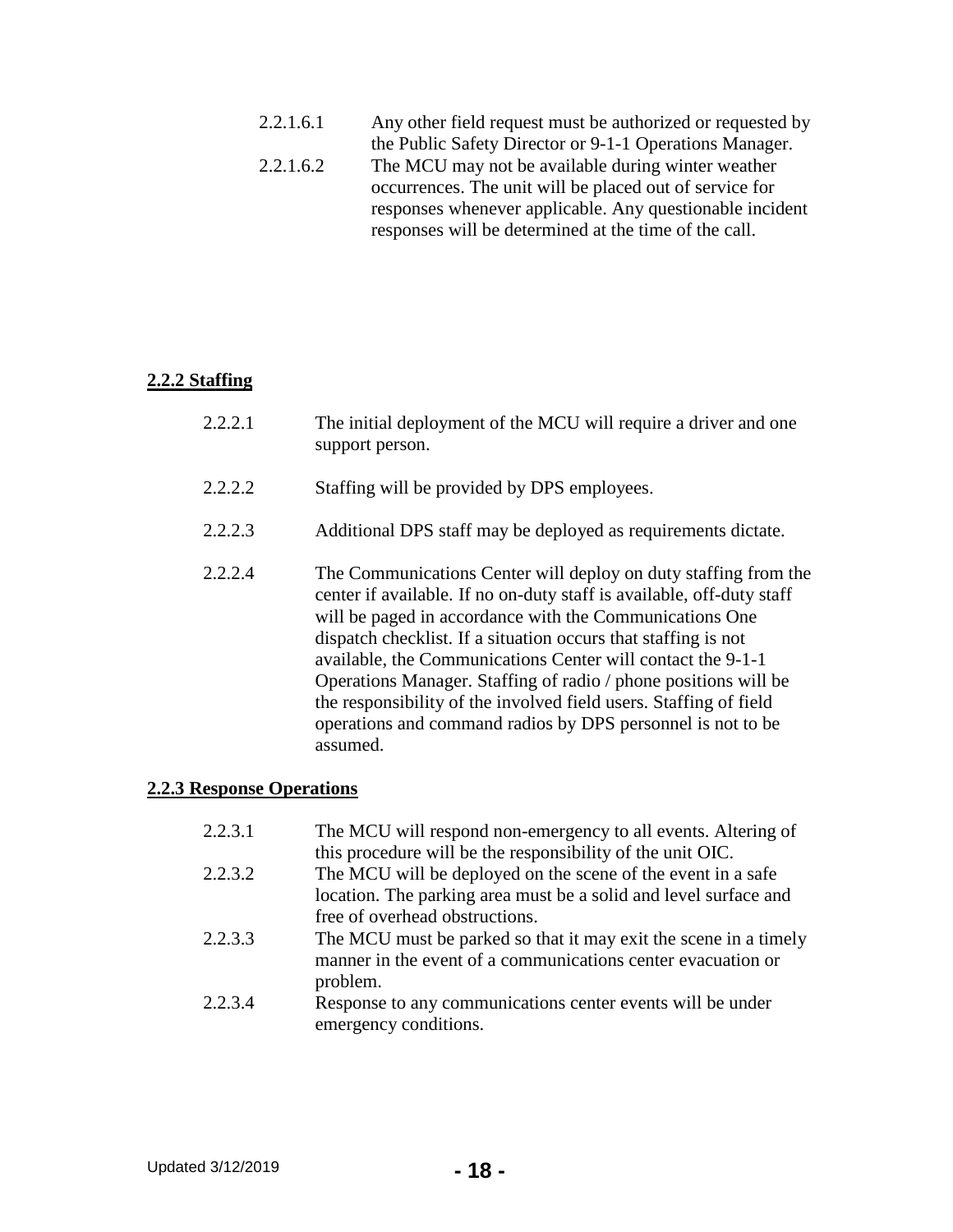2.2.1.6.1 Any other field request must be authorized or requested by the Public Safety Director or 9-1-1 Operations Manager.

2.2.1.6.2 The MCU may not be available during winter weather occurrences. The unit will be placed out of service for responses whenever applicable. Any questionable incident responses will be determined at the time of the call.

**2.2.2 Staffing**

2.2.2.1 The initial deployment of the MCU will require a driver and one support person.

2.2.2.2 Staffing will be provided by DPS employees.

2.2.2.3 Additional DPS staff may be deployed as requirements dictate.

2.2.2.4 The Communications Center will deploy on duty staffing from the center if available. If no on-duty staff is available, off-duty staff will be paged in accordance with the Communications One dispatch checklist. If a situation occurs that staffing is not available, the Communications Center will contact the 9-1-1 Operations Manager. Staffing of radio / phone positions will be the responsibility of the involved field users. Staffing of field operations and command radios by DPS personnel is not to be assumed.

**2.2.3 Response Operations**

2.2.3.1 The MCU will respond non-emergency to all events. Altering of this procedure will be the responsibility of the unit OIC.

2.2.3.2 The MCU will be deployed on the scene of the event in a safe location. The parking area must be a solid and level surface and free of overhead obstructions.

2.2.3.3 The MCU must be parked so that it may exit the scene in a timely manner in the event of a communications center evacuation or problem.

2.2.3.4 Response to any communications center events will be under emergency conditions.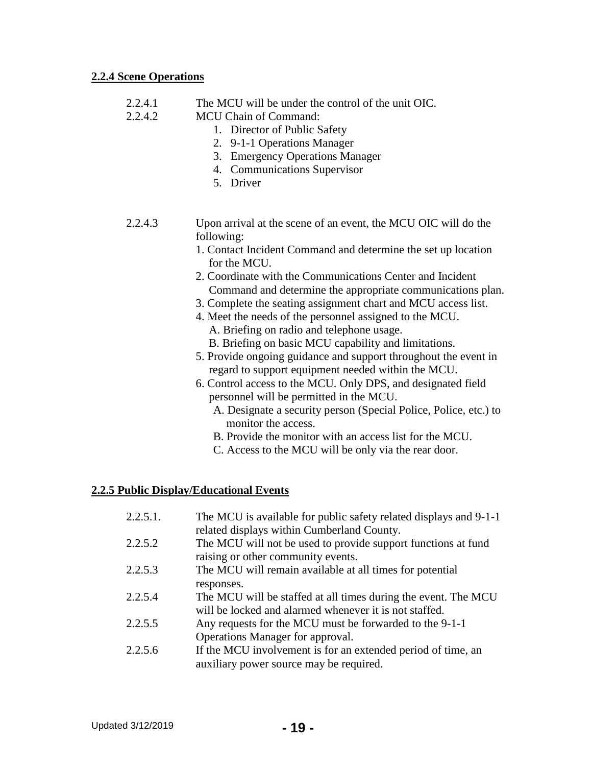**2.2.4 Scene Operations**

2.2.4.1 The MCU will be under the control of the unit OIC.

2.2.4.2 MCU Chain of Command:

1. Director of Public Safety
2. 9-1-1 Operations Manager
3. Emergency Operations Manager
4. Communications Supervisor
5. Driver

2.2.4.3 Upon arrival at the scene of an event, the MCU OIC will do the following:

1. Contact Incident Command and determine the set up location for the MCU.
2. Coordinate with the Communications Center and Incident Command and determine the appropriate communications plan.
3. Complete the seating assignment chart and MCU access list.
4. Meet the needs of the personnel assigned to the MCU.
   - A. Briefing on radio and telephone usage.
   - B. Briefing on basic MCU capability and limitations.
5. Provide ongoing guidance and support throughout the event in regard to support equipment needed within the MCU.
6. Control access to the MCU. Only DPS, and designated field personnel will be permitted in the MCU.
   - A. Designate a security person (Special Police, Police, etc.) to monitor the access.
   - B. Provide the monitor with an access list for the MCU.
   - C. Access to the MCU will be only via the rear door.

**2.2.5 Public Display/Educational Events**

2.2.5.1. The MCU is available for public safety related displays and 9-1-1 related displays within Cumberland County.

2.2.5.2 The MCU will not be used to provide support functions at fund raising or other community events.

2.2.5.3 The MCU will remain available at all times for potential responses.

2.2.5.4 The MCU will be staffed at all times during the event. The MCU will be locked and alarmed whenever it is not staffed.

2.2.5.5 Any requests for the MCU must be forwarded to the 9-1-1 Operations Manager for approval.

2.2.5.6 If the MCU involvement is for an extended period of time, an auxiliary power source may be required.

Updated 3/12/2019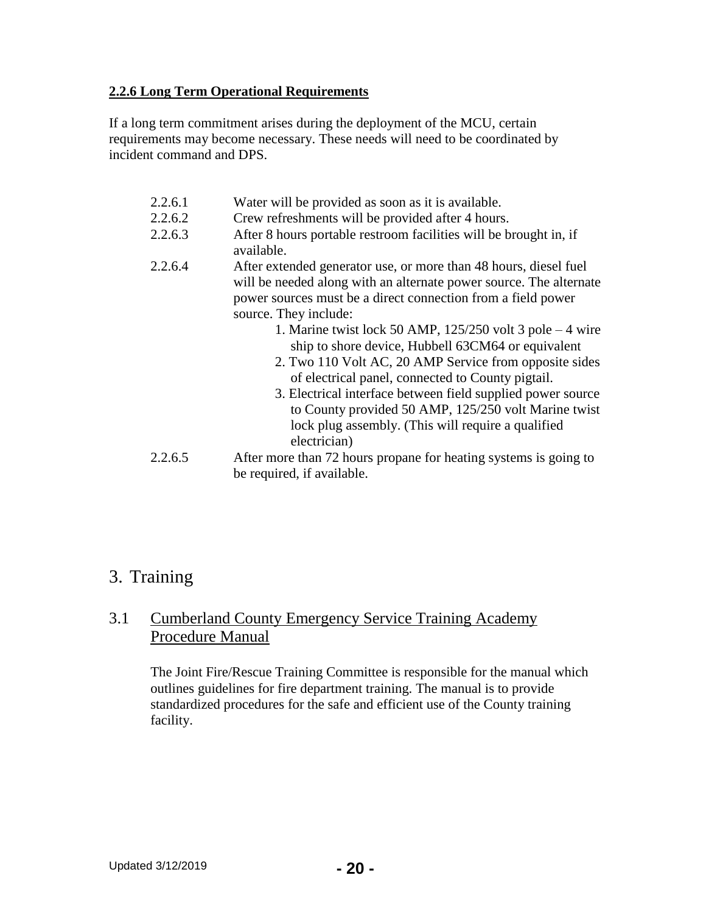**2.2.6 Long Term Operational Requirements**

If a long term commitment arises during the deployment of the MCU, certain requirements may become necessary. These needs will need to be coordinated by incident command and DPS.

2.2.6.1 Water will be provided as soon as it is available.

2.2.6.2 Crew refreshments will be provided after 4 hours.

2.2.6.3 After 8 hours portable restroom facilities will be brought in, if available.

2.2.6.4 After extended generator use, or more than 48 hours, diesel fuel will be needed along with an alternate power source. The alternate power sources must be a direct connection from a field power source. They include:

1. Marine twist lock 50 AMP, 125/250 volt 3 pole – 4 wire ship to shore device, Hubbell 63CM64 or equivalent
2. Two 110 Volt AC, 20 AMP Service from opposite sides of electrical panel, connected to County pigtail.
3. Electrical interface between field supplied power source to County provided 50 AMP, 125/250 volt Marine twist lock plug assembly. (This will require a qualified electrician)

2.2.6.5 After more than 72 hours propane for heating systems is going to be required, if available.

# 3. Training

## 3.1 Cumberland County Emergency Service Training Academy Procedure Manual

The Joint Fire/Rescue Training Committee is responsible for the manual which outlines guidelines for fire department training. The manual is to provide standardized procedures for the safe and efficient use of the County training facility.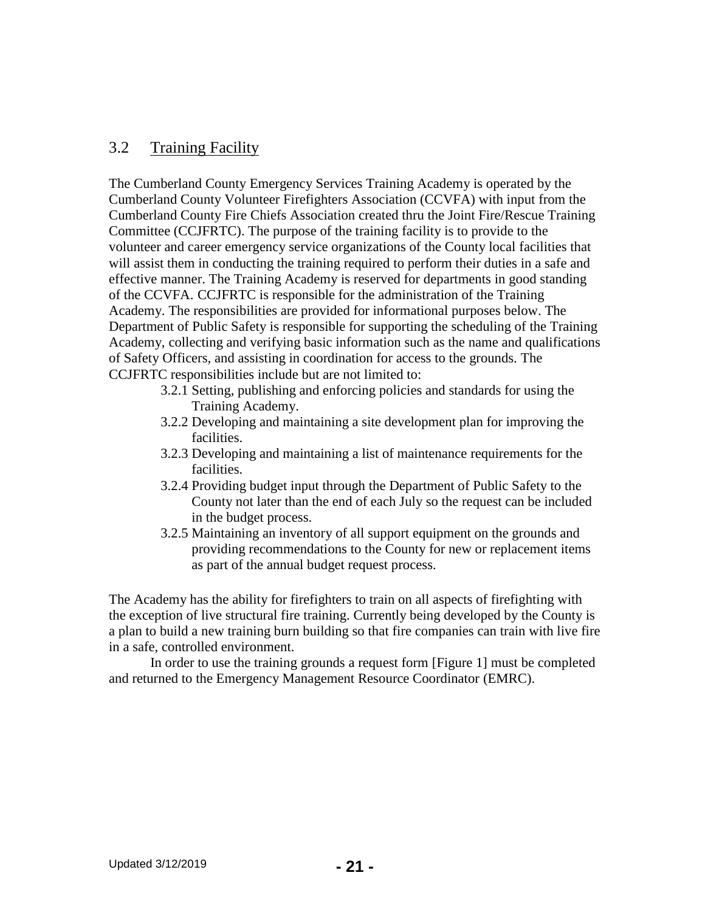## 3.2 Training Facility

The Cumberland County Emergency Services Training Academy is operated by the Cumberland County Volunteer Firefighters Association (CCVFA) with input from the Cumberland County Fire Chiefs Association created thru the Joint Fire/Rescue Training Committee (CCJFRTC). The purpose of the training facility is to provide to the volunteer and career emergency service organizations of the County local facilities that will assist them in conducting the training required to perform their duties in a safe and effective manner. The Training Academy is reserved for departments in good standing of the CCVFA. CCJFRTC is responsible for the administration of the Training Academy. The responsibilities are provided for informational purposes below. The Department of Public Safety is responsible for supporting the scheduling of the Training Academy, collecting and verifying basic information such as the name and qualifications of Safety Officers, and assisting in coordination for access to the grounds. The CCJFRTC responsibilities include but are not limited to:

- 3.2.1 Setting, publishing and enforcing policies and standards for using the Training Academy.
- 3.2.2 Developing and maintaining a site development plan for improving the facilities.
- 3.2.3 Developing and maintaining a list of maintenance requirements for the facilities.
- 3.2.4 Providing budget input through the Department of Public Safety to the County not later than the end of each July so the request can be included in the budget process.
- 3.2.5 Maintaining an inventory of all support equipment on the grounds and providing recommendations to the County for new or replacement items as part of the annual budget request process.

The Academy has the ability for firefighters to train on all aspects of firefighting with the exception of live structural fire training. Currently being developed by the County is a plan to build a new training burn building so that fire companies can train with live fire in a safe, controlled environment.

In order to use the training grounds a request form [Figure 1] must be completed and returned to the Emergency Management Resource Coordinator (EMRC).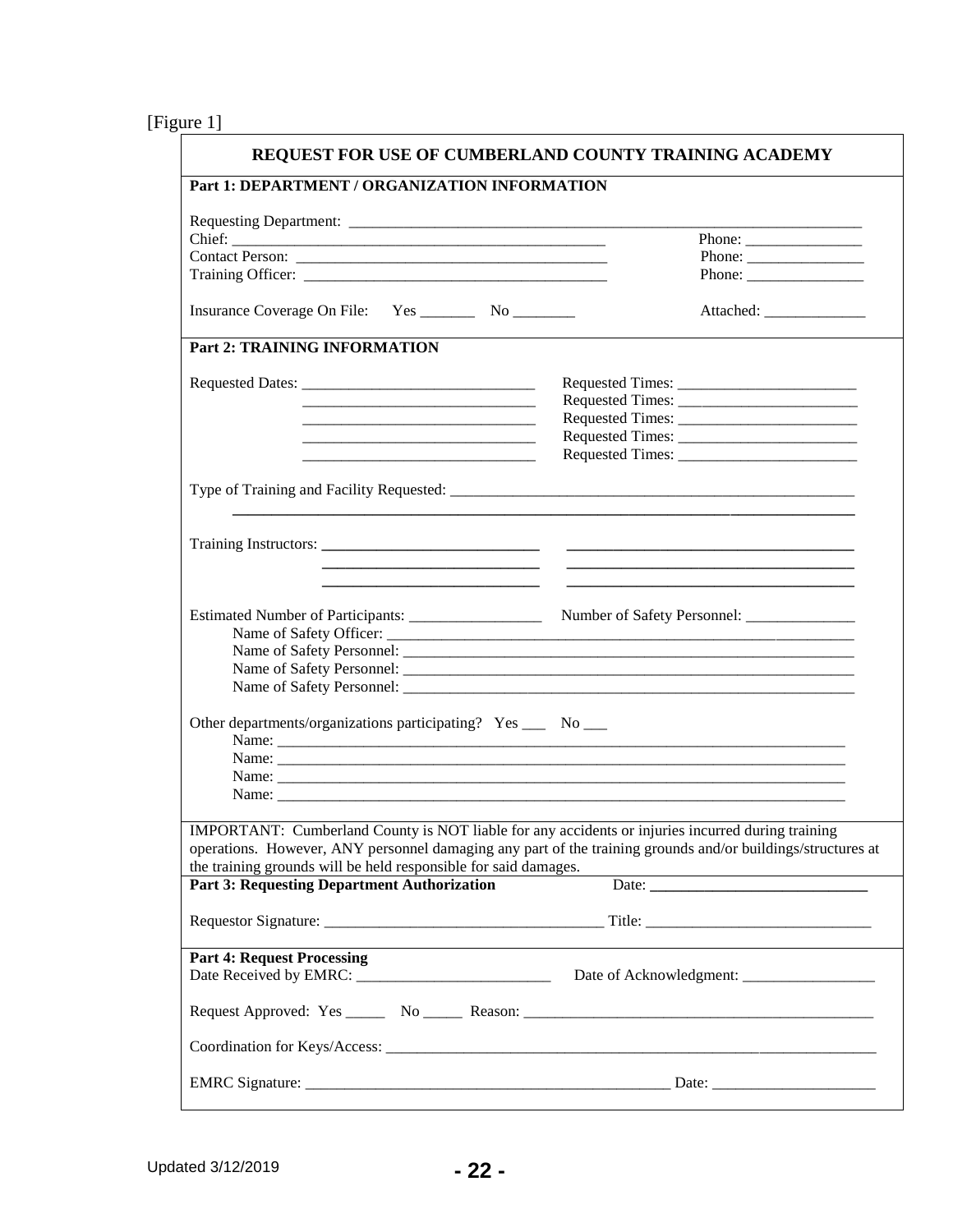[Figure 1]

## REQUEST FOR USE OF CUMBERLAND COUNTY TRAINING ACADEMY

### Part 1: DEPARTMENT / ORGANIZATION INFORMATION

Requesting Department: ____________________________________________________________________

Chief: ___________________________________________________ Phone: _______________

Contact Person: ____________________________________________ Phone: _______________

Training Officer: ___________________________________________ Phone: _______________

Insurance Coverage On File: Yes _______ No ________ Attached: _____________

### Part 2: TRAINING INFORMATION

Requested Dates: ______________________________ Requested Times: _______________________

______________________________ Requested Times: _______________________

______________________________ Requested Times: _______________________

______________________________ Requested Times: _______________________

______________________________ Requested Times: _______________________

Type of Training and Facility Requested: ______________________________________________________

________________________________________________________________________________

Training Instructors: ____________________________ ____________________________________

____________________________ ____________________________________

____________________________ ____________________________________

Estimated Number of Participants: _________________ Number of Safety Personnel: ______________

Name of Safety Officer: ______________________________________________________________

Name of Safety Personnel: ____________________________________________________________

Name of Safety Personnel: ____________________________________________________________

Name of Safety Personnel: ____________________________________________________________

Other departments/organizations participating? Yes ___ No ___

Name: _____________________________________________________________________________

Name: _____________________________________________________________________________

Name: _____________________________________________________________________________

Name: _____________________________________________________________________________

IMPORTANT: Cumberland County is NOT liable for any accidents or injuries incurred during training operations. However, ANY personnel damaging any part of the training grounds and/or buildings/structures at the training grounds will be held responsible for said damages.

### Part 3: Requesting Department Authorization

Date: ____________________________

Requestor Signature: ___________________________________ Title: _____________________________

### Part 4: Request Processing

Date Received by EMRC: _________________________ Date of Acknowledgment: _________________

Request Approved: Yes _____ No _____ Reason: _______________________________________________

Coordination for Keys/Access: ______________________________________________________________

EMRC Signature: _______________________________________________ Date: _____________________

Updated 3/12/2019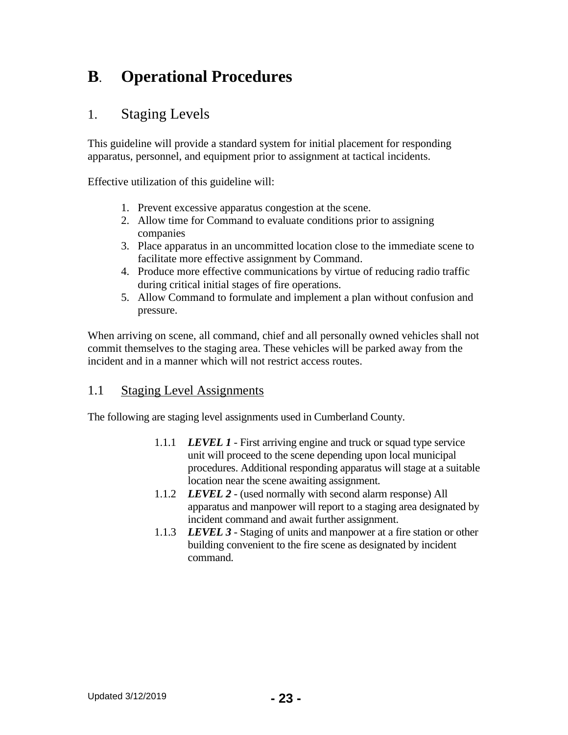# B. Operational Procedures

## 1. Staging Levels

This guideline will provide a standard system for initial placement for responding apparatus, personnel, and equipment prior to assignment at tactical incidents.

Effective utilization of this guideline will:

1. Prevent excessive apparatus congestion at the scene.
2. Allow time for Command to evaluate conditions prior to assigning companies
3. Place apparatus in an uncommitted location close to the immediate scene to facilitate more effective assignment by Command.
4. Produce more effective communications by virtue of reducing radio traffic during critical initial stages of fire operations.
5. Allow Command to formulate and implement a plan without confusion and pressure.

When arriving on scene, all command, chief and all personally owned vehicles shall not commit themselves to the staging area. These vehicles will be parked away from the incident and in a manner which will not restrict access routes.

### 1.1 Staging Level Assignments

The following are staging level assignments used in Cumberland County.

- 1.1.1 ***LEVEL 1*** - First arriving engine and truck or squad type service unit will proceed to the scene depending upon local municipal procedures. Additional responding apparatus will stage at a suitable location near the scene awaiting assignment.
- 1.1.2 ***LEVEL 2*** - (used normally with second alarm response) All apparatus and manpower will report to a staging area designated by incident command and await further assignment.
- 1.1.3 ***LEVEL 3*** - Staging of units and manpower at a fire station or other building convenient to the fire scene as designated by incident command.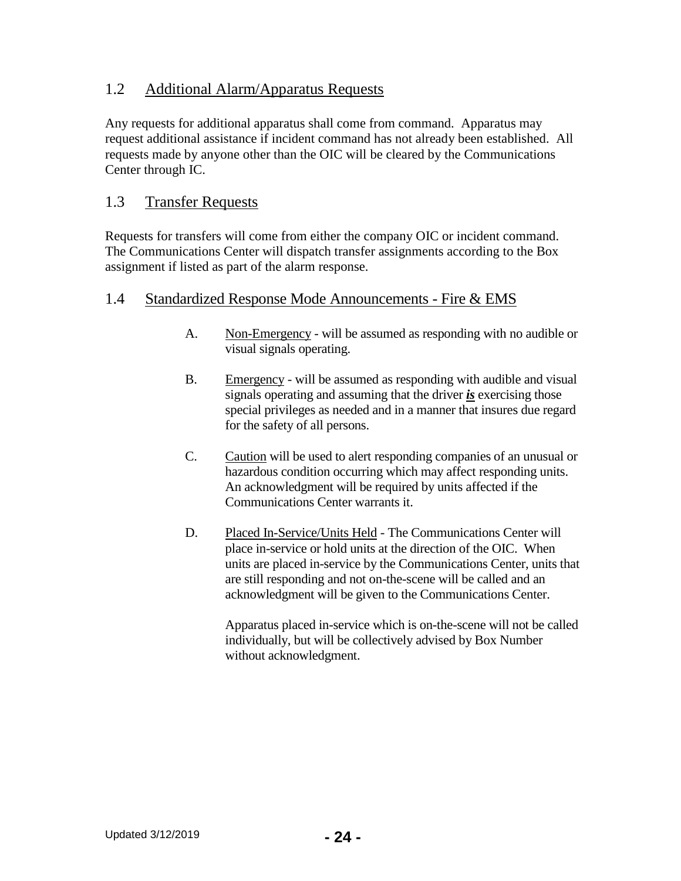## 1.2 Additional Alarm/Apparatus Requests

Any requests for additional apparatus shall come from command. Apparatus may request additional assistance if incident command has not already been established. All requests made by anyone other than the OIC will be cleared by the Communications Center through IC.

## 1.3 Transfer Requests

Requests for transfers will come from either the company OIC or incident command. The Communications Center will dispatch transfer assignments according to the Box assignment if listed as part of the alarm response.

## 1.4 Standardized Response Mode Announcements - Fire & EMS

A. Non-Emergency - will be assumed as responding with no audible or visual signals operating.

B. Emergency - will be assumed as responding with audible and visual signals operating and assuming that the driver ***is*** exercising those special privileges as needed and in a manner that insures due regard for the safety of all persons.

C. Caution will be used to alert responding companies of an unusual or hazardous condition occurring which may affect responding units. An acknowledgment will be required by units affected if the Communications Center warrants it.

D. Placed In-Service/Units Held - The Communications Center will place in-service or hold units at the direction of the OIC. When units are placed in-service by the Communications Center, units that are still responding and not on-the-scene will be called and an acknowledgment will be given to the Communications Center.

   Apparatus placed in-service which is on-the-scene will not be called individually, but will be collectively advised by Box Number without acknowledgment.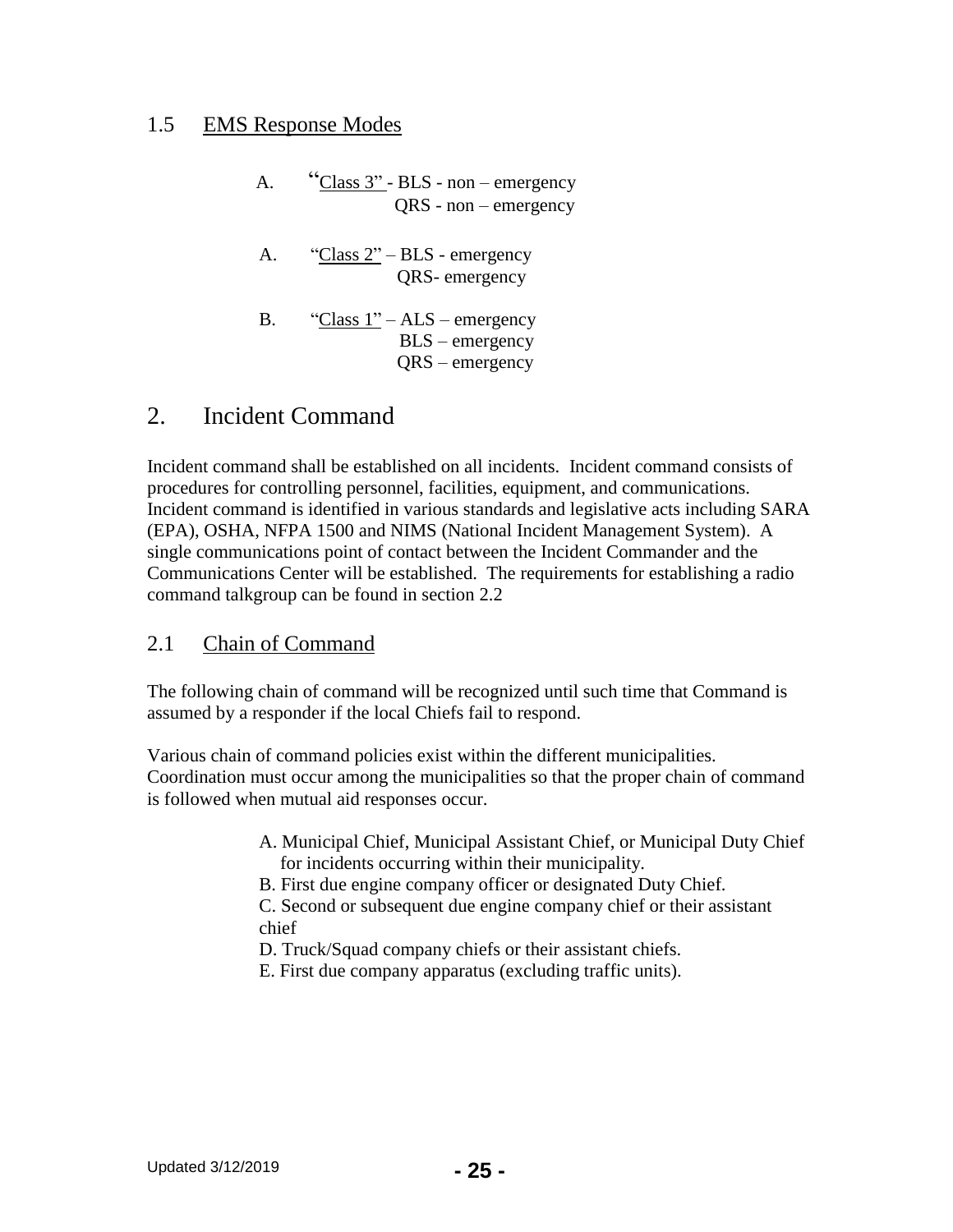## 1.5 EMS Response Modes

A. "Class 3" - BLS - non – emergency
QRS - non – emergency

A. "Class 2" – BLS - emergency
QRS- emergency

B. "Class 1" – ALS – emergency
BLS – emergency
QRS – emergency

# 2. Incident Command

Incident command shall be established on all incidents. Incident command consists of procedures for controlling personnel, facilities, equipment, and communications. Incident command is identified in various standards and legislative acts including SARA (EPA), OSHA, NFPA 1500 and NIMS (National Incident Management System). A single communications point of contact between the Incident Commander and the Communications Center will be established. The requirements for establishing a radio command talkgroup can be found in section 2.2

## 2.1 Chain of Command

The following chain of command will be recognized until such time that Command is assumed by a responder if the local Chiefs fail to respond.

Various chain of command policies exist within the different municipalities. Coordination must occur among the municipalities so that the proper chain of command is followed when mutual aid responses occur.

A. Municipal Chief, Municipal Assistant Chief, or Municipal Duty Chief for incidents occurring within their municipality.
B. First due engine company officer or designated Duty Chief.
C. Second or subsequent due engine company chief or their assistant chief
D. Truck/Squad company chiefs or their assistant chiefs.
E. First due company apparatus (excluding traffic units).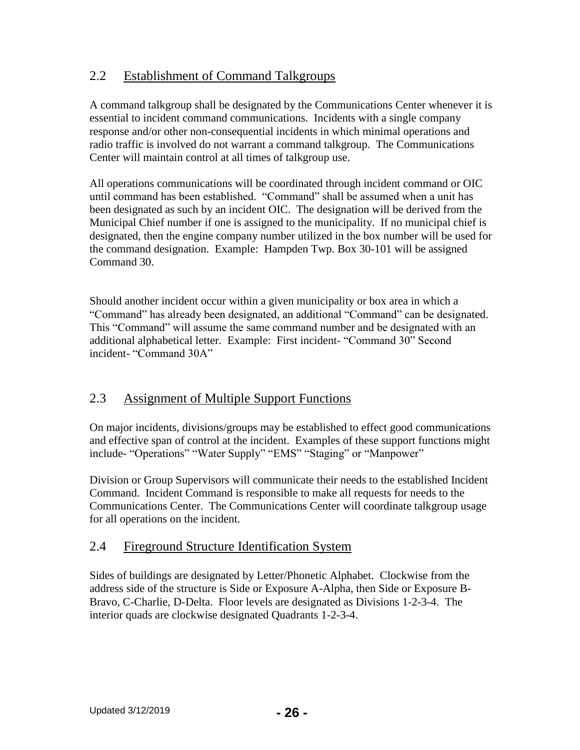## 2.2 Establishment of Command Talkgroups

A command talkgroup shall be designated by the Communications Center whenever it is essential to incident command communications. Incidents with a single company response and/or other non-consequential incidents in which minimal operations and radio traffic is involved do not warrant a command talkgroup. The Communications Center will maintain control at all times of talkgroup use.

All operations communications will be coordinated through incident command or OIC until command has been established. "Command" shall be assumed when a unit has been designated as such by an incident OIC. The designation will be derived from the Municipal Chief number if one is assigned to the municipality. If no municipal chief is designated, then the engine company number utilized in the box number will be used for the command designation. Example: Hampden Twp. Box 30-101 will be assigned Command 30.

Should another incident occur within a given municipality or box area in which a "Command" has already been designated, an additional "Command" can be designated. This "Command" will assume the same command number and be designated with an additional alphabetical letter. Example: First incident- "Command 30" Second incident- "Command 30A"

## 2.3 Assignment of Multiple Support Functions

On major incidents, divisions/groups may be established to effect good communications and effective span of control at the incident. Examples of these support functions might include- "Operations" "Water Supply" "EMS" "Staging" or "Manpower"

Division or Group Supervisors will communicate their needs to the established Incident Command. Incident Command is responsible to make all requests for needs to the Communications Center. The Communications Center will coordinate talkgroup usage for all operations on the incident.

## 2.4 Fireground Structure Identification System

Sides of buildings are designated by Letter/Phonetic Alphabet. Clockwise from the address side of the structure is Side or Exposure A-Alpha, then Side or Exposure B-Bravo, C-Charlie, D-Delta. Floor levels are designated as Divisions 1-2-3-4. The interior quads are clockwise designated Quadrants 1-2-3-4.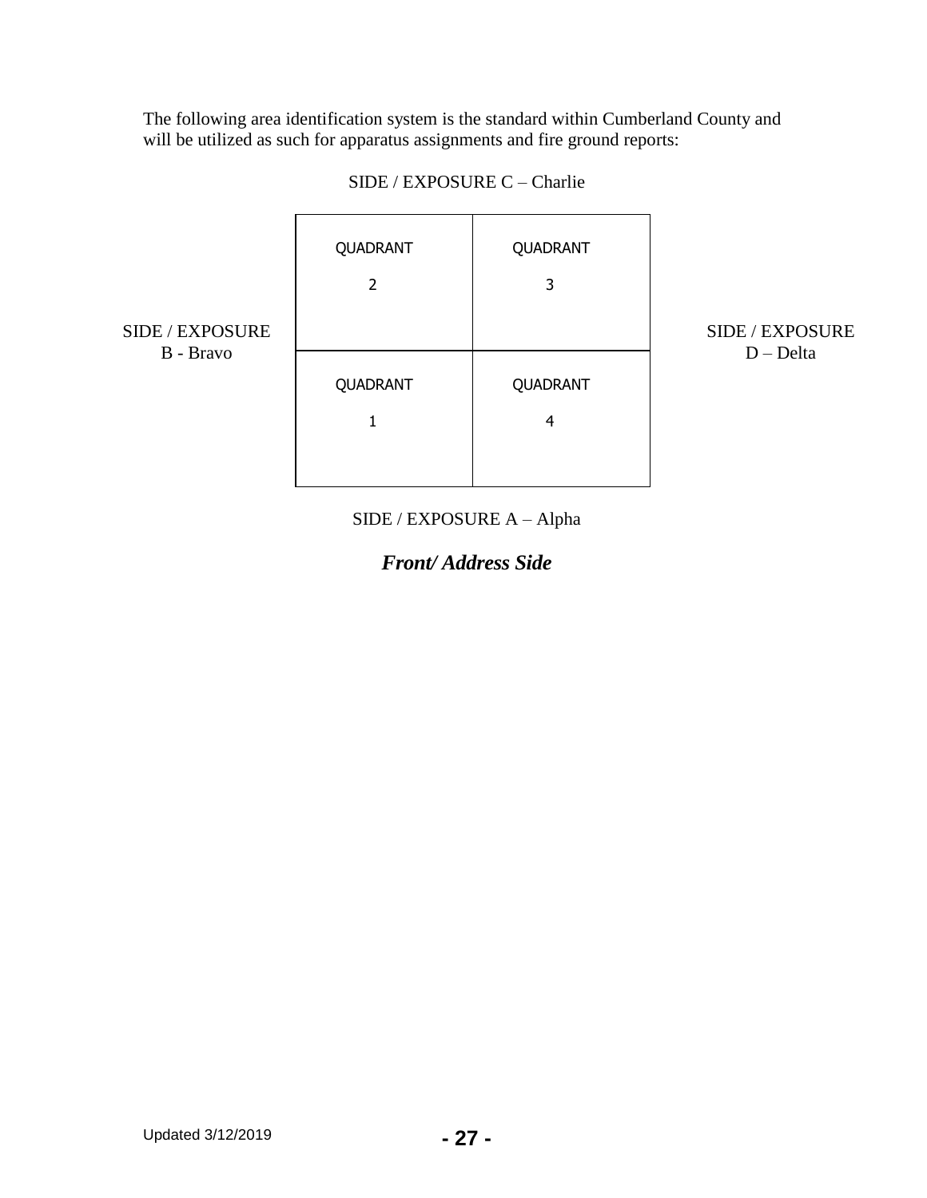The following area identification system is the standard within Cumberland County and will be utilized as such for apparatus assignments and fire ground reports:

SIDE / EXPOSURE C – Charlie

| SIDE / EXPOSURE B - Bravo | QUADRANT 2 | QUADRANT 3 | SIDE / EXPOSURE D – Delta |
|---|---|---|---|
| | QUADRANT 1 | QUADRANT 4 | |

SIDE / EXPOSURE A – Alpha

***Front/ Address Side***

Updated 3/12/2019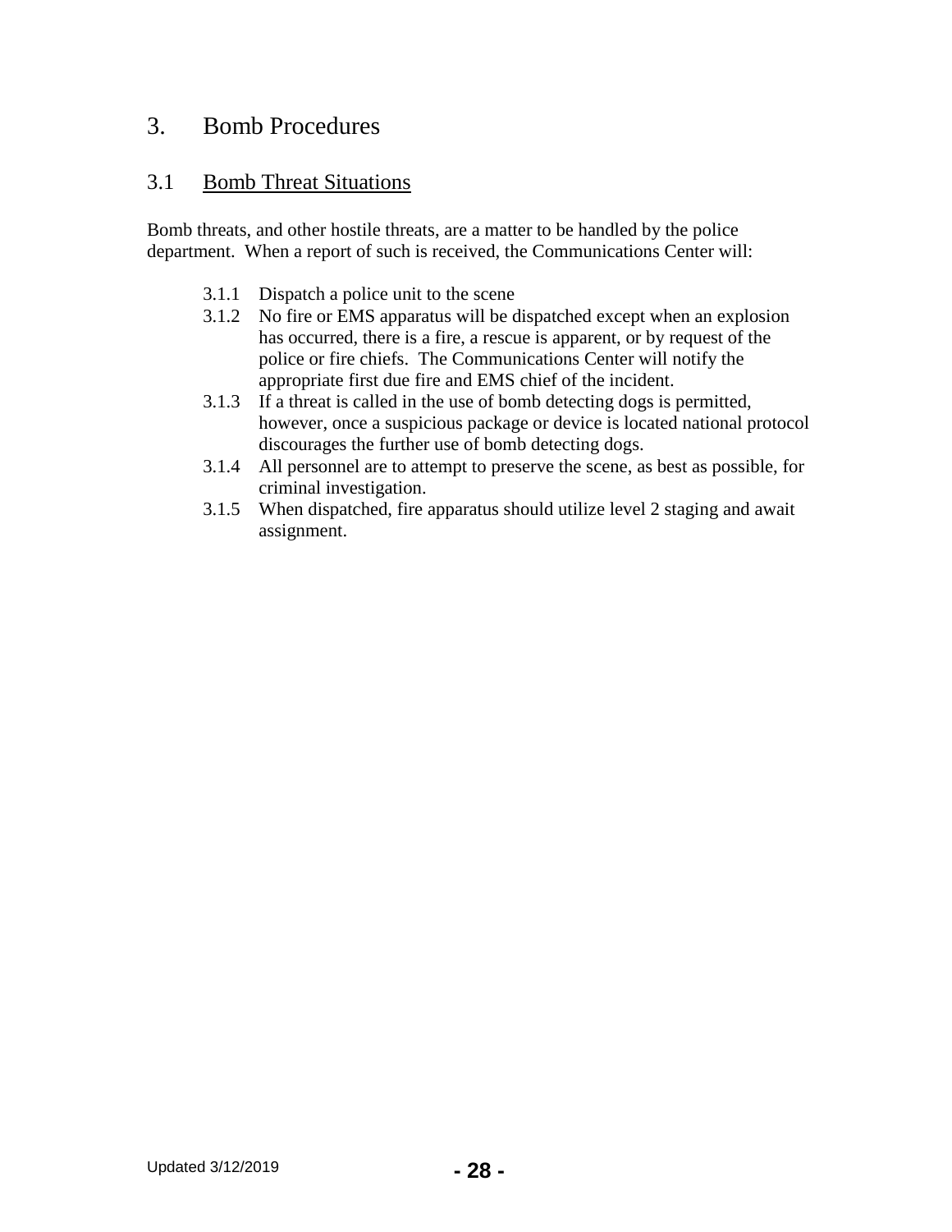# 3. Bomb Procedures

## 3.1 Bomb Threat Situations

Bomb threats, and other hostile threats, are a matter to be handled by the police department. When a report of such is received, the Communications Center will:

- 3.1.1 Dispatch a police unit to the scene
- 3.1.2 No fire or EMS apparatus will be dispatched except when an explosion has occurred, there is a fire, a rescue is apparent, or by request of the police or fire chiefs. The Communications Center will notify the appropriate first due fire and EMS chief of the incident.
- 3.1.3 If a threat is called in the use of bomb detecting dogs is permitted, however, once a suspicious package or device is located national protocol discourages the further use of bomb detecting dogs.
- 3.1.4 All personnel are to attempt to preserve the scene, as best as possible, for criminal investigation.
- 3.1.5 When dispatched, fire apparatus should utilize level 2 staging and await assignment.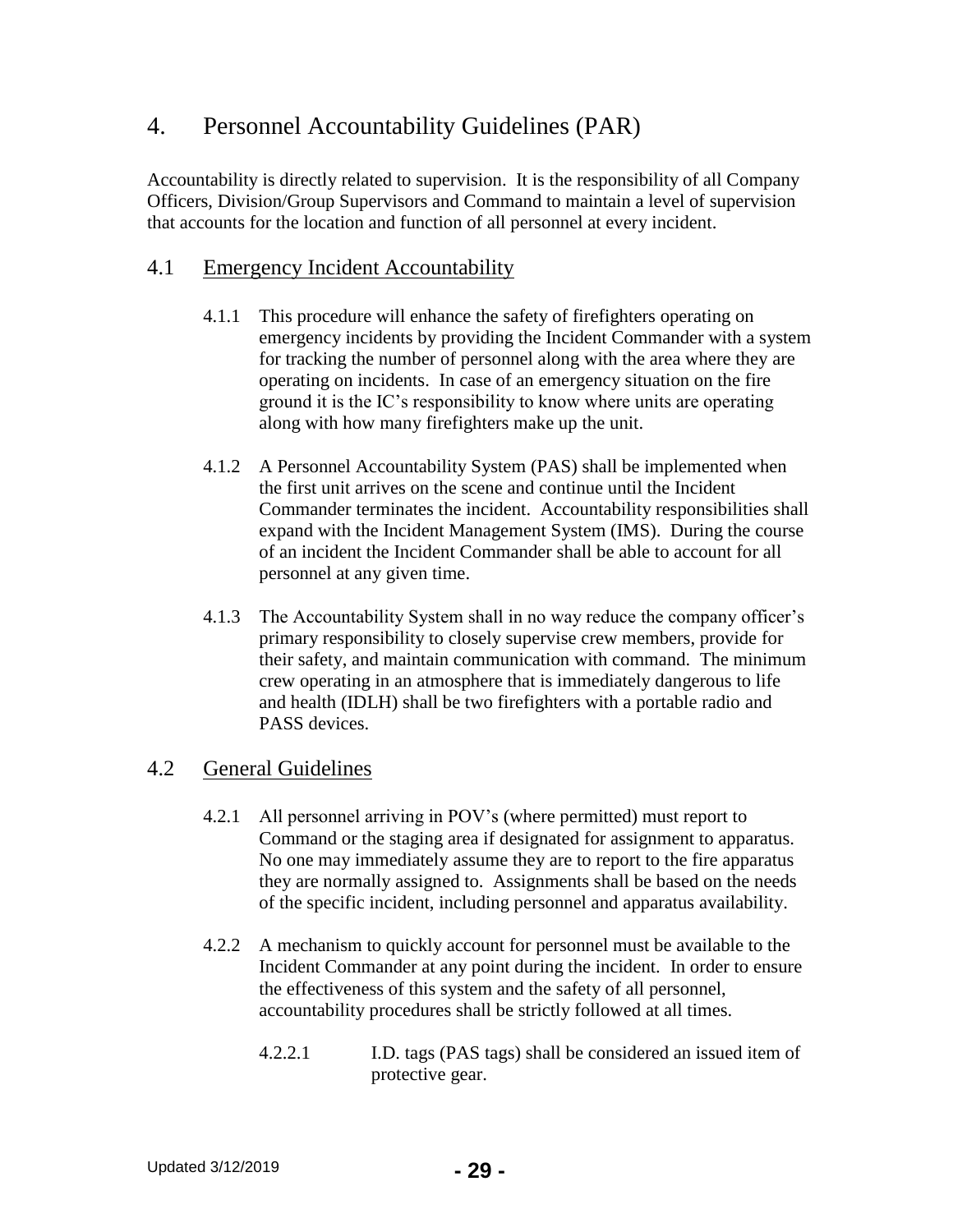# 4. Personnel Accountability Guidelines (PAR)

Accountability is directly related to supervision. It is the responsibility of all Company Officers, Division/Group Supervisors and Command to maintain a level of supervision that accounts for the location and function of all personnel at every incident.

## 4.1 Emergency Incident Accountability

4.1.1 This procedure will enhance the safety of firefighters operating on emergency incidents by providing the Incident Commander with a system for tracking the number of personnel along with the area where they are operating on incidents. In case of an emergency situation on the fire ground it is the IC's responsibility to know where units are operating along with how many firefighters make up the unit.

4.1.2 A Personnel Accountability System (PAS) shall be implemented when the first unit arrives on the scene and continue until the Incident Commander terminates the incident. Accountability responsibilities shall expand with the Incident Management System (IMS). During the course of an incident the Incident Commander shall be able to account for all personnel at any given time.

4.1.3 The Accountability System shall in no way reduce the company officer's primary responsibility to closely supervise crew members, provide for their safety, and maintain communication with command. The minimum crew operating in an atmosphere that is immediately dangerous to life and health (IDLH) shall be two firefighters with a portable radio and PASS devices.

## 4.2 General Guidelines

4.2.1 All personnel arriving in POV's (where permitted) must report to Command or the staging area if designated for assignment to apparatus. No one may immediately assume they are to report to the fire apparatus they are normally assigned to. Assignments shall be based on the needs of the specific incident, including personnel and apparatus availability.

4.2.2 A mechanism to quickly account for personnel must be available to the Incident Commander at any point during the incident. In order to ensure the effectiveness of this system and the safety of all personnel, accountability procedures shall be strictly followed at all times.

4.2.2.1 I.D. tags (PAS tags) shall be considered an issued item of protective gear.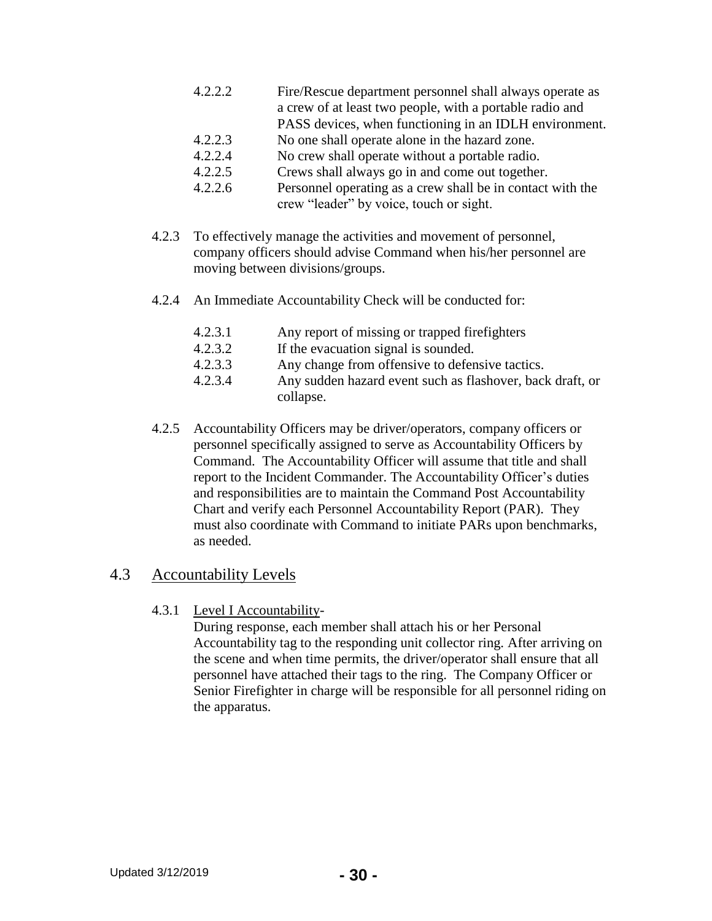4.2.2.2 Fire/Rescue department personnel shall always operate as a crew of at least two people, with a portable radio and PASS devices, when functioning in an IDLH environment.

4.2.2.3 No one shall operate alone in the hazard zone.

4.2.2.4 No crew shall operate without a portable radio.

4.2.2.5 Crews shall always go in and come out together.

4.2.2.6 Personnel operating as a crew shall be in contact with the crew "leader" by voice, touch or sight.

4.2.3 To effectively manage the activities and movement of personnel, company officers should advise Command when his/her personnel are moving between divisions/groups.

4.2.4 An Immediate Accountability Check will be conducted for:

4.2.3.1 Any report of missing or trapped firefighters

4.2.3.2 If the evacuation signal is sounded.

4.2.3.3 Any change from offensive to defensive tactics.

4.2.3.4 Any sudden hazard event such as flashover, back draft, or collapse.

4.2.5 Accountability Officers may be driver/operators, company officers or personnel specifically assigned to serve as Accountability Officers by Command. The Accountability Officer will assume that title and shall report to the Incident Commander. The Accountability Officer's duties and responsibilities are to maintain the Command Post Accountability Chart and verify each Personnel Accountability Report (PAR). They must also coordinate with Command to initiate PARs upon benchmarks, as needed.

## 4.3 Accountability Levels

4.3.1 Level I Accountability-

During response, each member shall attach his or her Personal Accountability tag to the responding unit collector ring. After arriving on the scene and when time permits, the driver/operator shall ensure that all personnel have attached their tags to the ring. The Company Officer or Senior Firefighter in charge will be responsible for all personnel riding on the apparatus.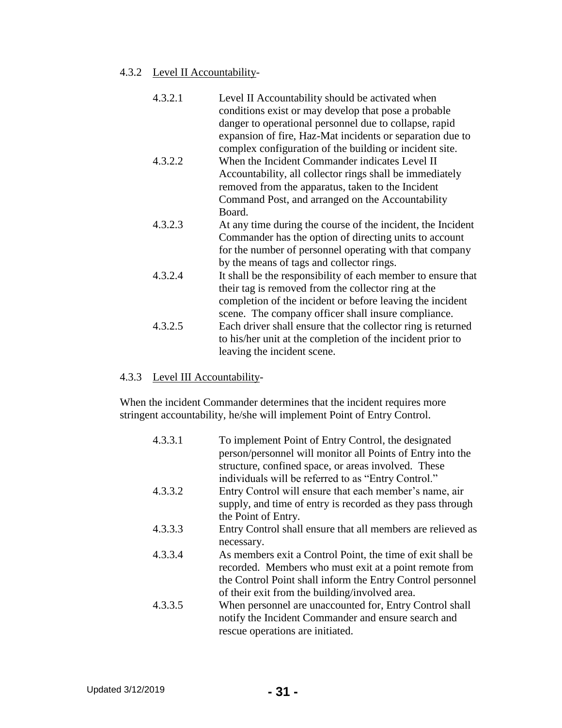### 4.3.2 Level II Accountability-

4.3.2.1 Level II Accountability should be activated when conditions exist or may develop that pose a probable danger to operational personnel due to collapse, rapid expansion of fire, Haz-Mat incidents or separation due to complex configuration of the building or incident site.

4.3.2.2 When the Incident Commander indicates Level II Accountability, all collector rings shall be immediately removed from the apparatus, taken to the Incident Command Post, and arranged on the Accountability Board.

4.3.2.3 At any time during the course of the incident, the Incident Commander has the option of directing units to account for the number of personnel operating with that company by the means of tags and collector rings.

4.3.2.4 It shall be the responsibility of each member to ensure that their tag is removed from the collector ring at the completion of the incident or before leaving the incident scene. The company officer shall insure compliance.

4.3.2.5 Each driver shall ensure that the collector ring is returned to his/her unit at the completion of the incident prior to leaving the incident scene.

### 4.3.3 Level III Accountability-

When the incident Commander determines that the incident requires more stringent accountability, he/she will implement Point of Entry Control.

4.3.3.1 To implement Point of Entry Control, the designated person/personnel will monitor all Points of Entry into the structure, confined space, or areas involved. These individuals will be referred to as "Entry Control."

4.3.3.2 Entry Control will ensure that each member's name, air supply, and time of entry is recorded as they pass through the Point of Entry.

4.3.3.3 Entry Control shall ensure that all members are relieved as necessary.

4.3.3.4 As members exit a Control Point, the time of exit shall be recorded. Members who must exit at a point remote from the Control Point shall inform the Entry Control personnel of their exit from the building/involved area.

4.3.3.5 When personnel are unaccounted for, Entry Control shall notify the Incident Commander and ensure search and rescue operations are initiated.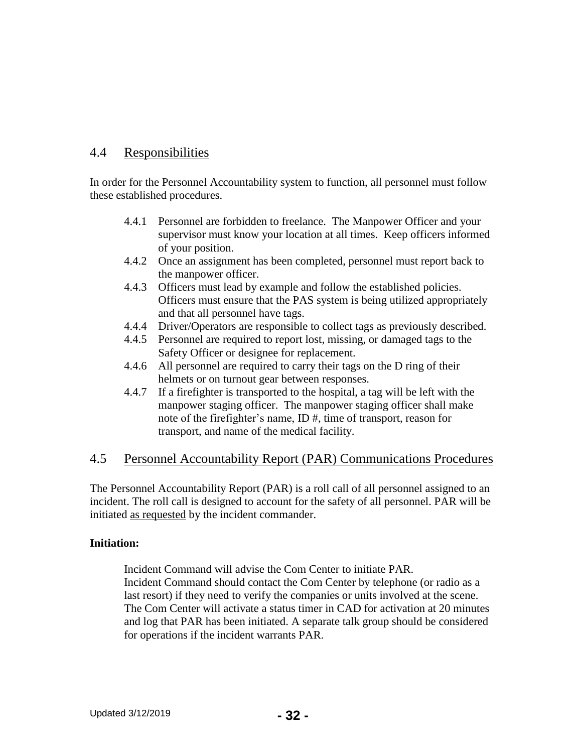## 4.4 Responsibilities

In order for the Personnel Accountability system to function, all personnel must follow these established procedures.

4.4.1 Personnel are forbidden to freelance. The Manpower Officer and your supervisor must know your location at all times. Keep officers informed of your position.

4.4.2 Once an assignment has been completed, personnel must report back to the manpower officer.

4.4.3 Officers must lead by example and follow the established policies. Officers must ensure that the PAS system is being utilized appropriately and that all personnel have tags.

4.4.4 Driver/Operators are responsible to collect tags as previously described.

4.4.5 Personnel are required to report lost, missing, or damaged tags to the Safety Officer or designee for replacement.

4.4.6 All personnel are required to carry their tags on the D ring of their helmets or on turnout gear between responses.

4.4.7 If a firefighter is transported to the hospital, a tag will be left with the manpower staging officer. The manpower staging officer shall make note of the firefighter's name, ID #, time of transport, reason for transport, and name of the medical facility.

## 4.5 Personnel Accountability Report (PAR) Communications Procedures

The Personnel Accountability Report (PAR) is a roll call of all personnel assigned to an incident. The roll call is designed to account for the safety of all personnel. PAR will be initiated as requested by the incident commander.

**Initiation:**

Incident Command will advise the Com Center to initiate PAR.
Incident Command should contact the Com Center by telephone (or radio as a last resort) if they need to verify the companies or units involved at the scene.
The Com Center will activate a status timer in CAD for activation at 20 minutes and log that PAR has been initiated. A separate talk group should be considered for operations if the incident warrants PAR.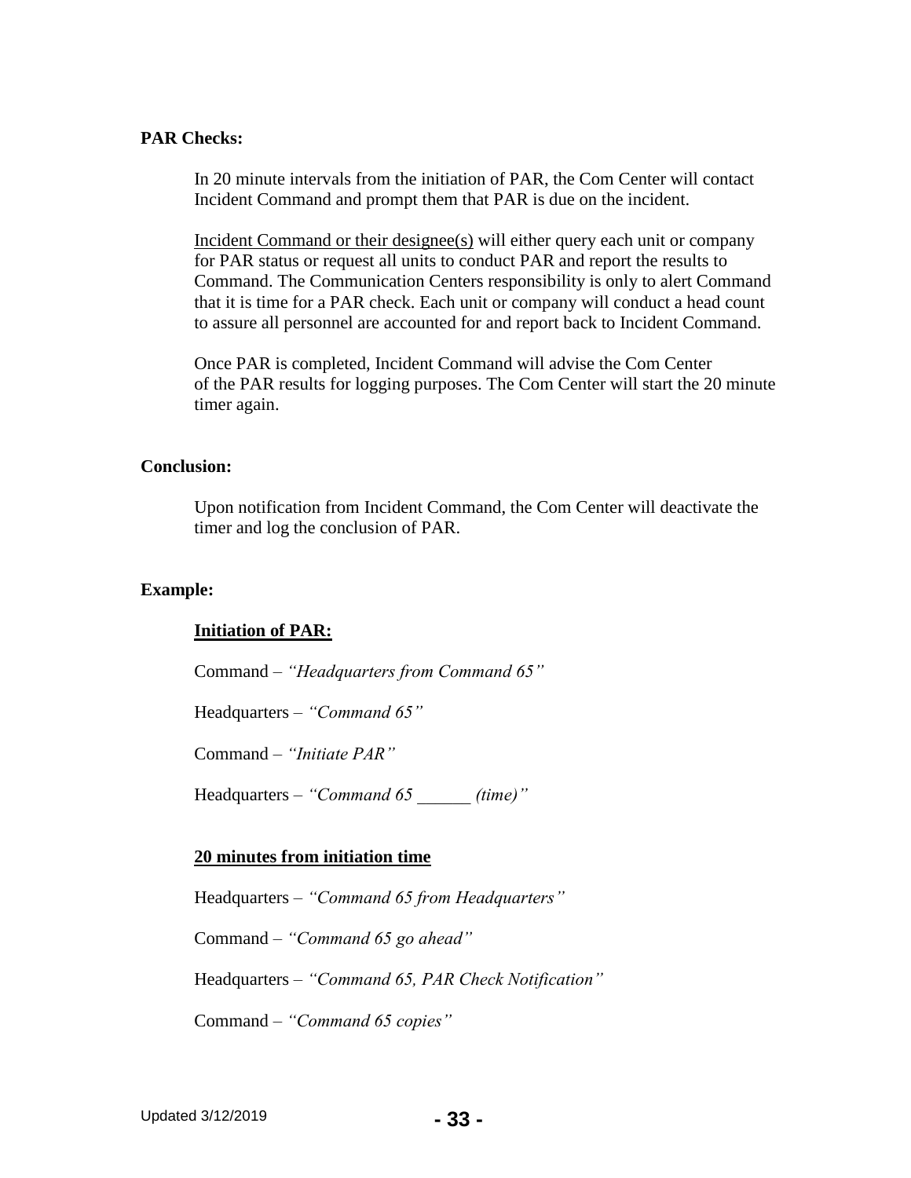**PAR Checks:**

In 20 minute intervals from the initiation of PAR, the Com Center will contact Incident Command and prompt them that PAR is due on the incident.

<u>Incident Command or their designee(s)</u> will either query each unit or company for PAR status or request all units to conduct PAR and report the results to Command. The Communication Centers responsibility is only to alert Command that it is time for a PAR check. Each unit or company will conduct a head count to assure all personnel are accounted for and report back to Incident Command.

Once PAR is completed, Incident Command will advise the Com Center of the PAR results for logging purposes. The Com Center will start the 20 minute timer again.

**Conclusion:**

Upon notification from Incident Command, the Com Center will deactivate the timer and log the conclusion of PAR.

**Example:**

**<u>Initiation of PAR:</u>**

Command – *"Headquarters from Command 65"*

Headquarters – *"Command 65"*

Command – *"Initiate PAR"*

Headquarters – *"Command 65 ______ (time)"*

**<u>20 minutes from initiation time</u>**

Headquarters – *"Command 65 from Headquarters"*

Command – *"Command 65 go ahead"*

Headquarters – *"Command 65, PAR Check Notification"*

Command – *"Command 65 copies"*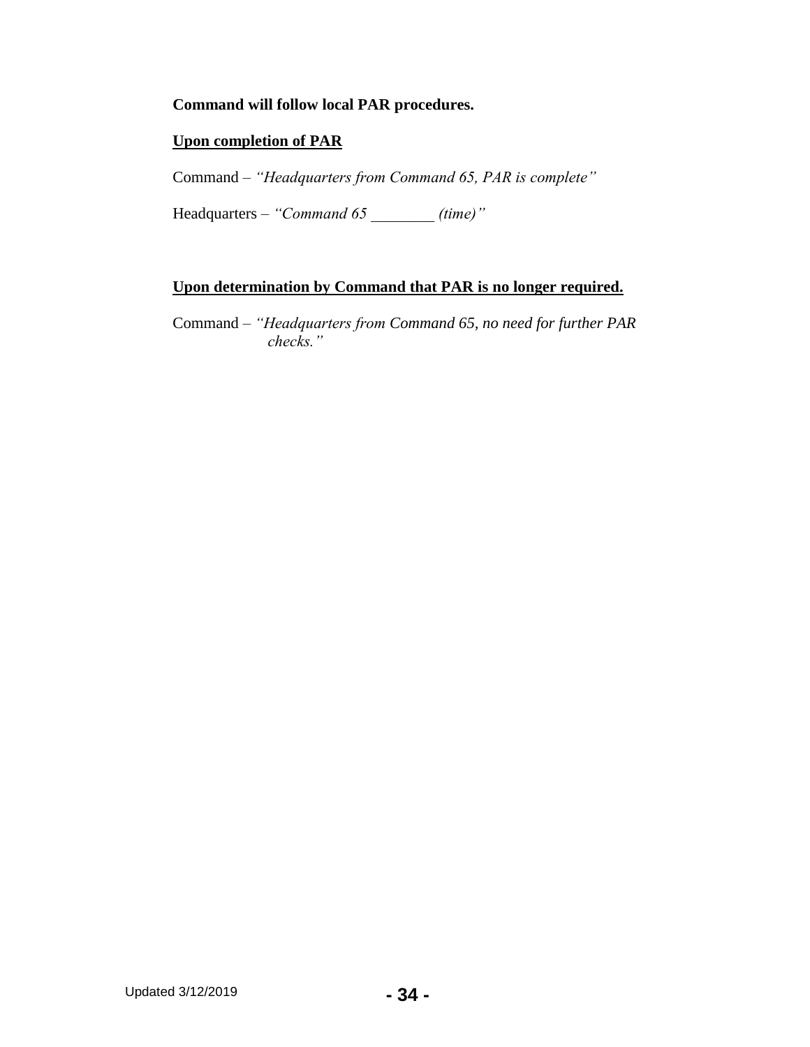**Command will follow local PAR procedures.**

**Upon completion of PAR**

Command – *"Headquarters from Command 65, PAR is complete"*

Headquarters – *"Command 65 ________ (time)"*

**Upon determination by Command that PAR is no longer required.**

Command – *"Headquarters from Command 65, no need for further PAR checks."*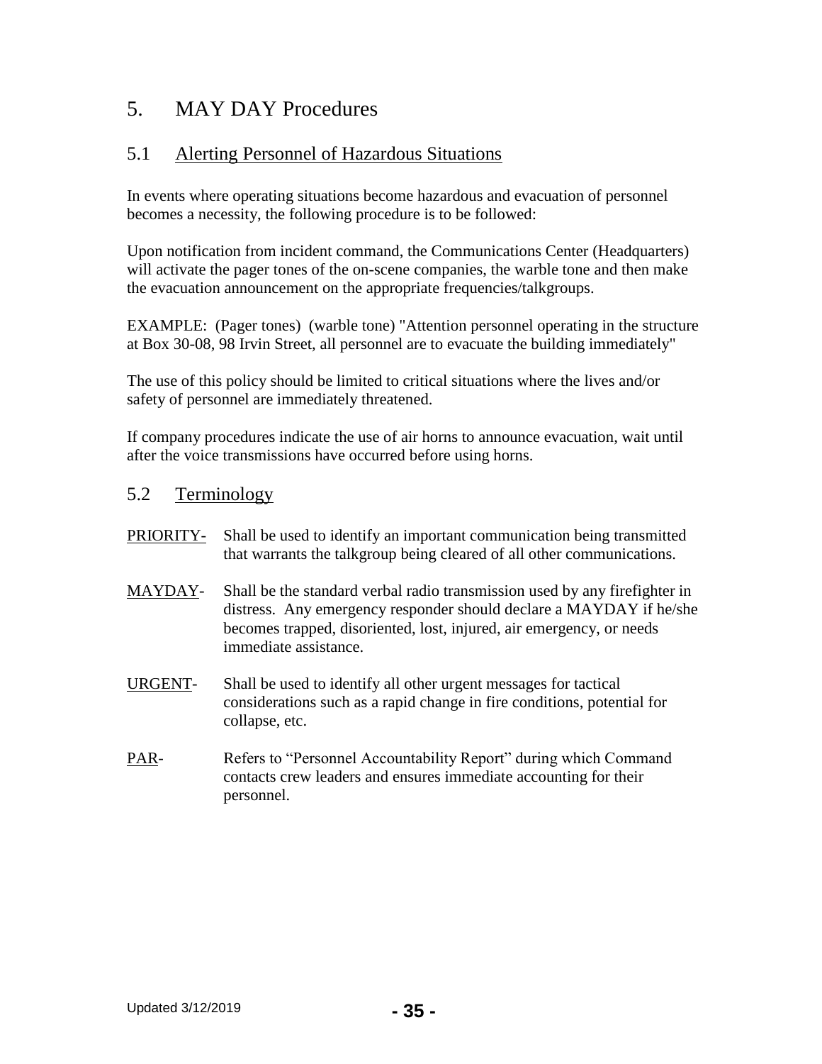# 5. MAY DAY Procedures

## 5.1 Alerting Personnel of Hazardous Situations

In events where operating situations become hazardous and evacuation of personnel becomes a necessity, the following procedure is to be followed:

Upon notification from incident command, the Communications Center (Headquarters) will activate the pager tones of the on-scene companies, the warble tone and then make the evacuation announcement on the appropriate frequencies/talkgroups.

EXAMPLE: (Pager tones) (warble tone) "Attention personnel operating in the structure at Box 30-08, 98 Irvin Street, all personnel are to evacuate the building immediately"

The use of this policy should be limited to critical situations where the lives and/or safety of personnel are immediately threatened.

If company procedures indicate the use of air horns to announce evacuation, wait until after the voice transmissions have occurred before using horns.

## 5.2 Terminology

PRIORITY- Shall be used to identify an important communication being transmitted that warrants the talkgroup being cleared of all other communications.

MAYDAY- Shall be the standard verbal radio transmission used by any firefighter in distress. Any emergency responder should declare a MAYDAY if he/she becomes trapped, disoriented, lost, injured, air emergency, or needs immediate assistance.

URGENT- Shall be used to identify all other urgent messages for tactical considerations such as a rapid change in fire conditions, potential for collapse, etc.

PAR- Refers to "Personnel Accountability Report" during which Command contacts crew leaders and ensures immediate accounting for their personnel.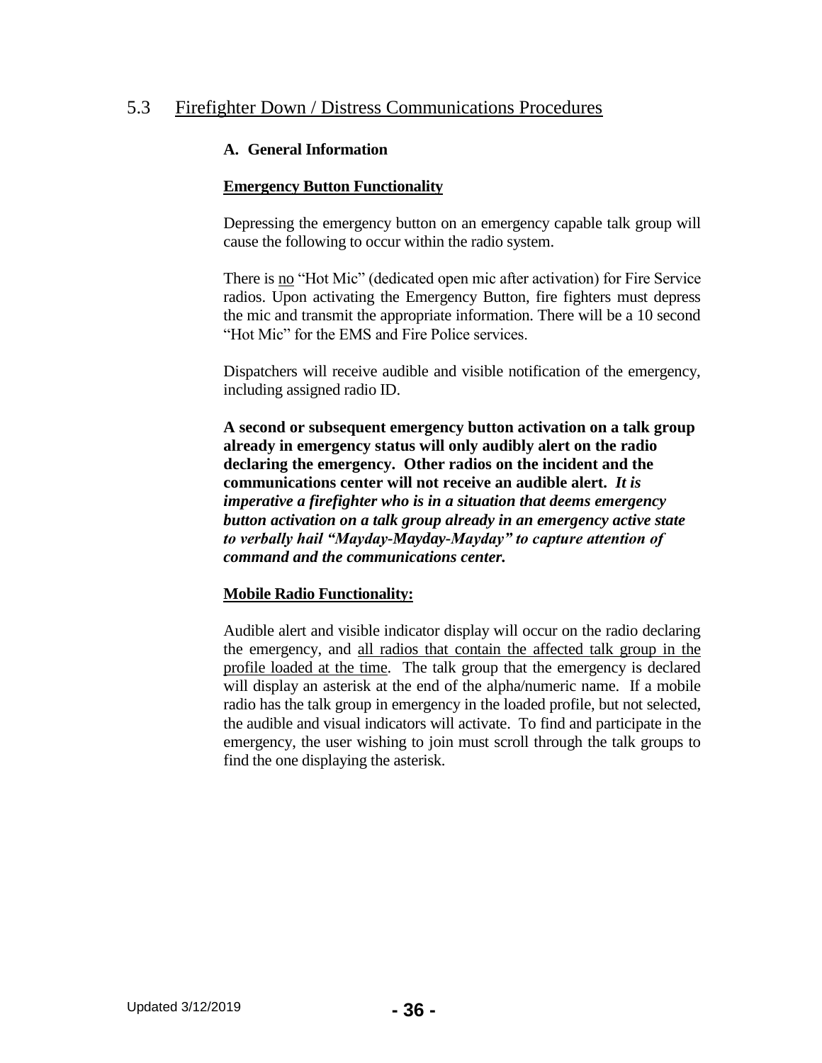## 5.3 Firefighter Down / Distress Communications Procedures

### A. General Information

**Emergency Button Functionality**

Depressing the emergency button on an emergency capable talk group will cause the following to occur within the radio system.

There is no "Hot Mic" (dedicated open mic after activation) for Fire Service radios. Upon activating the Emergency Button, fire fighters must depress the mic and transmit the appropriate information. There will be a 10 second "Hot Mic" for the EMS and Fire Police services.

Dispatchers will receive audible and visible notification of the emergency, including assigned radio ID.

**A second or subsequent emergency button activation on a talk group already in emergency status will only audibly alert on the radio declaring the emergency. Other radios on the incident and the communications center will not receive an audible alert.** ***It is imperative a firefighter who is in a situation that deems emergency button activation on a talk group already in an emergency active state to verbally hail "Mayday-Mayday-Mayday" to capture attention of command and the communications center.***

**Mobile Radio Functionality:**

Audible alert and visible indicator display will occur on the radio declaring the emergency, and all radios that contain the affected talk group in the profile loaded at the time. The talk group that the emergency is declared will display an asterisk at the end of the alpha/numeric name. If a mobile radio has the talk group in emergency in the loaded profile, but not selected, the audible and visual indicators will activate. To find and participate in the emergency, the user wishing to join must scroll through the talk groups to find the one displaying the asterisk.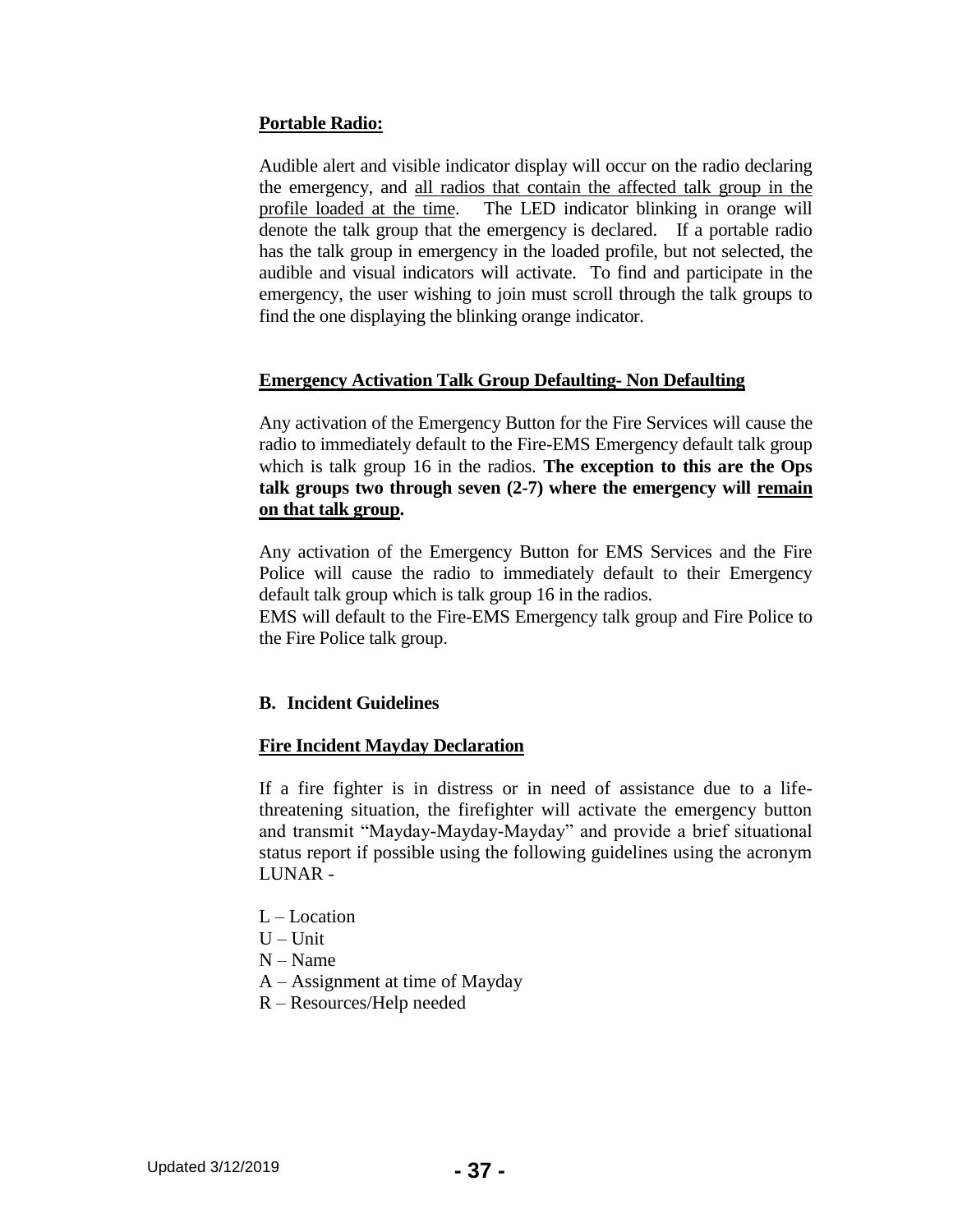**Portable Radio:**

Audible alert and visible indicator display will occur on the radio declaring the emergency, and <u>all radios that contain the affected talk group in the profile loaded at the time</u>. The LED indicator blinking in orange will denote the talk group that the emergency is declared. If a portable radio has the talk group in emergency in the loaded profile, but not selected, the audible and visual indicators will activate. To find and participate in the emergency, the user wishing to join must scroll through the talk groups to find the one displaying the blinking orange indicator.

**Emergency Activation Talk Group Defaulting- Non Defaulting**

Any activation of the Emergency Button for the Fire Services will cause the radio to immediately default to the Fire-EMS Emergency default talk group which is talk group 16 in the radios. **The exception to this are the Ops talk groups two through seven (2-7) where the emergency will <u>remain on that talk group</u>.**

Any activation of the Emergency Button for EMS Services and the Fire Police will cause the radio to immediately default to their Emergency default talk group which is talk group 16 in the radios.
EMS will default to the Fire-EMS Emergency talk group and Fire Police to the Fire Police talk group.

### B. Incident Guidelines

**Fire Incident Mayday Declaration**

If a fire fighter is in distress or in need of assistance due to a life-threatening situation, the firefighter will activate the emergency button and transmit "Mayday-Mayday-Mayday" and provide a brief situational status report if possible using the following guidelines using the acronym LUNAR -

L – Location
U – Unit
N – Name
A – Assignment at time of Mayday
R – Resources/Help needed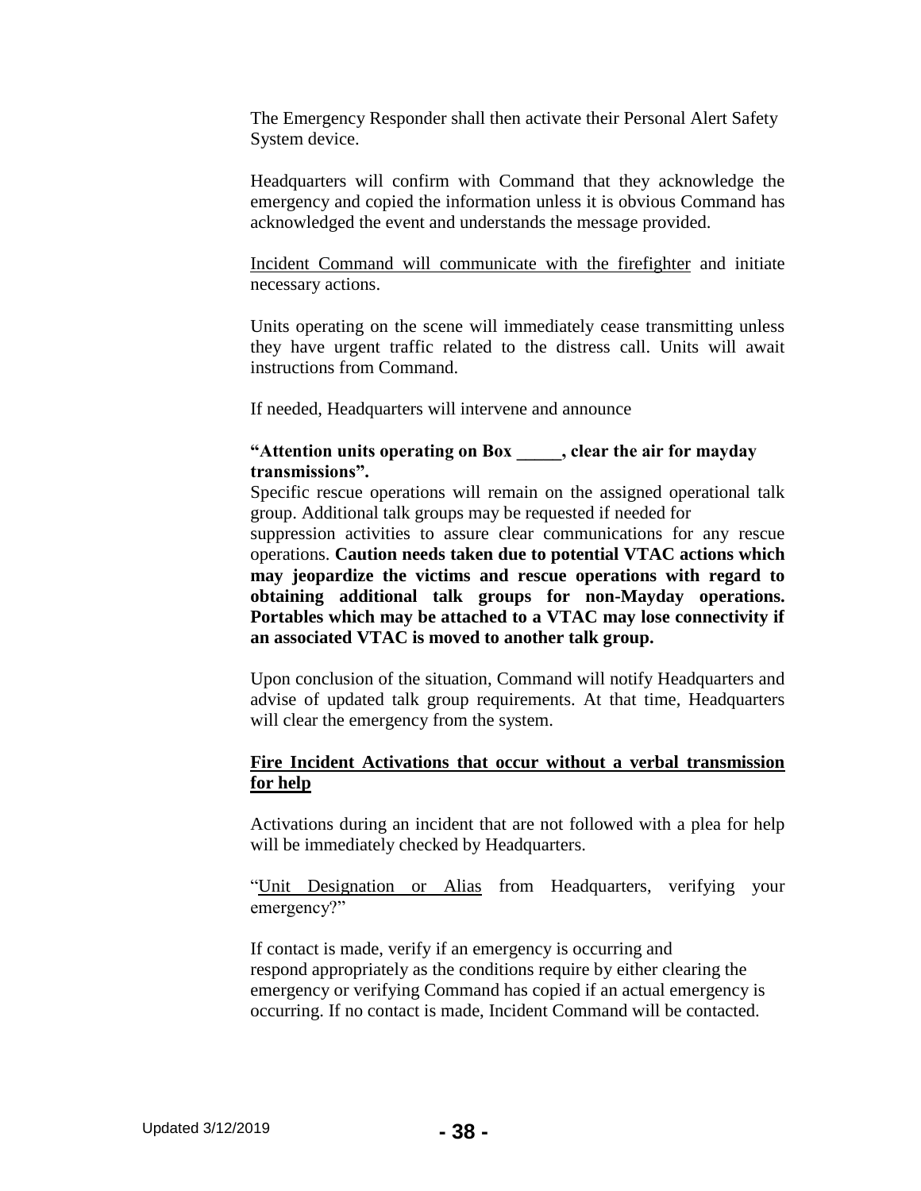The Emergency Responder shall then activate their Personal Alert Safety System device.

Headquarters will confirm with Command that they acknowledge the emergency and copied the information unless it is obvious Command has acknowledged the event and understands the message provided.

Incident Command will communicate with the firefighter and initiate necessary actions.

Units operating on the scene will immediately cease transmitting unless they have urgent traffic related to the distress call. Units will await instructions from Command.

If needed, Headquarters will intervene and announce

**"Attention units operating on Box _____, clear the air for mayday transmissions".**

Specific rescue operations will remain on the assigned operational talk group. Additional talk groups may be requested if needed for suppression activities to assure clear communications for any rescue operations. **Caution needs taken due to potential VTAC actions which may jeopardize the victims and rescue operations with regard to obtaining additional talk groups for non-Mayday operations. Portables which may be attached to a VTAC may lose connectivity if an associated VTAC is moved to another talk group.**

Upon conclusion of the situation, Command will notify Headquarters and advise of updated talk group requirements. At that time, Headquarters will clear the emergency from the system.

**Fire Incident Activations that occur without a verbal transmission for help**

Activations during an incident that are not followed with a plea for help will be immediately checked by Headquarters.

"Unit Designation or Alias from Headquarters, verifying your emergency?"

If contact is made, verify if an emergency is occurring and respond appropriately as the conditions require by either clearing the emergency or verifying Command has copied if an actual emergency is occurring. If no contact is made, Incident Command will be contacted.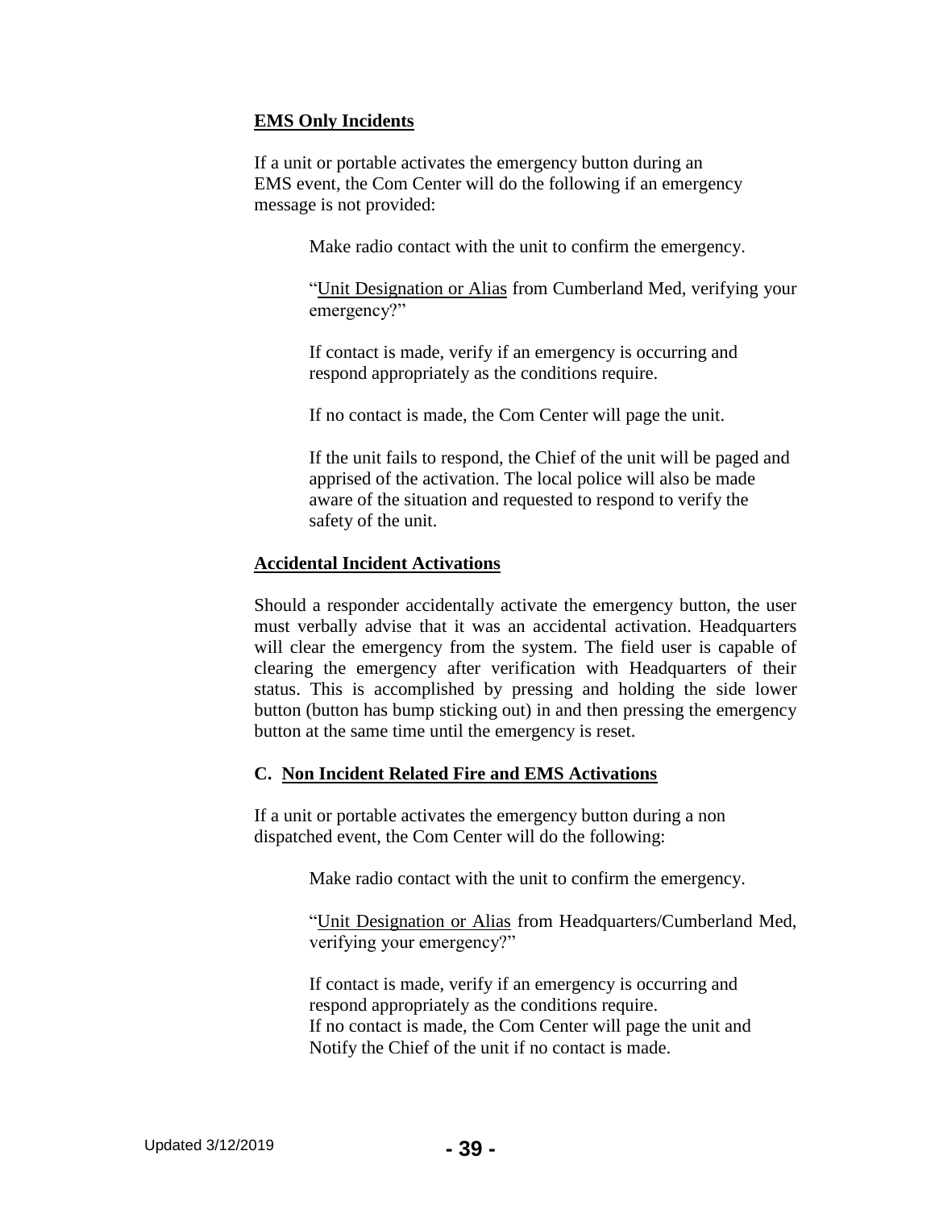**EMS Only Incidents**

If a unit or portable activates the emergency button during an EMS event, the Com Center will do the following if an emergency message is not provided:

> Make radio contact with the unit to confirm the emergency.
>
> "Unit Designation or Alias from Cumberland Med, verifying your emergency?"
>
> If contact is made, verify if an emergency is occurring and respond appropriately as the conditions require.
>
> If no contact is made, the Com Center will page the unit.
>
> If the unit fails to respond, the Chief of the unit will be paged and apprised of the activation. The local police will also be made aware of the situation and requested to respond to verify the safety of the unit.

**Accidental Incident Activations**

Should a responder accidentally activate the emergency button, the user must verbally advise that it was an accidental activation. Headquarters will clear the emergency from the system. The field user is capable of clearing the emergency after verification with Headquarters of their status. This is accomplished by pressing and holding the side lower button (button has bump sticking out) in and then pressing the emergency button at the same time until the emergency is reset.

**C. Non Incident Related Fire and EMS Activations**

If a unit or portable activates the emergency button during a non dispatched event, the Com Center will do the following:

> Make radio contact with the unit to confirm the emergency.
>
> "Unit Designation or Alias from Headquarters/Cumberland Med, verifying your emergency?"
>
> If contact is made, verify if an emergency is occurring and respond appropriately as the conditions require.
> If no contact is made, the Com Center will page the unit and Notify the Chief of the unit if no contact is made.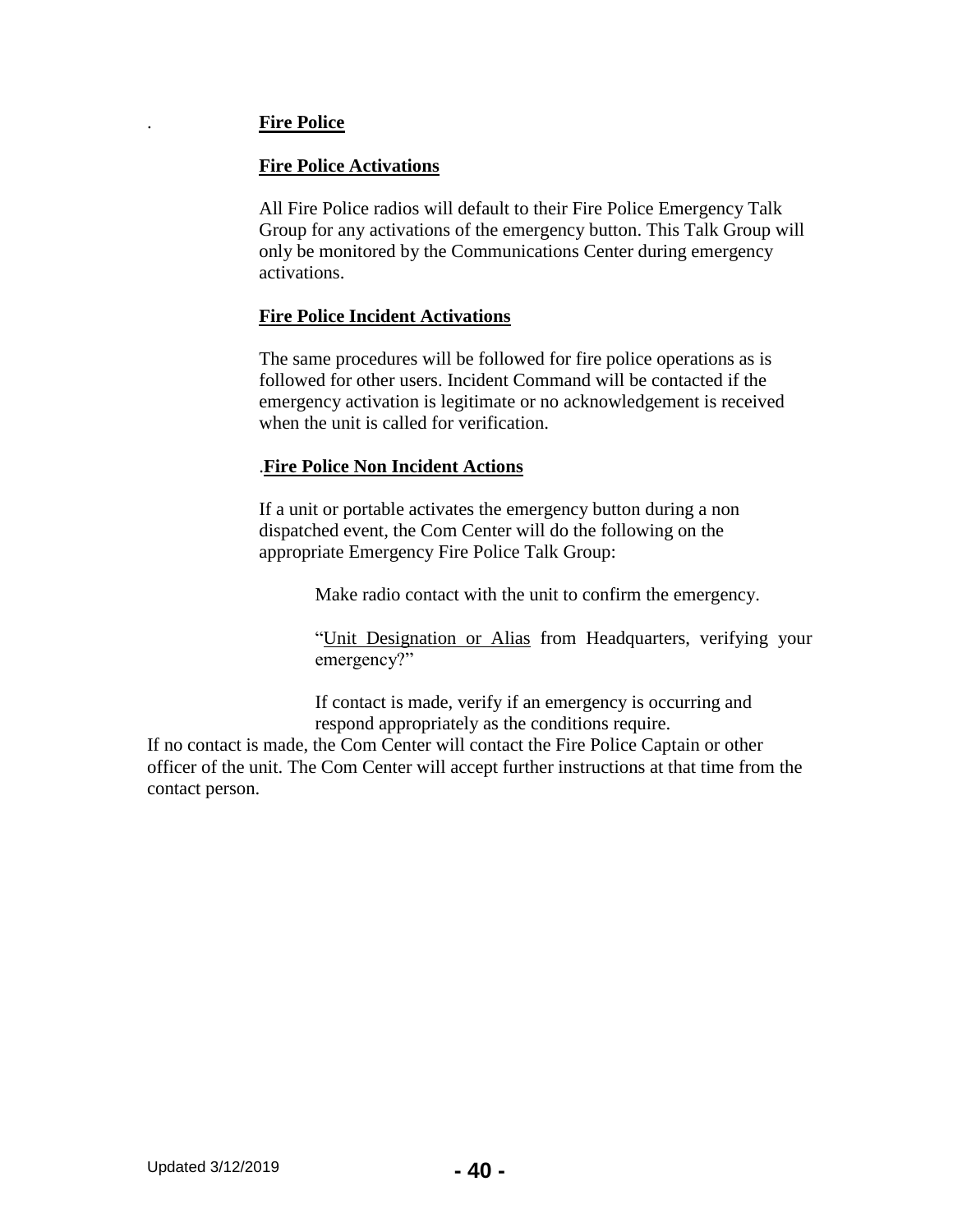## Fire Police

### Fire Police Activations

All Fire Police radios will default to their Fire Police Emergency Talk Group for any activations of the emergency button. This Talk Group will only be monitored by the Communications Center during emergency activations.

### Fire Police Incident Activations

The same procedures will be followed for fire police operations as is followed for other users. Incident Command will be contacted if the emergency activation is legitimate or no acknowledgement is received when the unit is called for verification.

### Fire Police Non Incident Actions

If a unit or portable activates the emergency button during a non dispatched event, the Com Center will do the following on the appropriate Emergency Fire Police Talk Group:

Make radio contact with the unit to confirm the emergency.

"Unit Designation or Alias from Headquarters, verifying your emergency?"

If contact is made, verify if an emergency is occurring and respond appropriately as the conditions require.

If no contact is made, the Com Center will contact the Fire Police Captain or other officer of the unit. The Com Center will accept further instructions at that time from the contact person.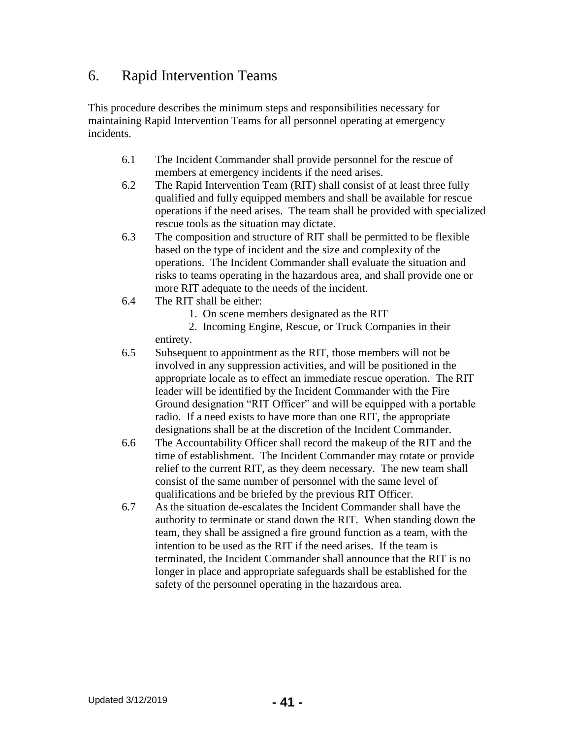## 6. Rapid Intervention Teams

This procedure describes the minimum steps and responsibilities necessary for maintaining Rapid Intervention Teams for all personnel operating at emergency incidents.

6.1 The Incident Commander shall provide personnel for the rescue of members at emergency incidents if the need arises.

6.2 The Rapid Intervention Team (RIT) shall consist of at least three fully qualified and fully equipped members and shall be available for rescue operations if the need arises. The team shall be provided with specialized rescue tools as the situation may dictate.

6.3 The composition and structure of RIT shall be permitted to be flexible based on the type of incident and the size and complexity of the operations. The Incident Commander shall evaluate the situation and risks to teams operating in the hazardous area, and shall provide one or more RIT adequate to the needs of the incident.

6.4 The RIT shall be either:

1. On scene members designated as the RIT
2. Incoming Engine, Rescue, or Truck Companies in their entirety.

6.5 Subsequent to appointment as the RIT, those members will not be involved in any suppression activities, and will be positioned in the appropriate locale as to effect an immediate rescue operation. The RIT leader will be identified by the Incident Commander with the Fire Ground designation "RIT Officer" and will be equipped with a portable radio. If a need exists to have more than one RIT, the appropriate designations shall be at the discretion of the Incident Commander.

6.6 The Accountability Officer shall record the makeup of the RIT and the time of establishment. The Incident Commander may rotate or provide relief to the current RIT, as they deem necessary. The new team shall consist of the same number of personnel with the same level of qualifications and be briefed by the previous RIT Officer.

6.7 As the situation de-escalates the Incident Commander shall have the authority to terminate or stand down the RIT. When standing down the team, they shall be assigned a fire ground function as a team, with the intention to be used as the RIT if the need arises. If the team is terminated, the Incident Commander shall announce that the RIT is no longer in place and appropriate safeguards shall be established for the safety of the personnel operating in the hazardous area.

Updated 3/12/2019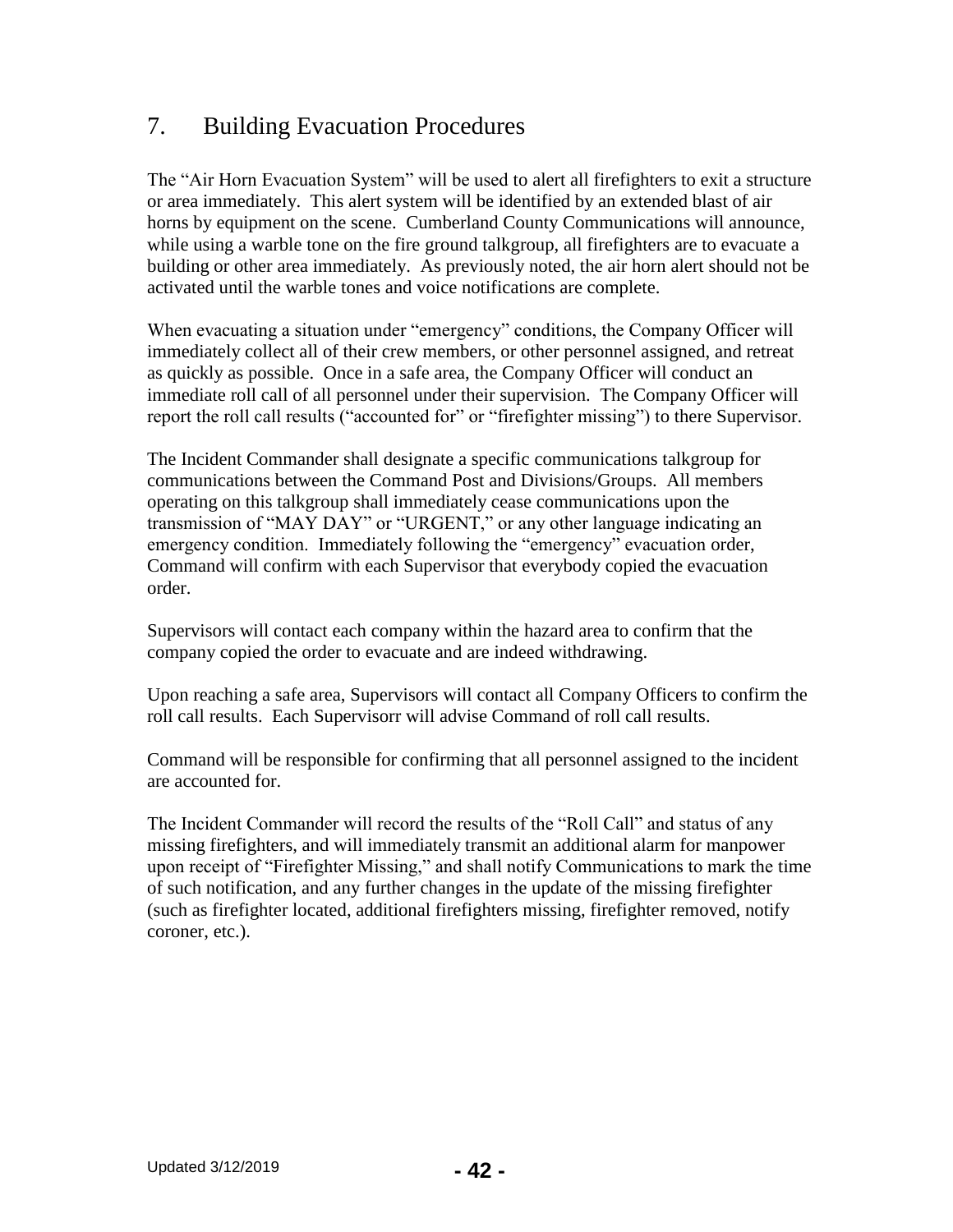## 7. Building Evacuation Procedures

The "Air Horn Evacuation System" will be used to alert all firefighters to exit a structure or area immediately. This alert system will be identified by an extended blast of air horns by equipment on the scene. Cumberland County Communications will announce, while using a warble tone on the fire ground talkgroup, all firefighters are to evacuate a building or other area immediately. As previously noted, the air horn alert should not be activated until the warble tones and voice notifications are complete.

When evacuating a situation under "emergency" conditions, the Company Officer will immediately collect all of their crew members, or other personnel assigned, and retreat as quickly as possible. Once in a safe area, the Company Officer will conduct an immediate roll call of all personnel under their supervision. The Company Officer will report the roll call results ("accounted for" or "firefighter missing") to there Supervisor.

The Incident Commander shall designate a specific communications talkgroup for communications between the Command Post and Divisions/Groups. All members operating on this talkgroup shall immediately cease communications upon the transmission of "MAY DAY" or "URGENT," or any other language indicating an emergency condition. Immediately following the "emergency" evacuation order, Command will confirm with each Supervisor that everybody copied the evacuation order.

Supervisors will contact each company within the hazard area to confirm that the company copied the order to evacuate and are indeed withdrawing.

Upon reaching a safe area, Supervisors will contact all Company Officers to confirm the roll call results. Each Supervisorr will advise Command of roll call results.

Command will be responsible for confirming that all personnel assigned to the incident are accounted for.

The Incident Commander will record the results of the "Roll Call" and status of any missing firefighters, and will immediately transmit an additional alarm for manpower upon receipt of "Firefighter Missing," and shall notify Communications to mark the time of such notification, and any further changes in the update of the missing firefighter (such as firefighter located, additional firefighters missing, firefighter removed, notify coroner, etc.).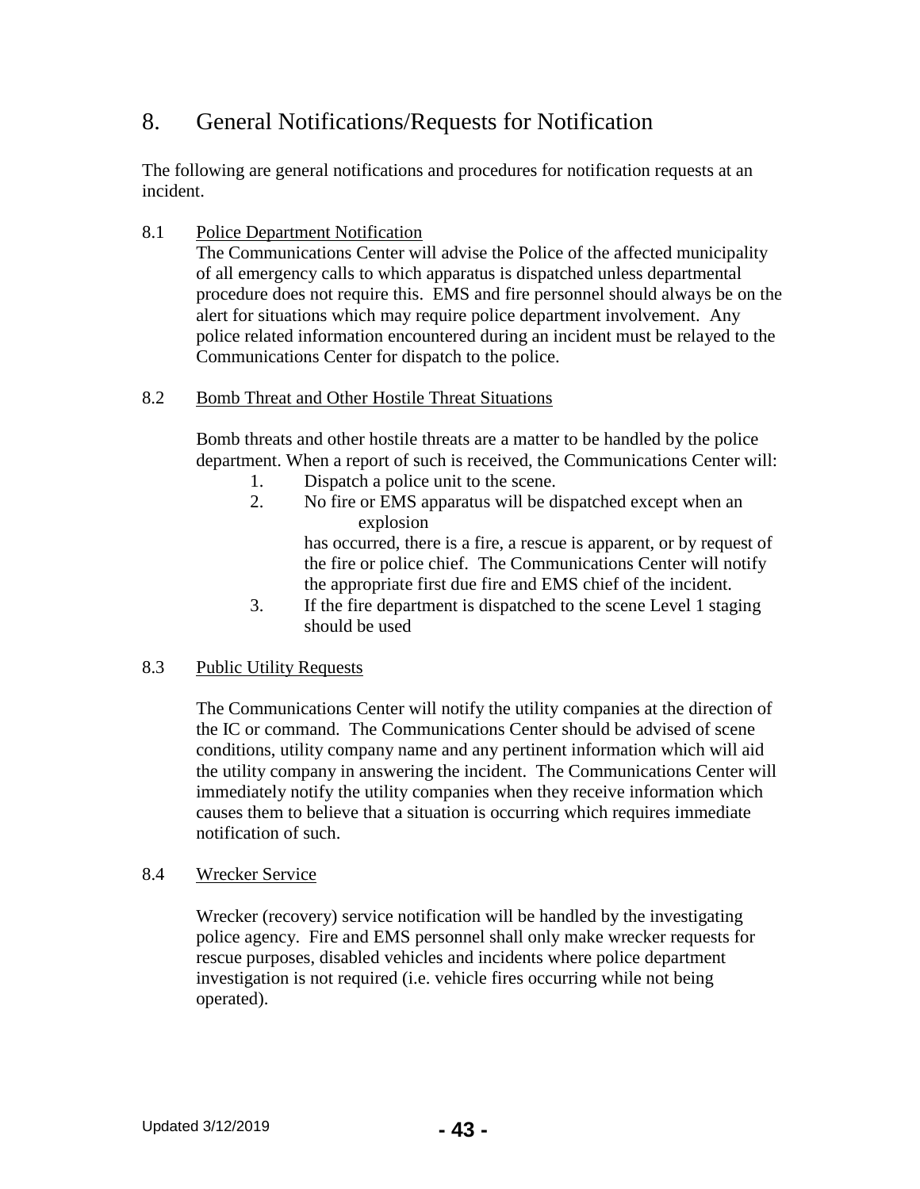# 8. General Notifications/Requests for Notification

The following are general notifications and procedures for notification requests at an incident.

## 8.1 Police Department Notification

The Communications Center will advise the Police of the affected municipality of all emergency calls to which apparatus is dispatched unless departmental procedure does not require this. EMS and fire personnel should always be on the alert for situations which may require police department involvement. Any police related information encountered during an incident must be relayed to the Communications Center for dispatch to the police.

## 8.2 Bomb Threat and Other Hostile Threat Situations

Bomb threats and other hostile threats are a matter to be handled by the police department. When a report of such is received, the Communications Center will:

1. Dispatch a police unit to the scene.
2. No fire or EMS apparatus will be dispatched except when an explosion has occurred, there is a fire, a rescue is apparent, or by request of the fire or police chief. The Communications Center will notify the appropriate first due fire and EMS chief of the incident.
3. If the fire department is dispatched to the scene Level 1 staging should be used

## 8.3 Public Utility Requests

The Communications Center will notify the utility companies at the direction of the IC or command. The Communications Center should be advised of scene conditions, utility company name and any pertinent information which will aid the utility company in answering the incident. The Communications Center will immediately notify the utility companies when they receive information which causes them to believe that a situation is occurring which requires immediate notification of such.

## 8.4 Wrecker Service

Wrecker (recovery) service notification will be handled by the investigating police agency. Fire and EMS personnel shall only make wrecker requests for rescue purposes, disabled vehicles and incidents where police department investigation is not required (i.e. vehicle fires occurring while not being operated).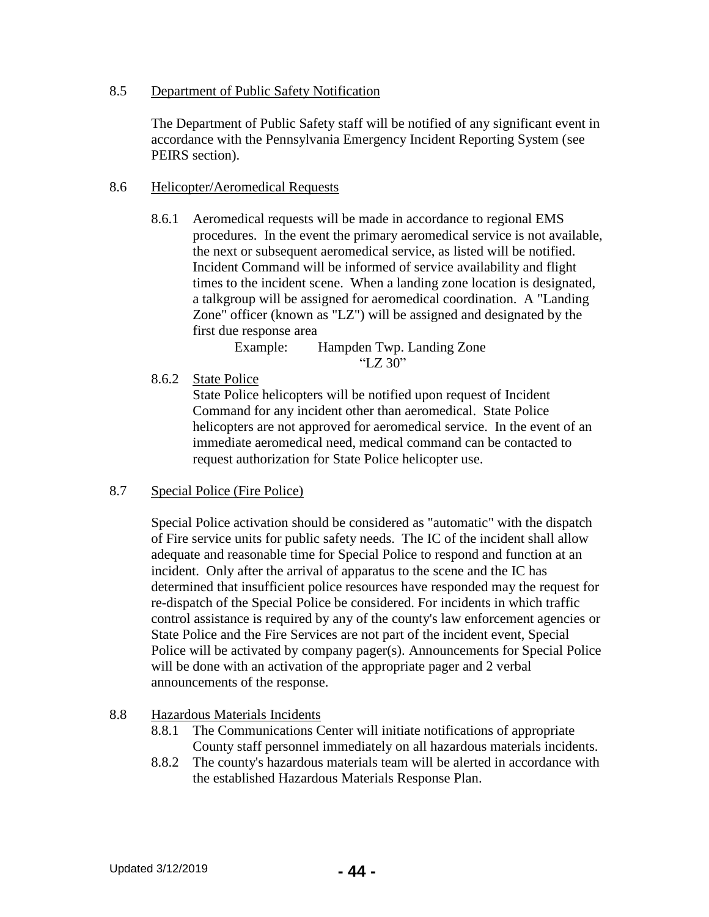## 8.5 Department of Public Safety Notification

The Department of Public Safety staff will be notified of any significant event in accordance with the Pennsylvania Emergency Incident Reporting System (see PEIRS section).

## 8.6 Helicopter/Aeromedical Requests

8.6.1 Aeromedical requests will be made in accordance to regional EMS procedures. In the event the primary aeromedical service is not available, the next or subsequent aeromedical service, as listed will be notified. Incident Command will be informed of service availability and flight times to the incident scene. When a landing zone location is designated, a talkgroup will be assigned for aeromedical coordination. A "Landing Zone" officer (known as "LZ") will be assigned and designated by the first due response area

Example: Hampden Twp. Landing Zone
"LZ 30"

8.6.2 State Police

State Police helicopters will be notified upon request of Incident Command for any incident other than aeromedical. State Police helicopters are not approved for aeromedical service. In the event of an immediate aeromedical need, medical command can be contacted to request authorization for State Police helicopter use.

## 8.7 Special Police (Fire Police)

Special Police activation should be considered as "automatic" with the dispatch of Fire service units for public safety needs. The IC of the incident shall allow adequate and reasonable time for Special Police to respond and function at an incident. Only after the arrival of apparatus to the scene and the IC has determined that insufficient police resources have responded may the request for re-dispatch of the Special Police be considered. For incidents in which traffic control assistance is required by any of the county's law enforcement agencies or State Police and the Fire Services are not part of the incident event, Special Police will be activated by company pager(s). Announcements for Special Police will be done with an activation of the appropriate pager and 2 verbal announcements of the response.

## 8.8 Hazardous Materials Incidents

8.8.1 The Communications Center will initiate notifications of appropriate County staff personnel immediately on all hazardous materials incidents.

8.8.2 The county's hazardous materials team will be alerted in accordance with the established Hazardous Materials Response Plan.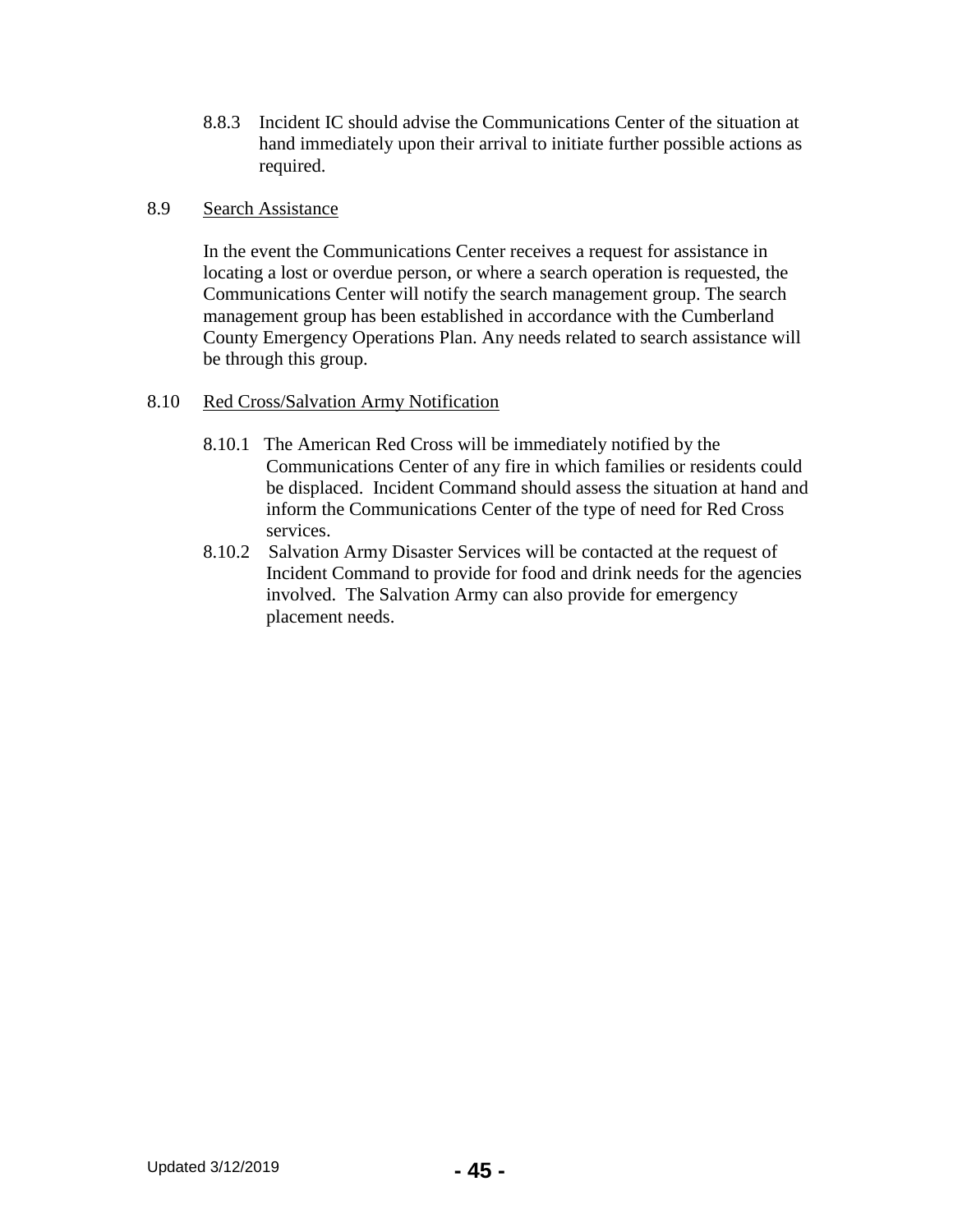8.8.3 Incident IC should advise the Communications Center of the situation at hand immediately upon their arrival to initiate further possible actions as required.

8.9 <u>Search Assistance</u>

In the event the Communications Center receives a request for assistance in locating a lost or overdue person, or where a search operation is requested, the Communications Center will notify the search management group. The search management group has been established in accordance with the Cumberland County Emergency Operations Plan. Any needs related to search assistance will be through this group.

8.10 <u>Red Cross/Salvation Army Notification</u>

8.10.1 The American Red Cross will be immediately notified by the Communications Center of any fire in which families or residents could be displaced. Incident Command should assess the situation at hand and inform the Communications Center of the type of need for Red Cross services.

8.10.2 Salvation Army Disaster Services will be contacted at the request of Incident Command to provide for food and drink needs for the agencies involved. The Salvation Army can also provide for emergency placement needs.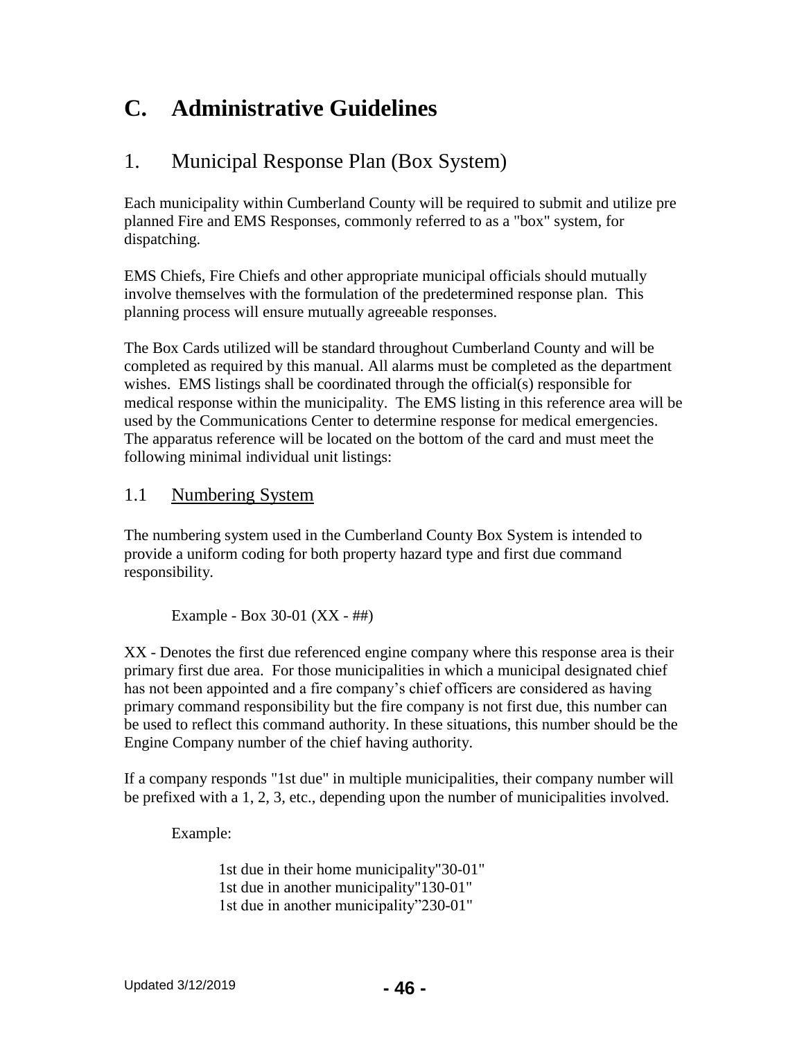# C. Administrative Guidelines

## 1. Municipal Response Plan (Box System)

Each municipality within Cumberland County will be required to submit and utilize pre planned Fire and EMS Responses, commonly referred to as a "box" system, for dispatching.

EMS Chiefs, Fire Chiefs and other appropriate municipal officials should mutually involve themselves with the formulation of the predetermined response plan. This planning process will ensure mutually agreeable responses.

The Box Cards utilized will be standard throughout Cumberland County and will be completed as required by this manual. All alarms must be completed as the department wishes. EMS listings shall be coordinated through the official(s) responsible for medical response within the municipality. The EMS listing in this reference area will be used by the Communications Center to determine response for medical emergencies. The apparatus reference will be located on the bottom of the card and must meet the following minimal individual unit listings:

### 1.1 Numbering System

The numbering system used in the Cumberland County Box System is intended to provide a uniform coding for both property hazard type and first due command responsibility.

Example - Box 30-01 (XX - ##)

XX - Denotes the first due referenced engine company where this response area is their primary first due area. For those municipalities in which a municipal designated chief has not been appointed and a fire company's chief officers are considered as having primary command responsibility but the fire company is not first due, this number can be used to reflect this command authority. In these situations, this number should be the Engine Company number of the chief having authority.

If a company responds "1st due" in multiple municipalities, their company number will be prefixed with a 1, 2, 3, etc., depending upon the number of municipalities involved.

Example:

1st due in their home municipality"30-01"
1st due in another municipality"130-01"
1st due in another municipality"230-01"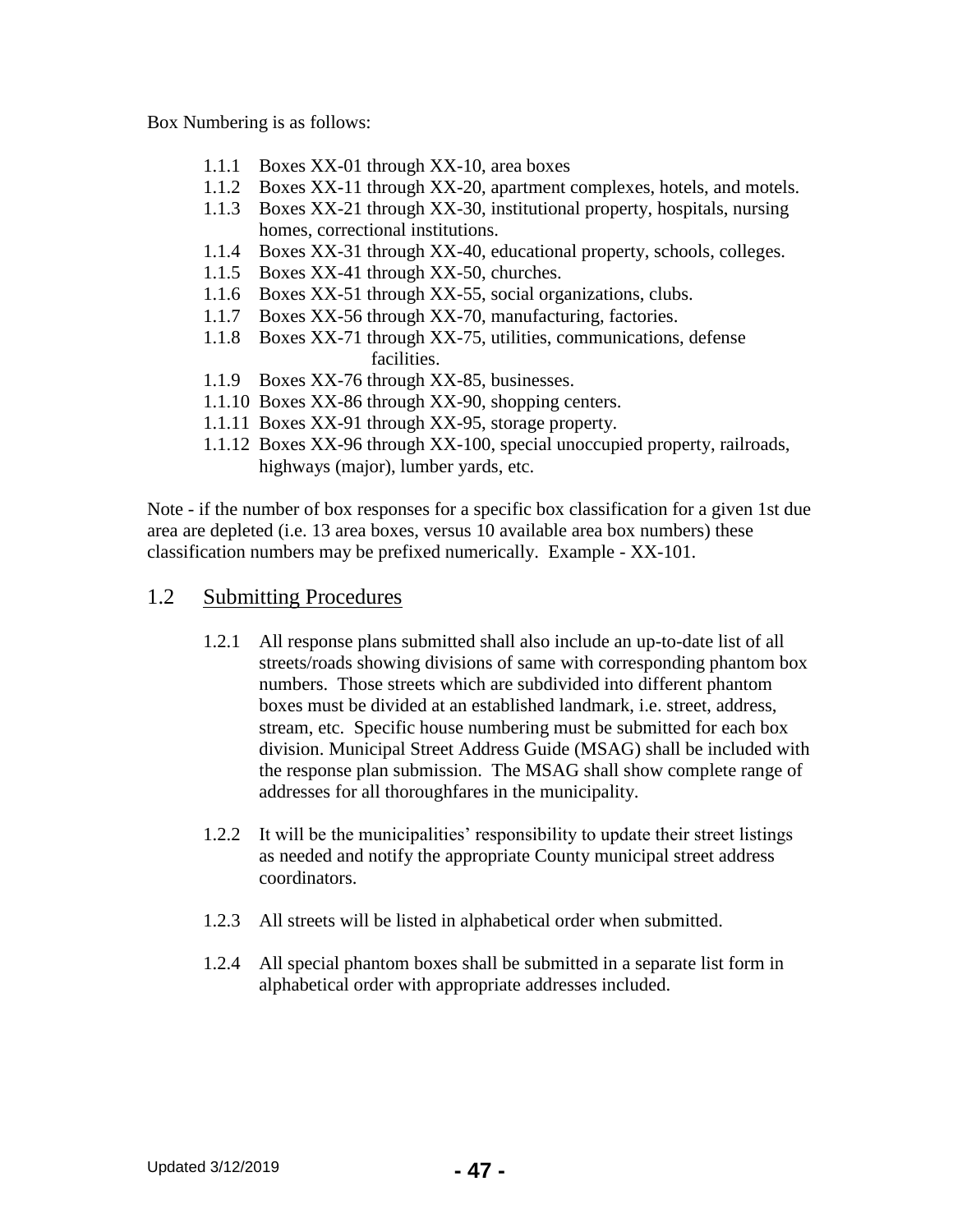Box Numbering is as follows:

- 1.1.1 Boxes XX-01 through XX-10, area boxes
- 1.1.2 Boxes XX-11 through XX-20, apartment complexes, hotels, and motels.
- 1.1.3 Boxes XX-21 through XX-30, institutional property, hospitals, nursing homes, correctional institutions.
- 1.1.4 Boxes XX-31 through XX-40, educational property, schools, colleges.
- 1.1.5 Boxes XX-41 through XX-50, churches.
- 1.1.6 Boxes XX-51 through XX-55, social organizations, clubs.
- 1.1.7 Boxes XX-56 through XX-70, manufacturing, factories.
- 1.1.8 Boxes XX-71 through XX-75, utilities, communications, defense facilities.
- 1.1.9 Boxes XX-76 through XX-85, businesses.
- 1.1.10 Boxes XX-86 through XX-90, shopping centers.
- 1.1.11 Boxes XX-91 through XX-95, storage property.
- 1.1.12 Boxes XX-96 through XX-100, special unoccupied property, railroads, highways (major), lumber yards, etc.

Note - if the number of box responses for a specific box classification for a given 1st due area are depleted (i.e. 13 area boxes, versus 10 available area box numbers) these classification numbers may be prefixed numerically. Example - XX-101.

## 1.2 Submitting Procedures

1.2.1 All response plans submitted shall also include an up-to-date list of all streets/roads showing divisions of same with corresponding phantom box numbers. Those streets which are subdivided into different phantom boxes must be divided at an established landmark, i.e. street, address, stream, etc. Specific house numbering must be submitted for each box division. Municipal Street Address Guide (MSAG) shall be included with the response plan submission. The MSAG shall show complete range of addresses for all thoroughfares in the municipality.

1.2.2 It will be the municipalities' responsibility to update their street listings as needed and notify the appropriate County municipal street address coordinators.

1.2.3 All streets will be listed in alphabetical order when submitted.

1.2.4 All special phantom boxes shall be submitted in a separate list form in alphabetical order with appropriate addresses included.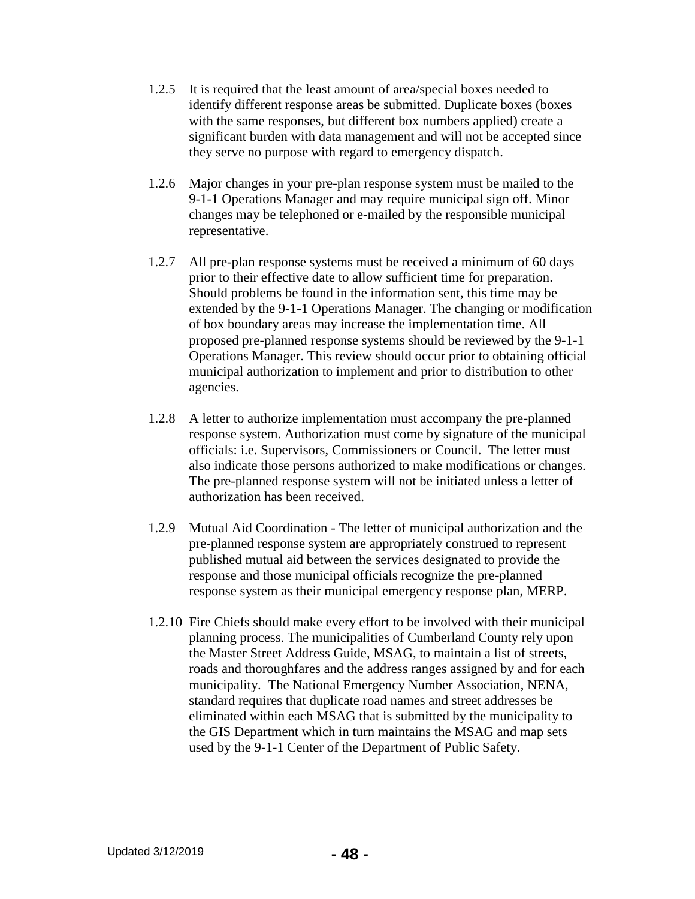1.2.5 It is required that the least amount of area/special boxes needed to identify different response areas be submitted. Duplicate boxes (boxes with the same responses, but different box numbers applied) create a significant burden with data management and will not be accepted since they serve no purpose with regard to emergency dispatch.

1.2.6 Major changes in your pre-plan response system must be mailed to the 9-1-1 Operations Manager and may require municipal sign off. Minor changes may be telephoned or e-mailed by the responsible municipal representative.

1.2.7 All pre-plan response systems must be received a minimum of 60 days prior to their effective date to allow sufficient time for preparation. Should problems be found in the information sent, this time may be extended by the 9-1-1 Operations Manager. The changing or modification of box boundary areas may increase the implementation time. All proposed pre-planned response systems should be reviewed by the 9-1-1 Operations Manager. This review should occur prior to obtaining official municipal authorization to implement and prior to distribution to other agencies.

1.2.8 A letter to authorize implementation must accompany the pre-planned response system. Authorization must come by signature of the municipal officials: i.e. Supervisors, Commissioners or Council. The letter must also indicate those persons authorized to make modifications or changes. The pre-planned response system will not be initiated unless a letter of authorization has been received.

1.2.9 Mutual Aid Coordination - The letter of municipal authorization and the pre-planned response system are appropriately construed to represent published mutual aid between the services designated to provide the response and those municipal officials recognize the pre-planned response system as their municipal emergency response plan, MERP.

1.2.10 Fire Chiefs should make every effort to be involved with their municipal planning process. The municipalities of Cumberland County rely upon the Master Street Address Guide, MSAG, to maintain a list of streets, roads and thoroughfares and the address ranges assigned by and for each municipality. The National Emergency Number Association, NENA, standard requires that duplicate road names and street addresses be eliminated within each MSAG that is submitted by the municipality to the GIS Department which in turn maintains the MSAG and map sets used by the 9-1-1 Center of the Department of Public Safety.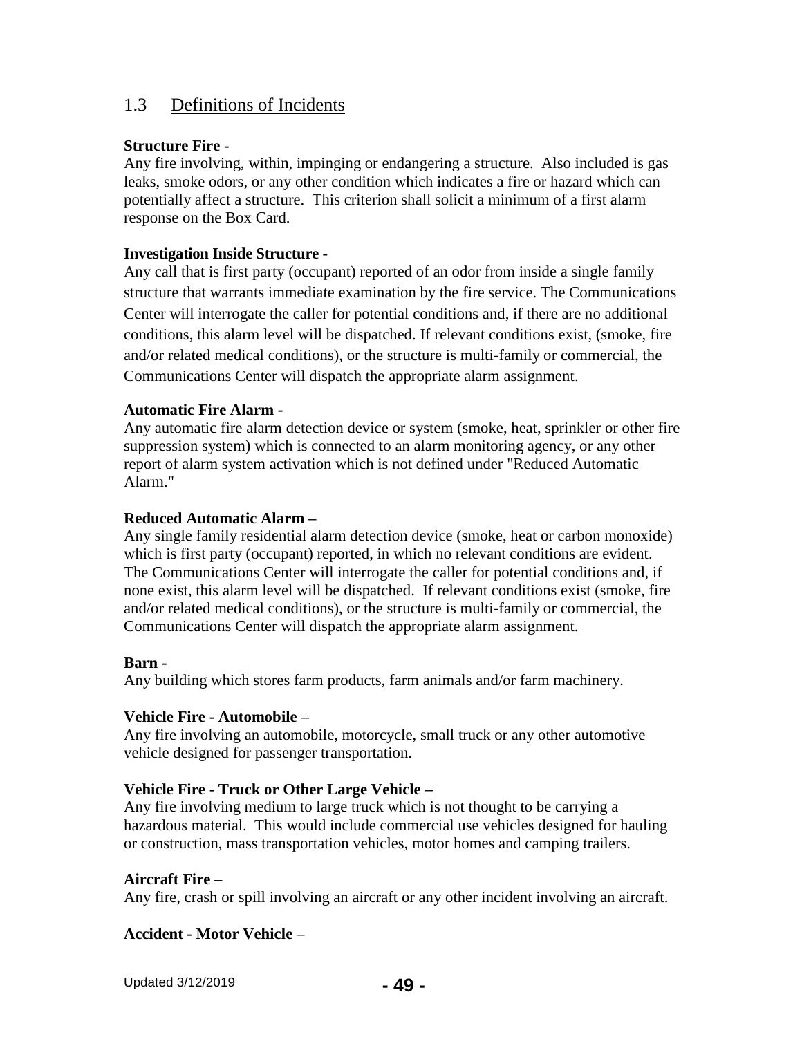## 1.3 Definitions of Incidents

**Structure Fire -**
Any fire involving, within, impinging or endangering a structure. Also included is gas leaks, smoke odors, or any other condition which indicates a fire or hazard which can potentially affect a structure. This criterion shall solicit a minimum of a first alarm response on the Box Card.

**Investigation Inside Structure** -
Any call that is first party (occupant) reported of an odor from inside a single family structure that warrants immediate examination by the fire service. The Communications Center will interrogate the caller for potential conditions and, if there are no additional conditions, this alarm level will be dispatched. If relevant conditions exist, (smoke, fire and/or related medical conditions), or the structure is multi-family or commercial, the Communications Center will dispatch the appropriate alarm assignment.

**Automatic Fire Alarm -**
Any automatic fire alarm detection device or system (smoke, heat, sprinkler or other fire suppression system) which is connected to an alarm monitoring agency, or any other report of alarm system activation which is not defined under "Reduced Automatic Alarm."

**Reduced Automatic Alarm –**
Any single family residential alarm detection device (smoke, heat or carbon monoxide) which is first party (occupant) reported, in which no relevant conditions are evident. The Communications Center will interrogate the caller for potential conditions and, if none exist, this alarm level will be dispatched. If relevant conditions exist (smoke, fire and/or related medical conditions), or the structure is multi-family or commercial, the Communications Center will dispatch the appropriate alarm assignment.

**Barn -**
Any building which stores farm products, farm animals and/or farm machinery.

**Vehicle Fire - Automobile –**
Any fire involving an automobile, motorcycle, small truck or any other automotive vehicle designed for passenger transportation.

**Vehicle Fire - Truck or Other Large Vehicle –**
Any fire involving medium to large truck which is not thought to be carrying a hazardous material. This would include commercial use vehicles designed for hauling or construction, mass transportation vehicles, motor homes and camping trailers.

**Aircraft Fire –**
Any fire, crash or spill involving an aircraft or any other incident involving an aircraft.

**Accident - Motor Vehicle –**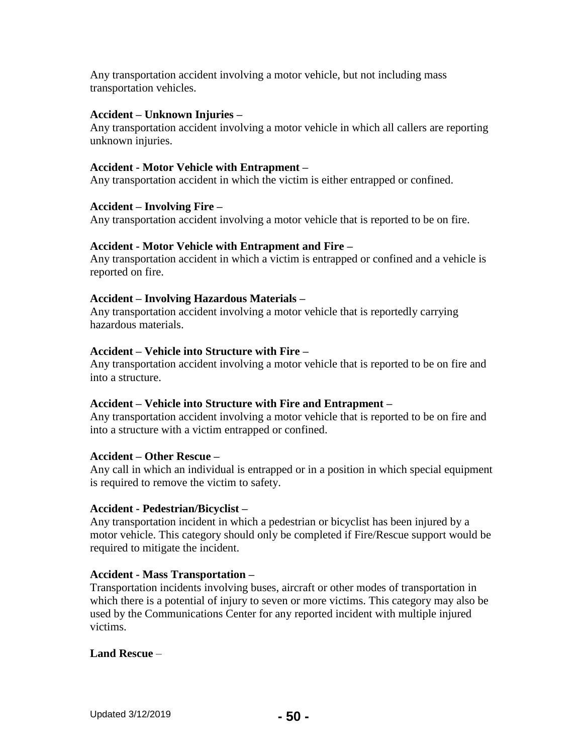Any transportation accident involving a motor vehicle, but not including mass transportation vehicles.

**Accident – Unknown Injuries –**
Any transportation accident involving a motor vehicle in which all callers are reporting unknown injuries.

**Accident - Motor Vehicle with Entrapment –**
Any transportation accident in which the victim is either entrapped or confined.

**Accident – Involving Fire –**
Any transportation accident involving a motor vehicle that is reported to be on fire.

**Accident - Motor Vehicle with Entrapment and Fire –**
Any transportation accident in which a victim is entrapped or confined and a vehicle is reported on fire.

**Accident – Involving Hazardous Materials –**
Any transportation accident involving a motor vehicle that is reportedly carrying hazardous materials.

**Accident – Vehicle into Structure with Fire –**
Any transportation accident involving a motor vehicle that is reported to be on fire and into a structure.

**Accident – Vehicle into Structure with Fire and Entrapment –**
Any transportation accident involving a motor vehicle that is reported to be on fire and into a structure with a victim entrapped or confined.

**Accident – Other Rescue –**
Any call in which an individual is entrapped or in a position in which special equipment is required to remove the victim to safety.

**Accident - Pedestrian/Bicyclist –**
Any transportation incident in which a pedestrian or bicyclist has been injured by a motor vehicle. This category should only be completed if Fire/Rescue support would be required to mitigate the incident.

**Accident - Mass Transportation –**
Transportation incidents involving buses, aircraft or other modes of transportation in which there is a potential of injury to seven or more victims. This category may also be used by the Communications Center for any reported incident with multiple injured victims.

**Land Rescue** –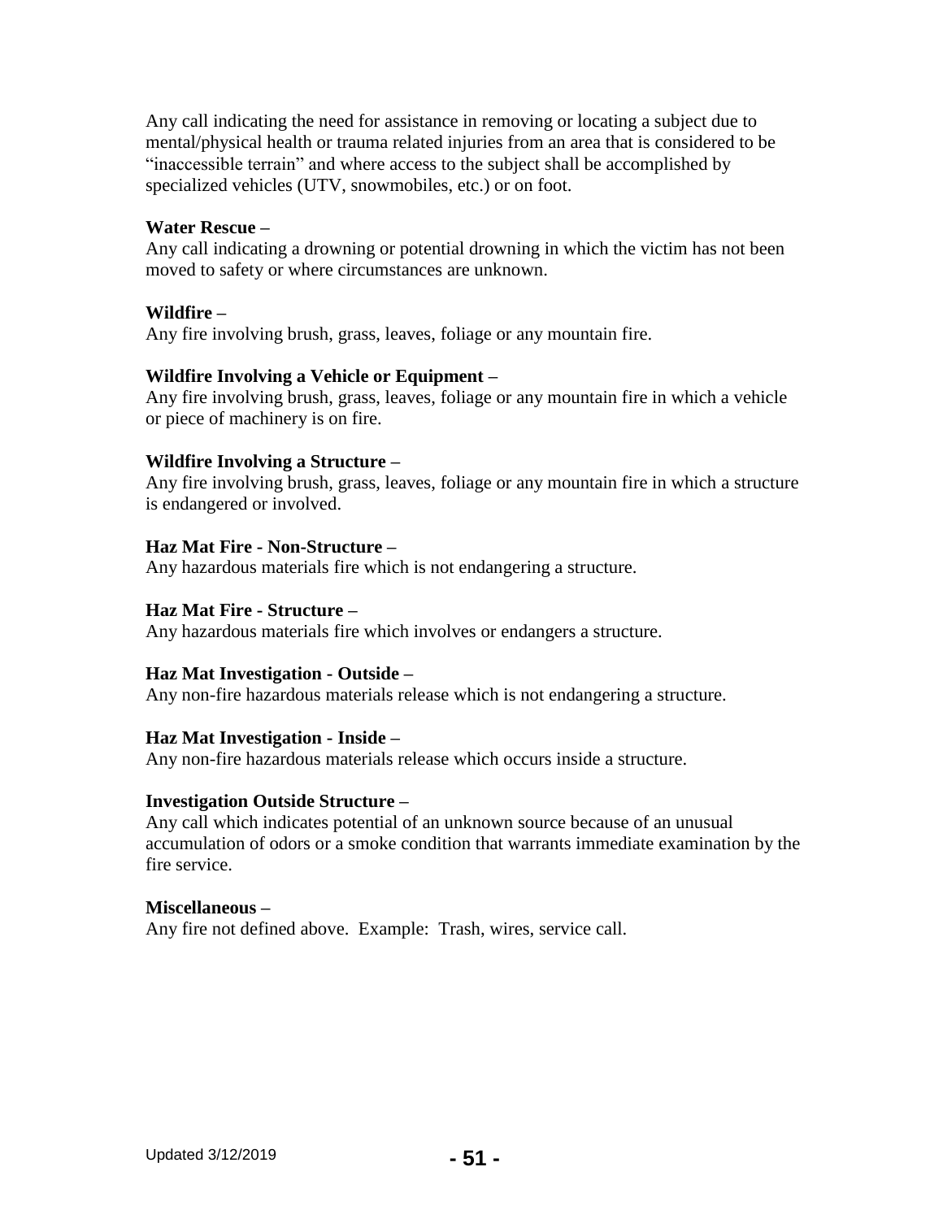Any call indicating the need for assistance in removing or locating a subject due to mental/physical health or trauma related injuries from an area that is considered to be "inaccessible terrain" and where access to the subject shall be accomplished by specialized vehicles (UTV, snowmobiles, etc.) or on foot.

**Water Rescue –**
Any call indicating a drowning or potential drowning in which the victim has not been moved to safety or where circumstances are unknown.

**Wildfire –**
Any fire involving brush, grass, leaves, foliage or any mountain fire.

**Wildfire Involving a Vehicle or Equipment –**
Any fire involving brush, grass, leaves, foliage or any mountain fire in which a vehicle or piece of machinery is on fire.

**Wildfire Involving a Structure –**
Any fire involving brush, grass, leaves, foliage or any mountain fire in which a structure is endangered or involved.

**Haz Mat Fire - Non-Structure –**
Any hazardous materials fire which is not endangering a structure.

**Haz Mat Fire - Structure –**
Any hazardous materials fire which involves or endangers a structure.

**Haz Mat Investigation - Outside –**
Any non-fire hazardous materials release which is not endangering a structure.

**Haz Mat Investigation - Inside –**
Any non-fire hazardous materials release which occurs inside a structure.

**Investigation Outside Structure –**
Any call which indicates potential of an unknown source because of an unusual accumulation of odors or a smoke condition that warrants immediate examination by the fire service.

**Miscellaneous –**
Any fire not defined above. Example: Trash, wires, service call.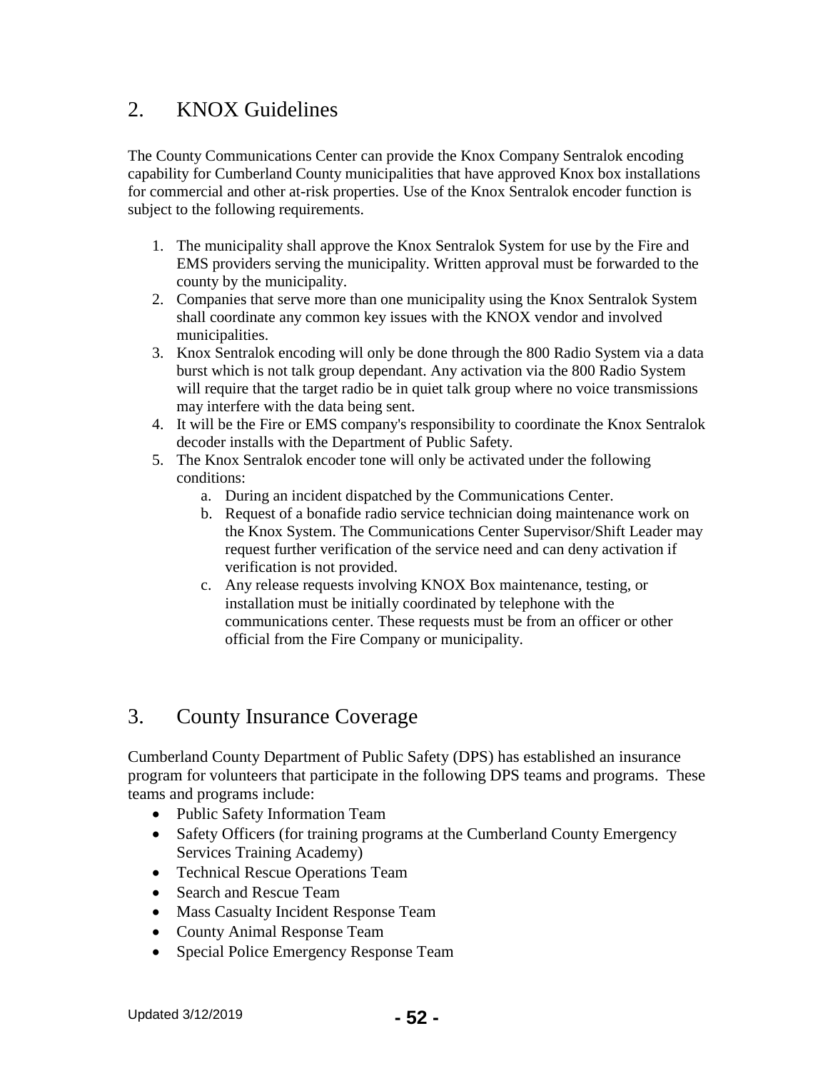## 2. KNOX Guidelines

The County Communications Center can provide the Knox Company Sentralok encoding capability for Cumberland County municipalities that have approved Knox box installations for commercial and other at-risk properties. Use of the Knox Sentralok encoder function is subject to the following requirements.

1. The municipality shall approve the Knox Sentralok System for use by the Fire and EMS providers serving the municipality. Written approval must be forwarded to the county by the municipality.
2. Companies that serve more than one municipality using the Knox Sentralok System shall coordinate any common key issues with the KNOX vendor and involved municipalities.
3. Knox Sentralok encoding will only be done through the 800 Radio System via a data burst which is not talk group dependant. Any activation via the 800 Radio System will require that the target radio be in quiet talk group where no voice transmissions may interfere with the data being sent.
4. It will be the Fire or EMS company's responsibility to coordinate the Knox Sentralok decoder installs with the Department of Public Safety.
5. The Knox Sentralok encoder tone will only be activated under the following conditions:
   a. During an incident dispatched by the Communications Center.
   b. Request of a bonafide radio service technician doing maintenance work on the Knox System. The Communications Center Supervisor/Shift Leader may request further verification of the service need and can deny activation if verification is not provided.
   c. Any release requests involving KNOX Box maintenance, testing, or installation must be initially coordinated by telephone with the communications center. These requests must be from an officer or other official from the Fire Company or municipality.

## 3. County Insurance Coverage

Cumberland County Department of Public Safety (DPS) has established an insurance program for volunteers that participate in the following DPS teams and programs. These teams and programs include:

- Public Safety Information Team
- Safety Officers (for training programs at the Cumberland County Emergency Services Training Academy)
- Technical Rescue Operations Team
- Search and Rescue Team
- Mass Casualty Incident Response Team
- County Animal Response Team
- Special Police Emergency Response Team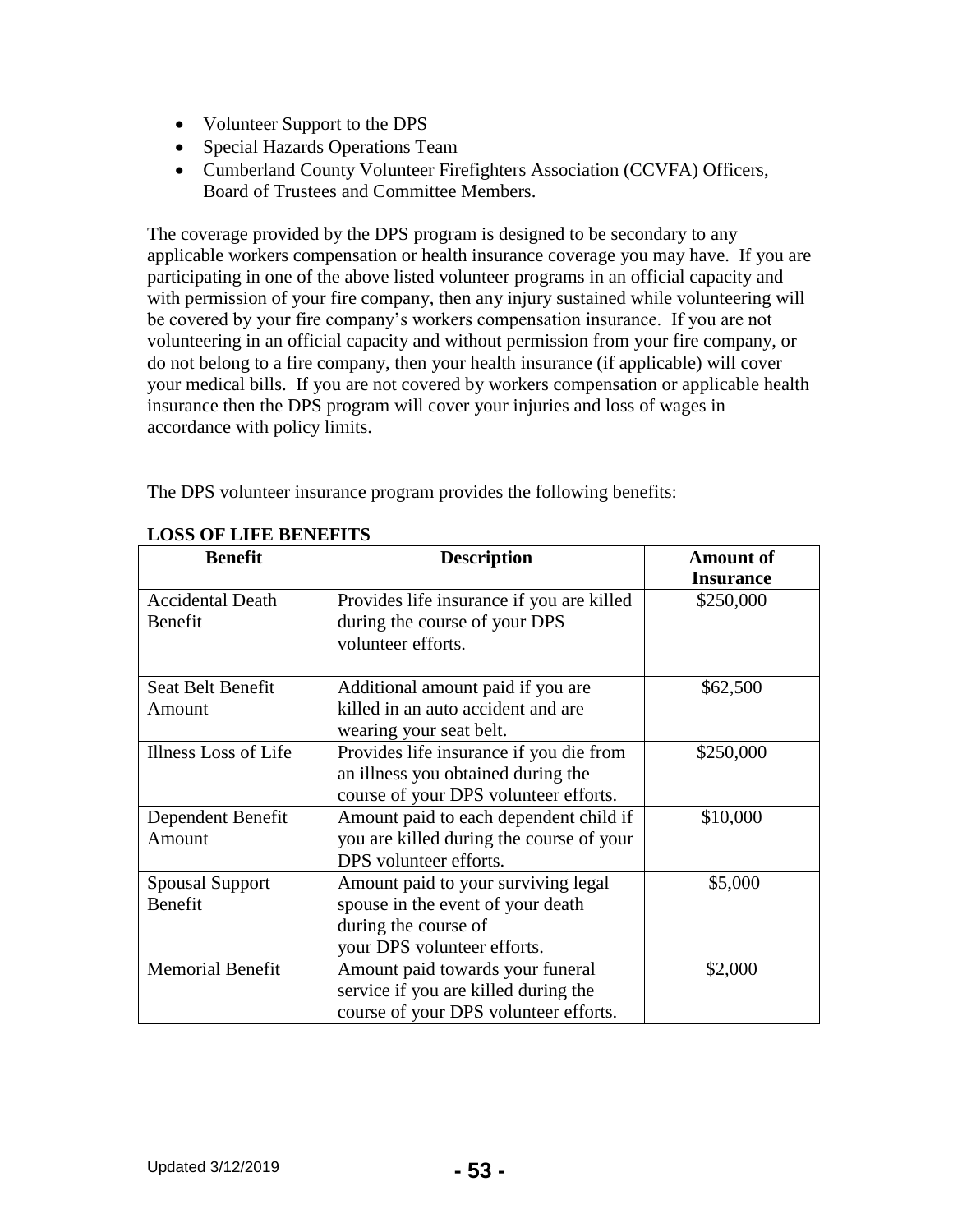- Volunteer Support to the DPS
- Special Hazards Operations Team
- Cumberland County Volunteer Firefighters Association (CCVFA) Officers, Board of Trustees and Committee Members.

The coverage provided by the DPS program is designed to be secondary to any applicable workers compensation or health insurance coverage you may have. If you are participating in one of the above listed volunteer programs in an official capacity and with permission of your fire company, then any injury sustained while volunteering will be covered by your fire company's workers compensation insurance. If you are not volunteering in an official capacity and without permission from your fire company, or do not belong to a fire company, then your health insurance (if applicable) will cover your medical bills. If you are not covered by workers compensation or applicable health insurance then the DPS program will cover your injuries and loss of wages in accordance with policy limits.

The DPS volunteer insurance program provides the following benefits:

**LOSS OF LIFE BENEFITS**

| Benefit | Description | Amount of Insurance |
|---|---|---|
| Accidental Death Benefit | Provides life insurance if you are killed during the course of your DPS volunteer efforts. | $250,000 |
| Seat Belt Benefit Amount | Additional amount paid if you are killed in an auto accident and are wearing your seat belt. | $62,500 |
| Illness Loss of Life | Provides life insurance if you die from an illness you obtained during the course of your DPS volunteer efforts. | $250,000 |
| Dependent Benefit Amount | Amount paid to each dependent child if you are killed during the course of your DPS volunteer efforts. | $10,000 |
| Spousal Support Benefit | Amount paid to your surviving legal spouse in the event of your death during the course of your DPS volunteer efforts. | $5,000 |
| Memorial Benefit | Amount paid towards your funeral service if you are killed during the course of your DPS volunteer efforts. | $2,000 |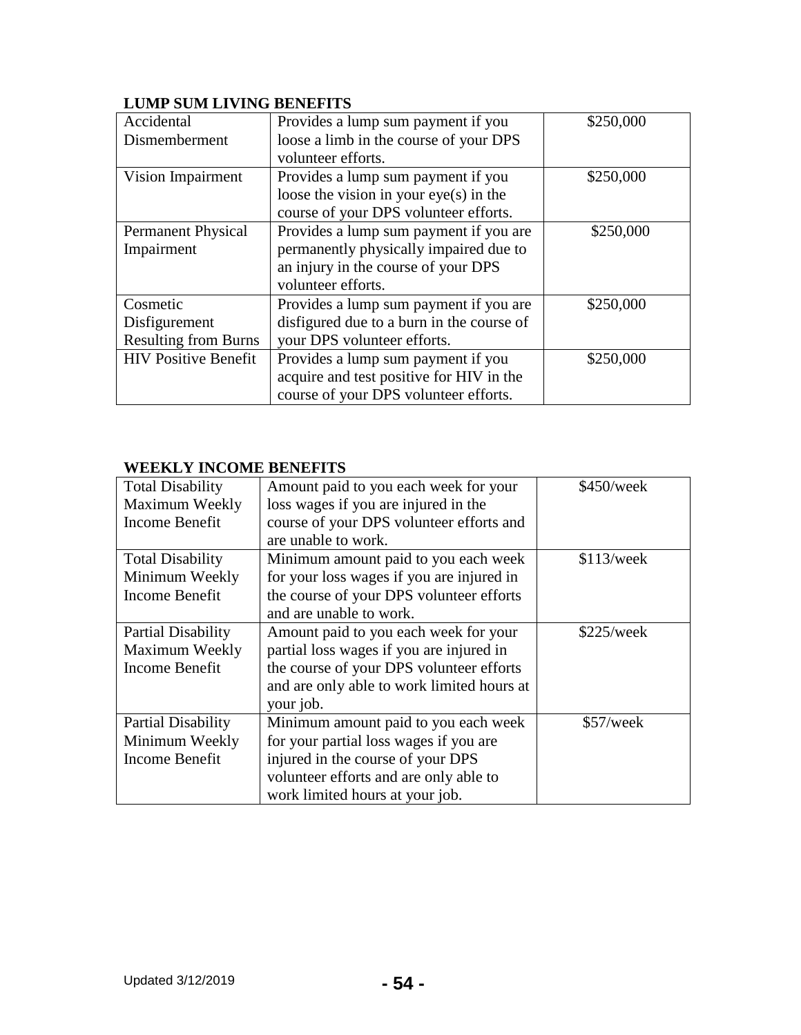**LUMP SUM LIVING BENEFITS**

| | | |
|---|---|---|
| Accidental Dismemberment | Provides a lump sum payment if you loose a limb in the course of your DPS volunteer efforts. | \$250,000 |
| Vision Impairment | Provides a lump sum payment if you loose the vision in your eye(s) in the course of your DPS volunteer efforts. | \$250,000 |
| Permanent Physical Impairment | Provides a lump sum payment if you are permanently physically impaired due to an injury in the course of your DPS volunteer efforts. | \$250,000 |
| Cosmetic Disfigurement Resulting from Burns | Provides a lump sum payment if you are disfigured due to a burn in the course of your DPS volunteer efforts. | \$250,000 |
| HIV Positive Benefit | Provides a lump sum payment if you acquire and test positive for HIV in the course of your DPS volunteer efforts. | \$250,000 |

**WEEKLY INCOME BENEFITS**

| | | |
|---|---|---|
| Total Disability Maximum Weekly Income Benefit | Amount paid to you each week for your loss wages if you are injured in the course of your DPS volunteer efforts and are unable to work. | \$450/week |
| Total Disability Minimum Weekly Income Benefit | Minimum amount paid to you each week for your loss wages if you are injured in the course of your DPS volunteer efforts and are unable to work. | \$113/week |
| Partial Disability Maximum Weekly Income Benefit | Amount paid to you each week for your partial loss wages if you are injured in the course of your DPS volunteer efforts and are only able to work limited hours at your job. | \$225/week |
| Partial Disability Minimum Weekly Income Benefit | Minimum amount paid to you each week for your partial loss wages if you are injured in the course of your DPS volunteer efforts and are only able to work limited hours at your job. | \$57/week |

Updated 3/12/2019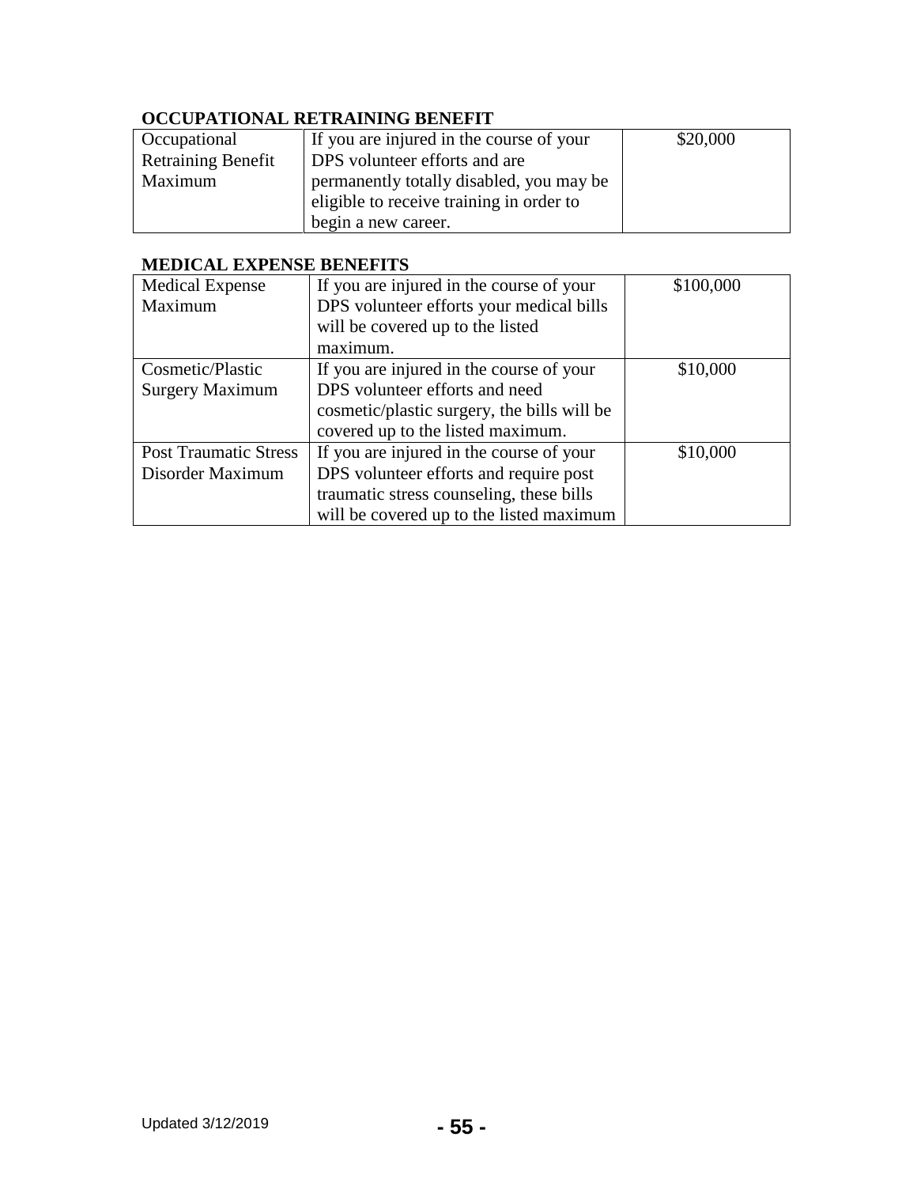**OCCUPATIONAL RETRAINING BENEFIT**

| | | |
|---|---|---|
| Occupational Retraining Benefit Maximum | If you are injured in the course of your DPS volunteer efforts and are permanently totally disabled, you may be eligible to receive training in order to begin a new career. | $20,000 |

**MEDICAL EXPENSE BENEFITS**

| | | |
|---|---|---|
| Medical Expense Maximum | If you are injured in the course of your DPS volunteer efforts your medical bills will be covered up to the listed maximum. | $100,000 |
| Cosmetic/Plastic Surgery Maximum | If you are injured in the course of your DPS volunteer efforts and need cosmetic/plastic surgery, the bills will be covered up to the listed maximum. | $10,000 |
| Post Traumatic Stress Disorder Maximum | If you are injured in the course of your DPS volunteer efforts and require post traumatic stress counseling, these bills will be covered up to the listed maximum | $10,000 |

Updated 3/12/2019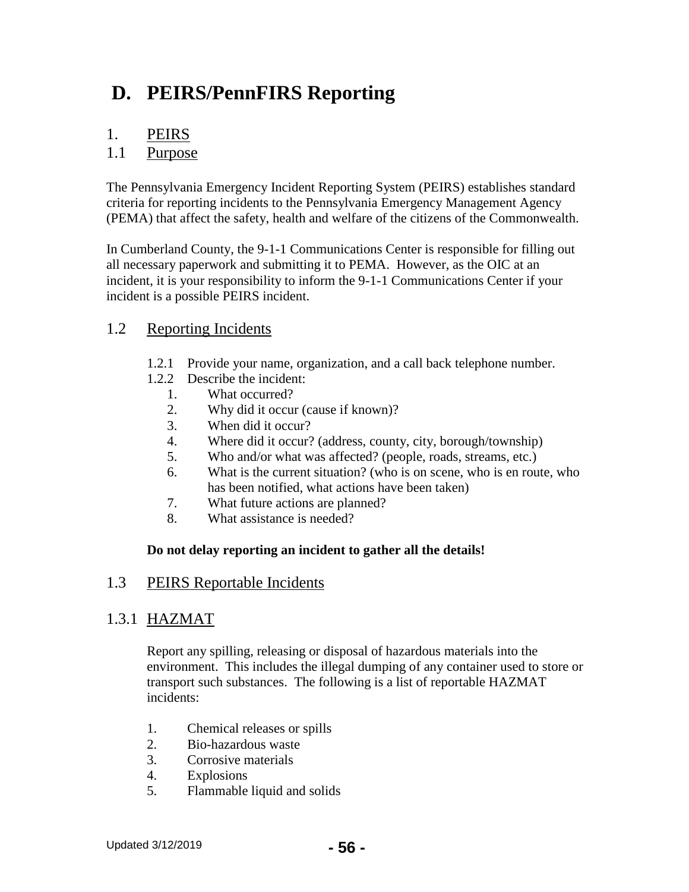# D. PEIRS/PennFIRS Reporting

## 1. PEIRS

### 1.1 Purpose

The Pennsylvania Emergency Incident Reporting System (PEIRS) establishes standard criteria for reporting incidents to the Pennsylvania Emergency Management Agency (PEMA) that affect the safety, health and welfare of the citizens of the Commonwealth.

In Cumberland County, the 9-1-1 Communications Center is responsible for filling out all necessary paperwork and submitting it to PEMA. However, as the OIC at an incident, it is your responsibility to inform the 9-1-1 Communications Center if your incident is a possible PEIRS incident.

### 1.2 Reporting Incidents

1.2.1 Provide your name, organization, and a call back telephone number.

1.2.2 Describe the incident:

1. What occurred?
2. Why did it occur (cause if known)?
3. When did it occur?
4. Where did it occur? (address, county, city, borough/township)
5. Who and/or what was affected? (people, roads, streams, etc.)
6. What is the current situation? (who is on scene, who is en route, who has been notified, what actions have been taken)
7. What future actions are planned?
8. What assistance is needed?

**Do not delay reporting an incident to gather all the details!**

### 1.3 PEIRS Reportable Incidents

### 1.3.1 HAZMAT

Report any spilling, releasing or disposal of hazardous materials into the environment. This includes the illegal dumping of any container used to store or transport such substances. The following is a list of reportable HAZMAT incidents:

1. Chemical releases or spills
2. Bio-hazardous waste
3. Corrosive materials
4. Explosions
5. Flammable liquid and solids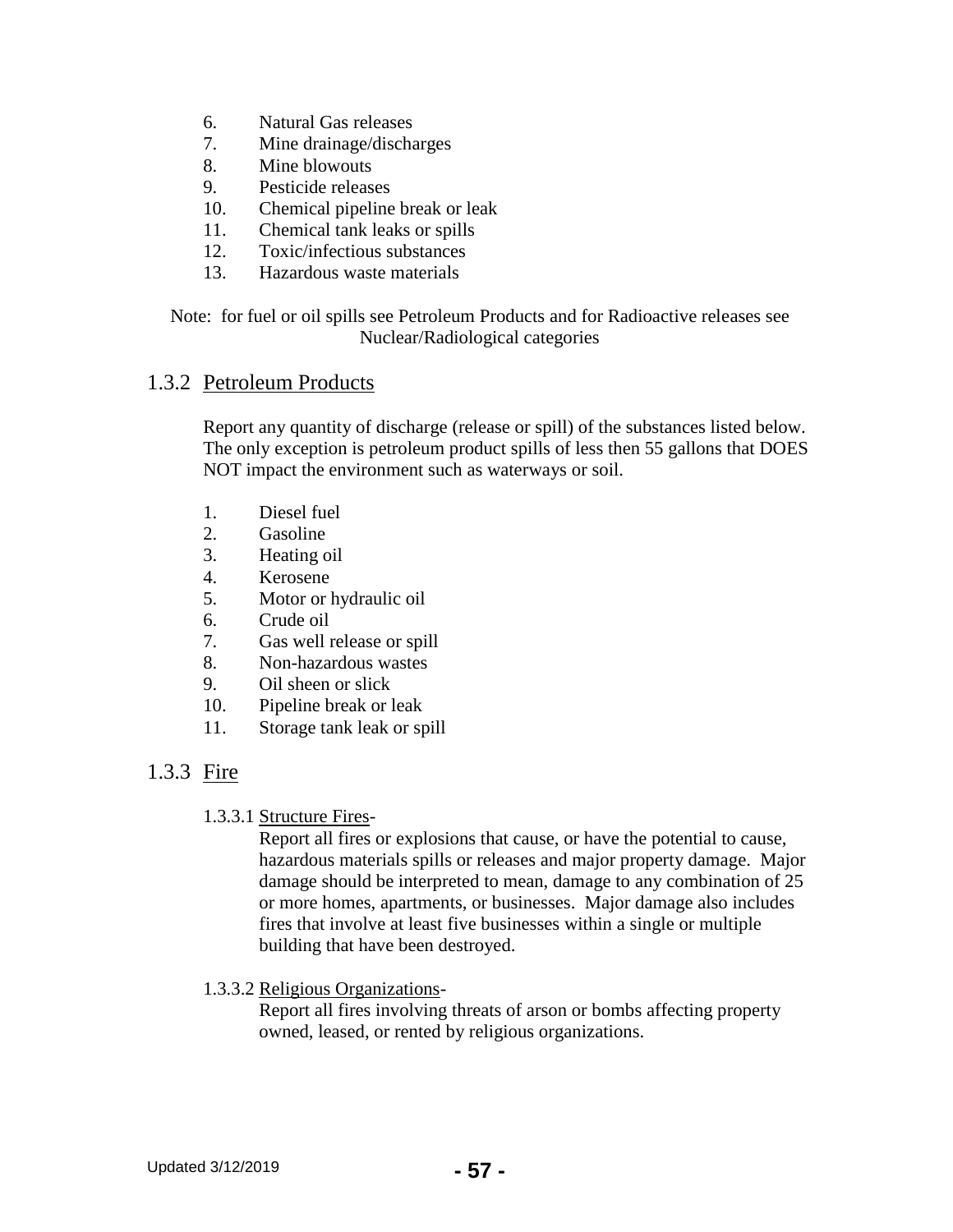6. Natural Gas releases
7. Mine drainage/discharges
8. Mine blowouts
9. Pesticide releases
10. Chemical pipeline break or leak
11. Chemical tank leaks or spills
12. Toxic/infectious substances
13. Hazardous waste materials

Note: for fuel or oil spills see Petroleum Products and for Radioactive releases see Nuclear/Radiological categories

## 1.3.2 Petroleum Products

Report any quantity of discharge (release or spill) of the substances listed below. The only exception is petroleum product spills of less then 55 gallons that DOES NOT impact the environment such as waterways or soil.

1. Diesel fuel
2. Gasoline
3. Heating oil
4. Kerosene
5. Motor or hydraulic oil
6. Crude oil
7. Gas well release or spill
8. Non-hazardous wastes
9. Oil sheen or slick
10. Pipeline break or leak
11. Storage tank leak or spill

## 1.3.3 Fire

### 1.3.3.1 Structure Fires-

Report all fires or explosions that cause, or have the potential to cause, hazardous materials spills or releases and major property damage. Major damage should be interpreted to mean, damage to any combination of 25 or more homes, apartments, or businesses. Major damage also includes fires that involve at least five businesses within a single or multiple building that have been destroyed.

### 1.3.3.2 Religious Organizations-

Report all fires involving threats of arson or bombs affecting property owned, leased, or rented by religious organizations.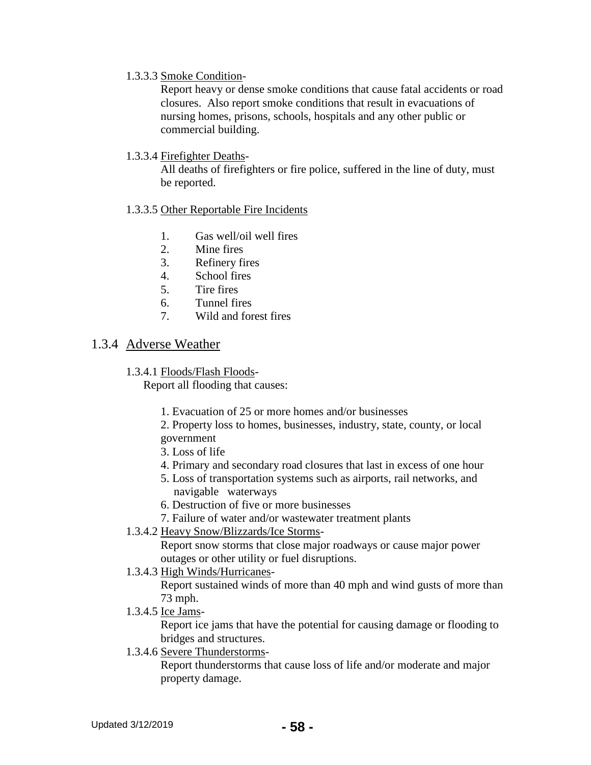1.3.3.3 Smoke Condition-

Report heavy or dense smoke conditions that cause fatal accidents or road closures. Also report smoke conditions that result in evacuations of nursing homes, prisons, schools, hospitals and any other public or commercial building.

1.3.3.4 Firefighter Deaths-

All deaths of firefighters or fire police, suffered in the line of duty, must be reported.

1.3.3.5 Other Reportable Fire Incidents

1. Gas well/oil well fires
2. Mine fires
3. Refinery fires
4. School fires
5. Tire fires
6. Tunnel fires
7. Wild and forest fires

## 1.3.4 Adverse Weather

1.3.4.1 Floods/Flash Floods-

Report all flooding that causes:

1. Evacuation of 25 or more homes and/or businesses
2. Property loss to homes, businesses, industry, state, county, or local government
3. Loss of life
4. Primary and secondary road closures that last in excess of one hour
5. Loss of transportation systems such as airports, rail networks, and navigable waterways
6. Destruction of five or more businesses
7. Failure of water and/or wastewater treatment plants

1.3.4.2 Heavy Snow/Blizzards/Ice Storms-

Report snow storms that close major roadways or cause major power outages or other utility or fuel disruptions.

1.3.4.3 High Winds/Hurricanes-

Report sustained winds of more than 40 mph and wind gusts of more than 73 mph.

1.3.4.5 Ice Jams-

Report ice jams that have the potential for causing damage or flooding to bridges and structures.

1.3.4.6 Severe Thunderstorms-

Report thunderstorms that cause loss of life and/or moderate and major property damage.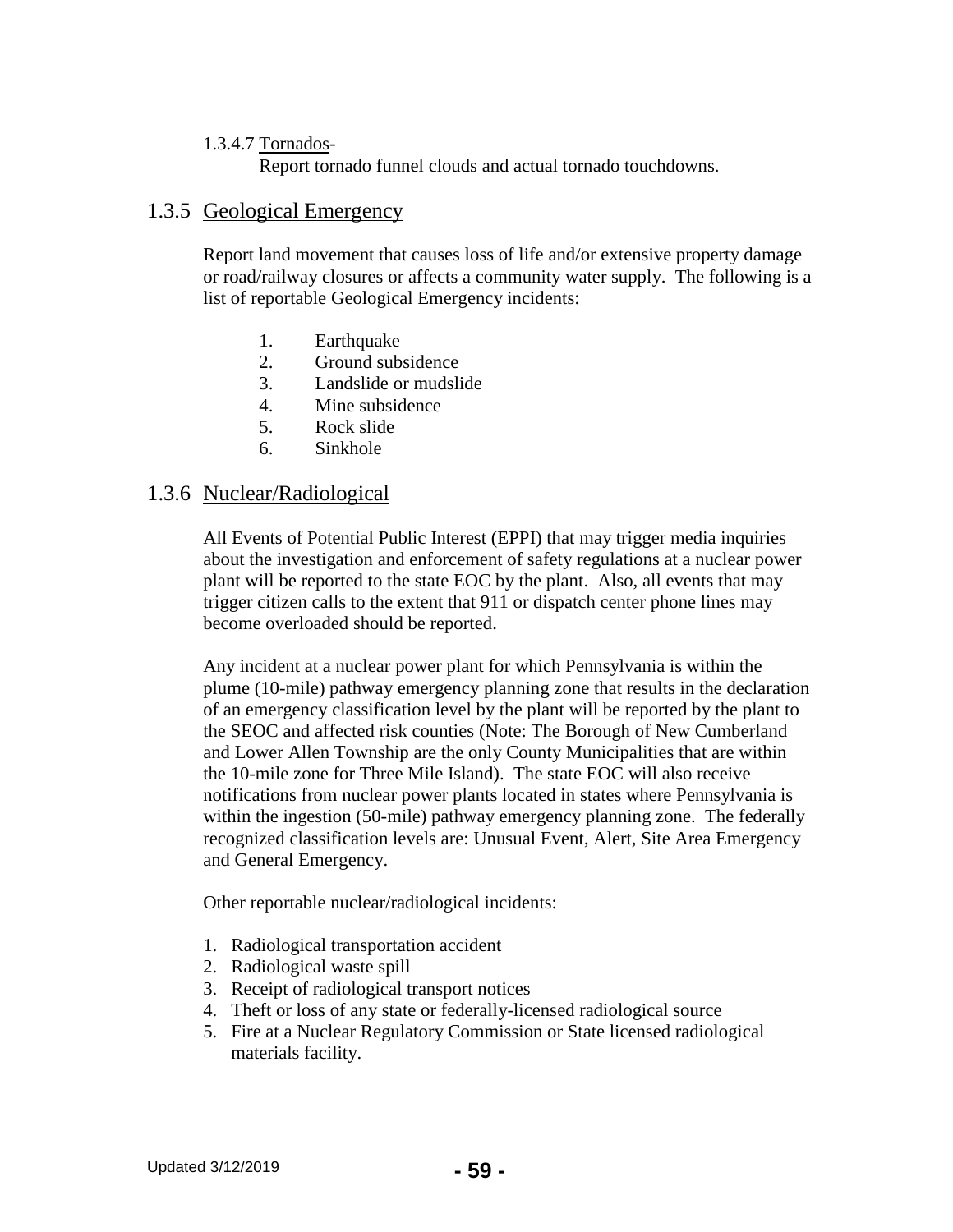1.3.4.7 Tornados-

Report tornado funnel clouds and actual tornado touchdowns.

## 1.3.5 Geological Emergency

Report land movement that causes loss of life and/or extensive property damage or road/railway closures or affects a community water supply. The following is a list of reportable Geological Emergency incidents:

1. Earthquake
2. Ground subsidence
3. Landslide or mudslide
4. Mine subsidence
5. Rock slide
6. Sinkhole

## 1.3.6 Nuclear/Radiological

All Events of Potential Public Interest (EPPI) that may trigger media inquiries about the investigation and enforcement of safety regulations at a nuclear power plant will be reported to the state EOC by the plant. Also, all events that may trigger citizen calls to the extent that 911 or dispatch center phone lines may become overloaded should be reported.

Any incident at a nuclear power plant for which Pennsylvania is within the plume (10-mile) pathway emergency planning zone that results in the declaration of an emergency classification level by the plant will be reported by the plant to the SEOC and affected risk counties (Note: The Borough of New Cumberland and Lower Allen Township are the only County Municipalities that are within the 10-mile zone for Three Mile Island). The state EOC will also receive notifications from nuclear power plants located in states where Pennsylvania is within the ingestion (50-mile) pathway emergency planning zone. The federally recognized classification levels are: Unusual Event, Alert, Site Area Emergency and General Emergency.

Other reportable nuclear/radiological incidents:

1. Radiological transportation accident
2. Radiological waste spill
3. Receipt of radiological transport notices
4. Theft or loss of any state or federally-licensed radiological source
5. Fire at a Nuclear Regulatory Commission or State licensed radiological materials facility.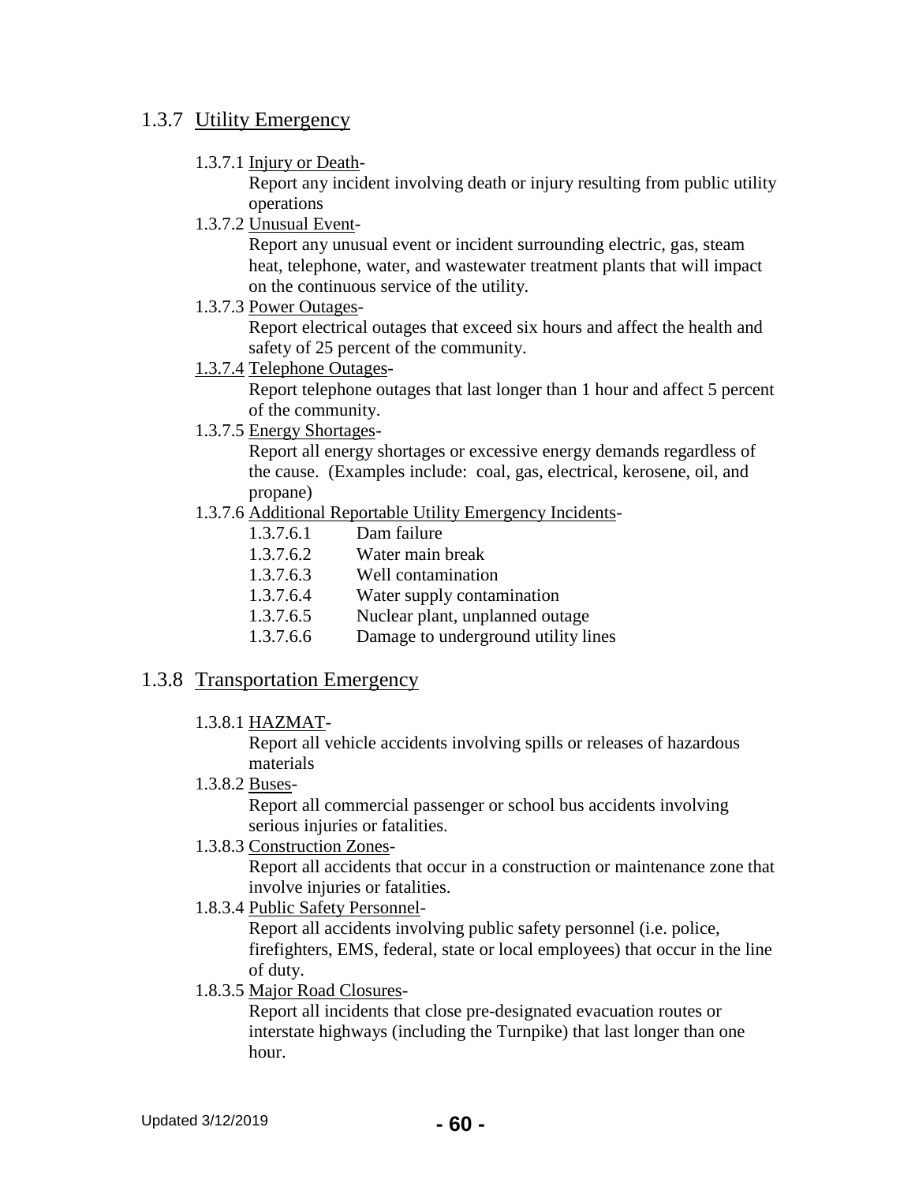## 1.3.7 Utility Emergency

1.3.7.1 Injury or Death-
Report any incident involving death or injury resulting from public utility operations

1.3.7.2 Unusual Event-
Report any unusual event or incident surrounding electric, gas, steam heat, telephone, water, and wastewater treatment plants that will impact on the continuous service of the utility.

1.3.7.3 Power Outages-
Report electrical outages that exceed six hours and affect the health and safety of 25 percent of the community.

1.3.7.4 Telephone Outages-
Report telephone outages that last longer than 1 hour and affect 5 percent of the community.

1.3.7.5 Energy Shortages-
Report all energy shortages or excessive energy demands regardless of the cause. (Examples include: coal, gas, electrical, kerosene, oil, and propane)

1.3.7.6 Additional Reportable Utility Emergency Incidents-

- 1.3.7.6.1 Dam failure
- 1.3.7.6.2 Water main break
- 1.3.7.6.3 Well contamination
- 1.3.7.6.4 Water supply contamination
- 1.3.7.6.5 Nuclear plant, unplanned outage
- 1.3.7.6.6 Damage to underground utility lines

## 1.3.8 Transportation Emergency

1.3.8.1 HAZMAT-
Report all vehicle accidents involving spills or releases of hazardous materials

1.3.8.2 Buses-
Report all commercial passenger or school bus accidents involving serious injuries or fatalities.

1.3.8.3 Construction Zones-
Report all accidents that occur in a construction or maintenance zone that involve injuries or fatalities.

1.8.3.4 Public Safety Personnel-
Report all accidents involving public safety personnel (i.e. police, firefighters, EMS, federal, state or local employees) that occur in the line of duty.

1.8.3.5 Major Road Closures-
Report all incidents that close pre-designated evacuation routes or interstate highways (including the Turnpike) that last longer than one hour.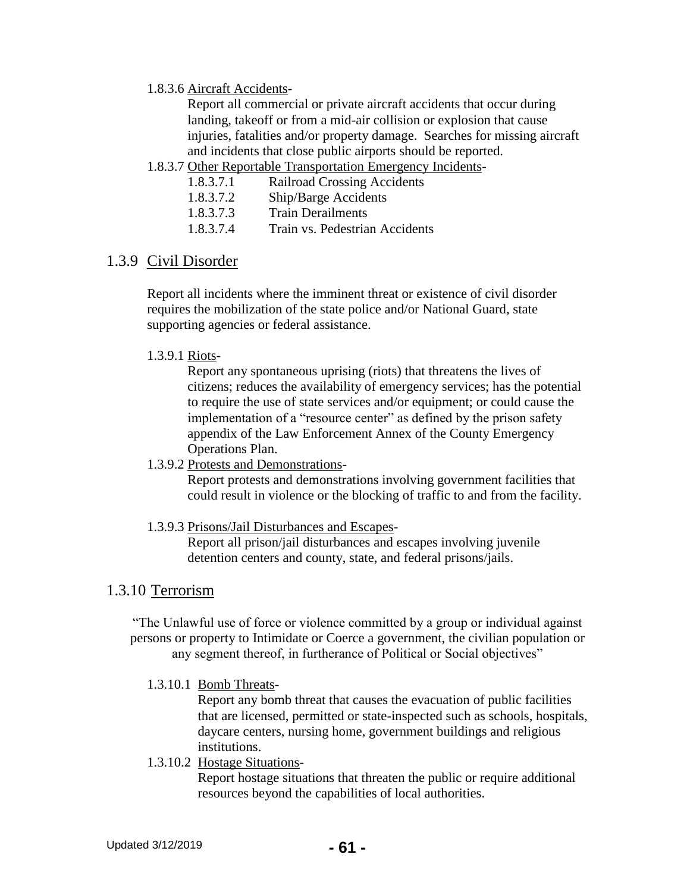1.8.3.6 Aircraft Accidents-

Report all commercial or private aircraft accidents that occur during landing, takeoff or from a mid-air collision or explosion that cause injuries, fatalities and/or property damage. Searches for missing aircraft and incidents that close public airports should be reported.

1.8.3.7 Other Reportable Transportation Emergency Incidents-

- 1.8.3.7.1 Railroad Crossing Accidents
- 1.8.3.7.2 Ship/Barge Accidents
- 1.8.3.7.3 Train Derailments
- 1.8.3.7.4 Train vs. Pedestrian Accidents

## 1.3.9 Civil Disorder

Report all incidents where the imminent threat or existence of civil disorder requires the mobilization of the state police and/or National Guard, state supporting agencies or federal assistance.

1.3.9.1 Riots-

Report any spontaneous uprising (riots) that threatens the lives of citizens; reduces the availability of emergency services; has the potential to require the use of state services and/or equipment; or could cause the implementation of a "resource center" as defined by the prison safety appendix of the Law Enforcement Annex of the County Emergency Operations Plan.

1.3.9.2 Protests and Demonstrations-

Report protests and demonstrations involving government facilities that could result in violence or the blocking of traffic to and from the facility.

1.3.9.3 Prisons/Jail Disturbances and Escapes-

Report all prison/jail disturbances and escapes involving juvenile detention centers and county, state, and federal prisons/jails.

## 1.3.10 Terrorism

"The Unlawful use of force or violence committed by a group or individual against persons or property to Intimidate or Coerce a government, the civilian population or any segment thereof, in furtherance of Political or Social objectives"

1.3.10.1 Bomb Threats-

Report any bomb threat that causes the evacuation of public facilities that are licensed, permitted or state-inspected such as schools, hospitals, daycare centers, nursing home, government buildings and religious institutions.

1.3.10.2 Hostage Situations-

Report hostage situations that threaten the public or require additional resources beyond the capabilities of local authorities.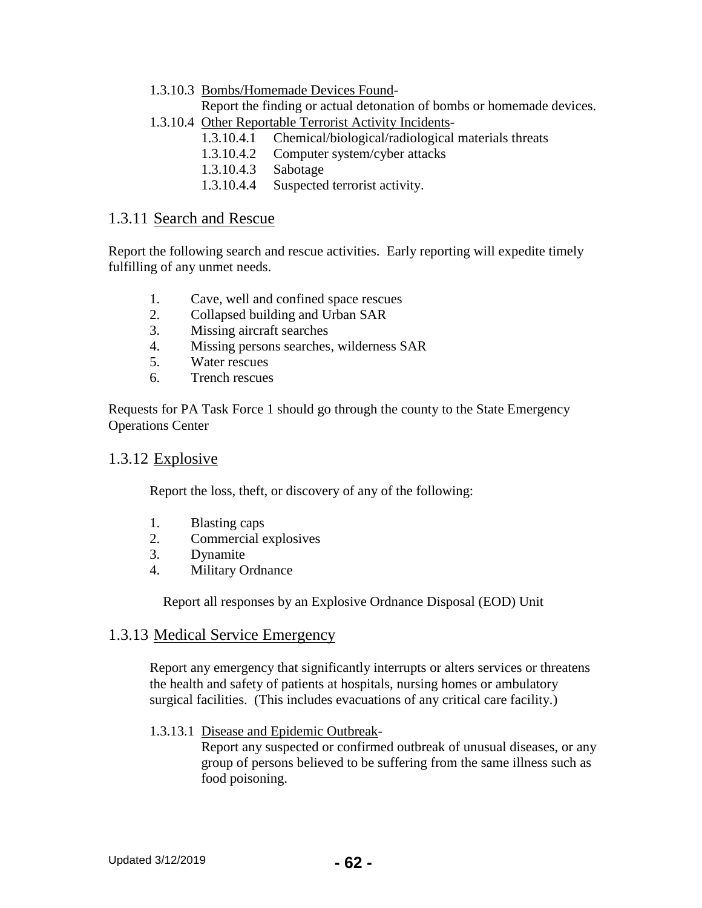1.3.10.3 Bombs/Homemade Devices Found-

Report the finding or actual detonation of bombs or homemade devices.

1.3.10.4 Other Reportable Terrorist Activity Incidents-

- 1.3.10.4.1 Chemical/biological/radiological materials threats
- 1.3.10.4.2 Computer system/cyber attacks
- 1.3.10.4.3 Sabotage
- 1.3.10.4.4 Suspected terrorist activity.

## 1.3.11 Search and Rescue

Report the following search and rescue activities. Early reporting will expedite timely fulfilling of any unmet needs.

1. Cave, well and confined space rescues
2. Collapsed building and Urban SAR
3. Missing aircraft searches
4. Missing persons searches, wilderness SAR
5. Water rescues
6. Trench rescues

Requests for PA Task Force 1 should go through the county to the State Emergency Operations Center

## 1.3.12 Explosive

Report the loss, theft, or discovery of any of the following:

1. Blasting caps
2. Commercial explosives
3. Dynamite
4. Military Ordnance

Report all responses by an Explosive Ordnance Disposal (EOD) Unit

## 1.3.13 Medical Service Emergency

Report any emergency that significantly interrupts or alters services or threatens the health and safety of patients at hospitals, nursing homes or ambulatory surgical facilities. (This includes evacuations of any critical care facility.)

1.3.13.1 Disease and Epidemic Outbreak-

Report any suspected or confirmed outbreak of unusual diseases, or any group of persons believed to be suffering from the same illness such as food poisoning.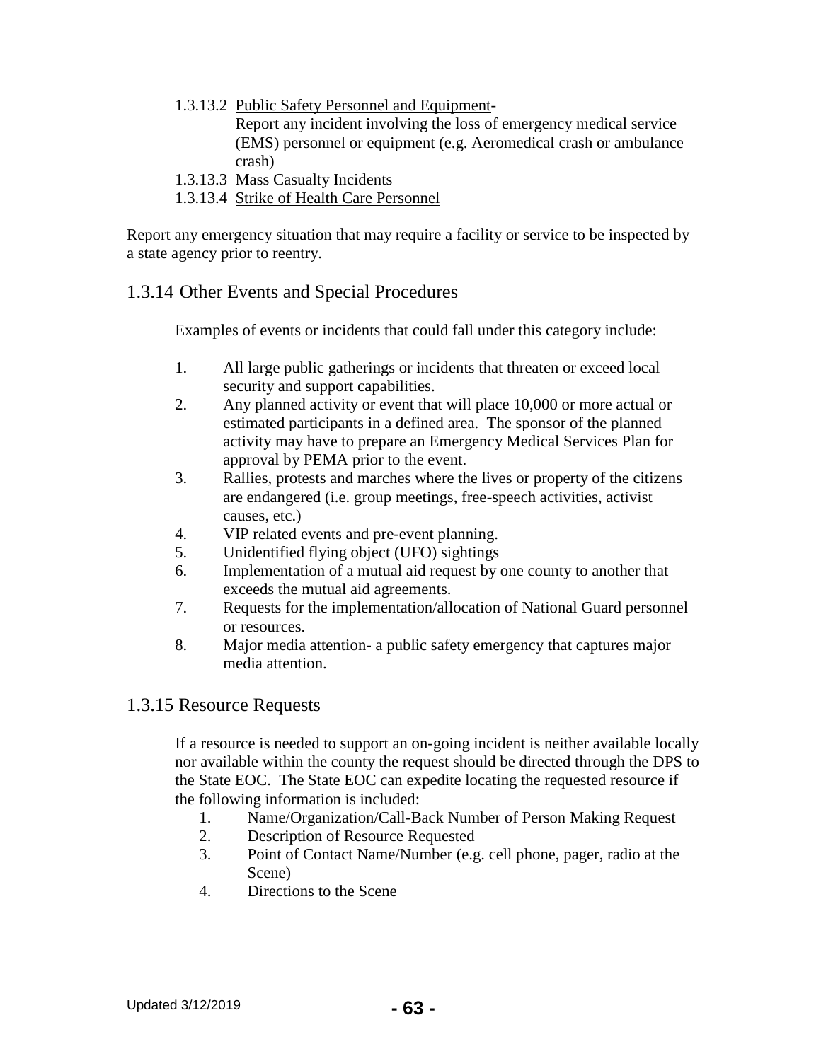1.3.13.2 Public Safety Personnel and Equipment- Report any incident involving the loss of emergency medical service (EMS) personnel or equipment (e.g. Aeromedical crash or ambulance crash)

1.3.13.3 Mass Casualty Incidents

1.3.13.4 Strike of Health Care Personnel

Report any emergency situation that may require a facility or service to be inspected by a state agency prior to reentry.

## 1.3.14 Other Events and Special Procedures

Examples of events or incidents that could fall under this category include:

1. All large public gatherings or incidents that threaten or exceed local security and support capabilities.
2. Any planned activity or event that will place 10,000 or more actual or estimated participants in a defined area. The sponsor of the planned activity may have to prepare an Emergency Medical Services Plan for approval by PEMA prior to the event.
3. Rallies, protests and marches where the lives or property of the citizens are endangered (i.e. group meetings, free-speech activities, activist causes, etc.)
4. VIP related events and pre-event planning.
5. Unidentified flying object (UFO) sightings
6. Implementation of a mutual aid request by one county to another that exceeds the mutual aid agreements.
7. Requests for the implementation/allocation of National Guard personnel or resources.
8. Major media attention- a public safety emergency that captures major media attention.

## 1.3.15 Resource Requests

If a resource is needed to support an on-going incident is neither available locally nor available within the county the request should be directed through the DPS to the State EOC. The State EOC can expedite locating the requested resource if the following information is included:

1. Name/Organization/Call-Back Number of Person Making Request
2. Description of Resource Requested
3. Point of Contact Name/Number (e.g. cell phone, pager, radio at the Scene)
4. Directions to the Scene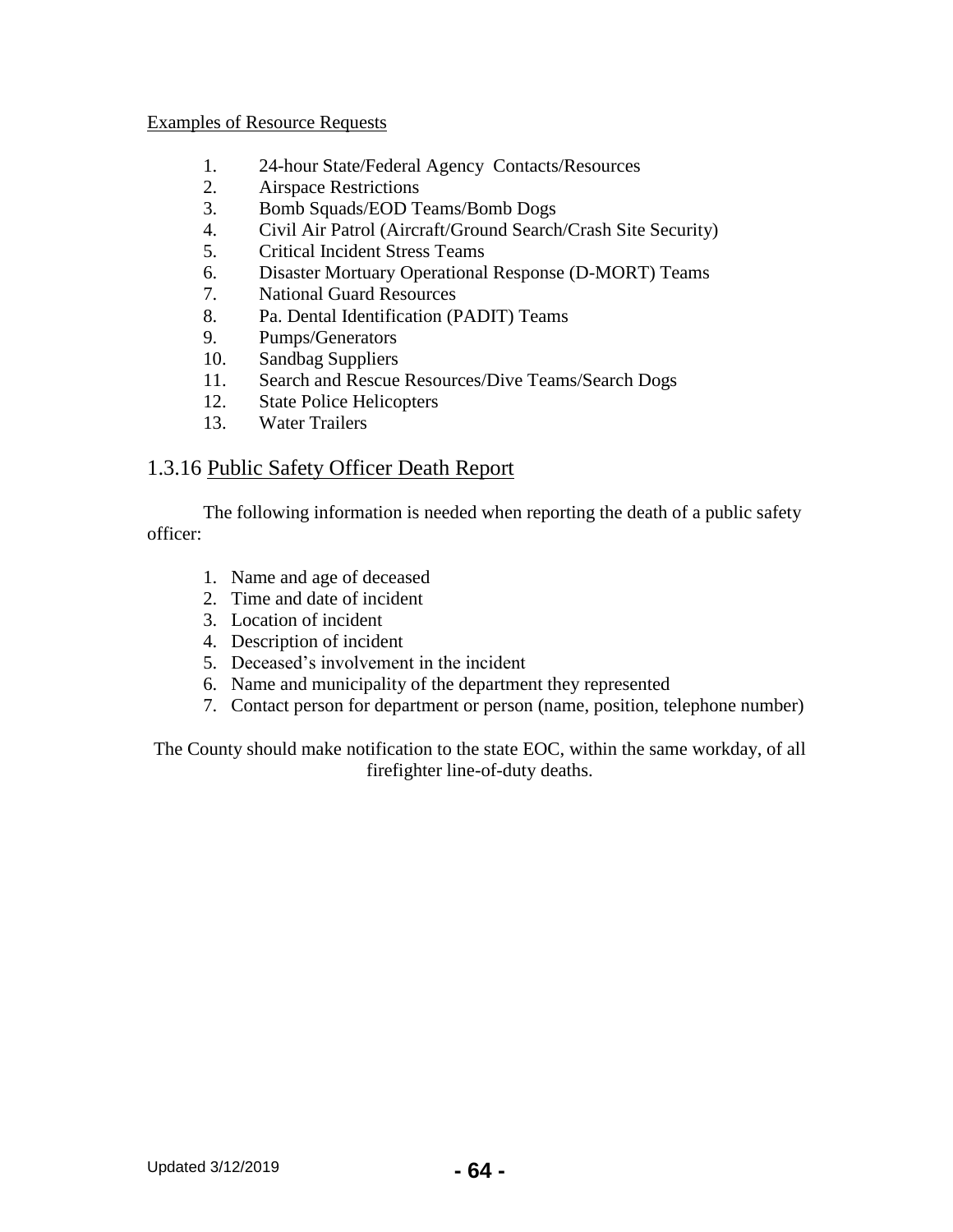Examples of Resource Requests

1. 24-hour State/Federal Agency Contacts/Resources
2. Airspace Restrictions
3. Bomb Squads/EOD Teams/Bomb Dogs
4. Civil Air Patrol (Aircraft/Ground Search/Crash Site Security)
5. Critical Incident Stress Teams
6. Disaster Mortuary Operational Response (D-MORT) Teams
7. National Guard Resources
8. Pa. Dental Identification (PADIT) Teams
9. Pumps/Generators
10. Sandbag Suppliers
11. Search and Rescue Resources/Dive Teams/Search Dogs
12. State Police Helicopters
13. Water Trailers

## 1.3.16 Public Safety Officer Death Report

The following information is needed when reporting the death of a public safety officer:

1. Name and age of deceased
2. Time and date of incident
3. Location of incident
4. Description of incident
5. Deceased's involvement in the incident
6. Name and municipality of the department they represented
7. Contact person for department or person (name, position, telephone number)

The County should make notification to the state EOC, within the same workday, of all firefighter line-of-duty deaths.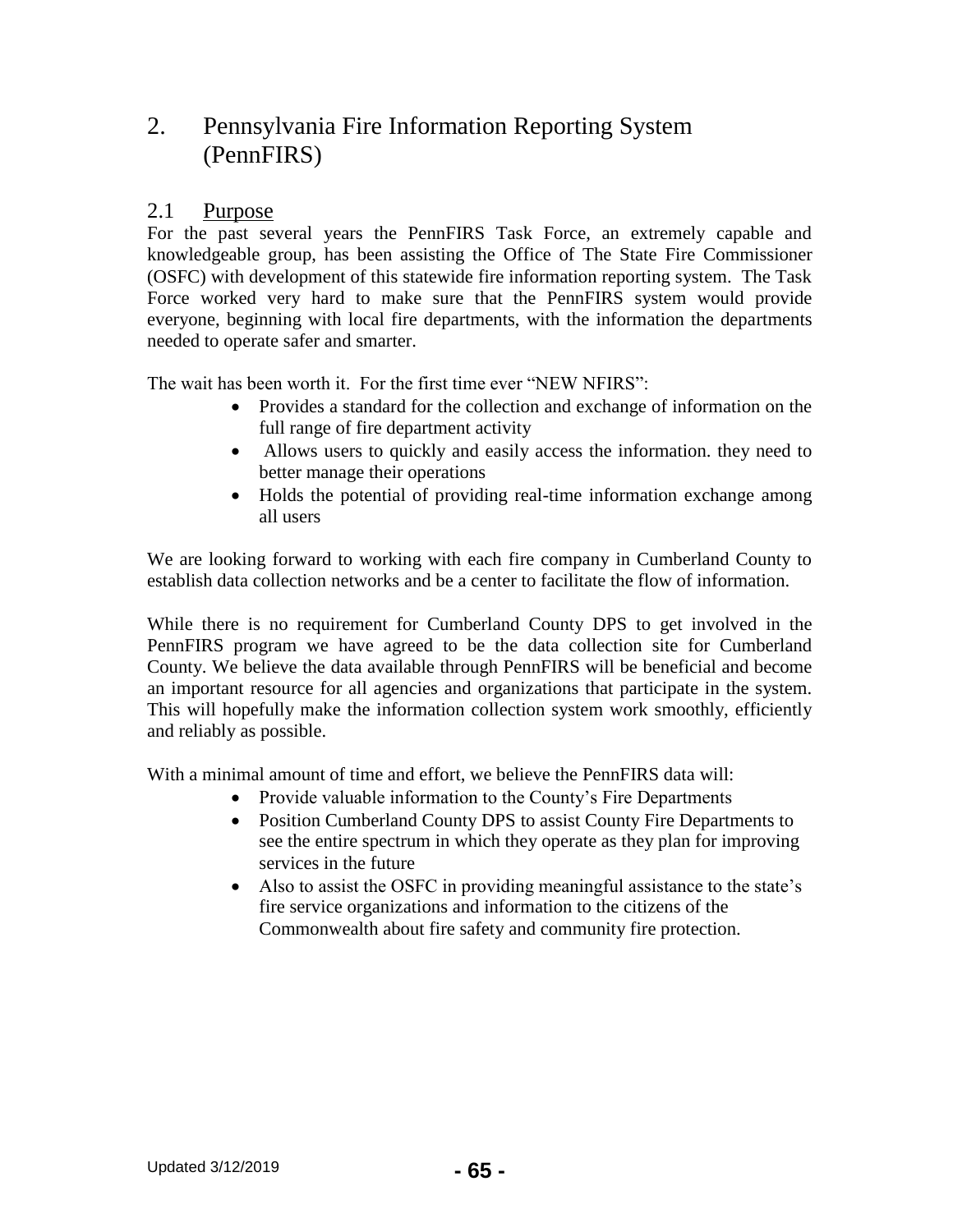# 2. Pennsylvania Fire Information Reporting System (PennFIRS)

## 2.1 Purpose

For the past several years the PennFIRS Task Force, an extremely capable and knowledgeable group, has been assisting the Office of The State Fire Commissioner (OSFC) with development of this statewide fire information reporting system. The Task Force worked very hard to make sure that the PennFIRS system would provide everyone, beginning with local fire departments, with the information the departments needed to operate safer and smarter.

The wait has been worth it. For the first time ever "NEW NFIRS":

- Provides a standard for the collection and exchange of information on the full range of fire department activity
- Allows users to quickly and easily access the information. they need to better manage their operations
- Holds the potential of providing real-time information exchange among all users

We are looking forward to working with each fire company in Cumberland County to establish data collection networks and be a center to facilitate the flow of information.

While there is no requirement for Cumberland County DPS to get involved in the PennFIRS program we have agreed to be the data collection site for Cumberland County. We believe the data available through PennFIRS will be beneficial and become an important resource for all agencies and organizations that participate in the system. This will hopefully make the information collection system work smoothly, efficiently and reliably as possible.

With a minimal amount of time and effort, we believe the PennFIRS data will:

- Provide valuable information to the County's Fire Departments
- Position Cumberland County DPS to assist County Fire Departments to see the entire spectrum in which they operate as they plan for improving services in the future
- Also to assist the OSFC in providing meaningful assistance to the state's fire service organizations and information to the citizens of the Commonwealth about fire safety and community fire protection.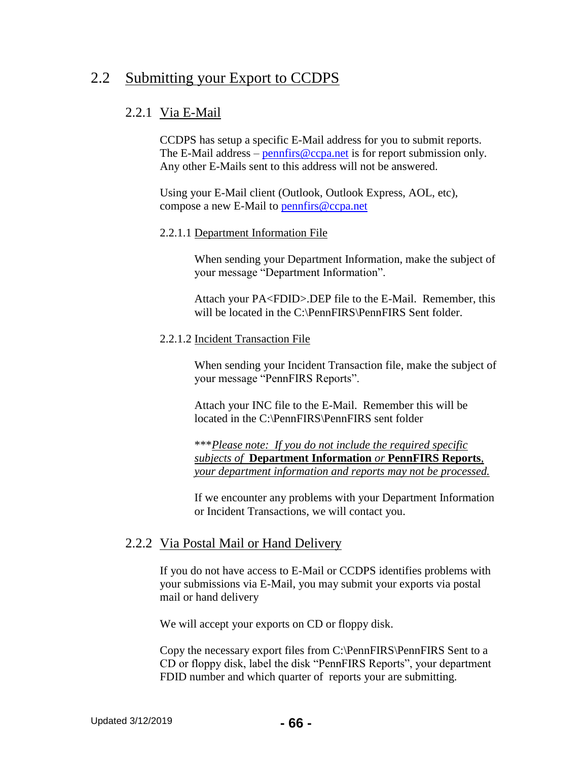## 2.2 Submitting your Export to CCDPS

### 2.2.1 Via E-Mail

CCDPS has setup a specific E-Mail address for you to submit reports. The E-Mail address – pennfirs@ccpa.net is for report submission only. Any other E-Mails sent to this address will not be answered.

Using your E-Mail client (Outlook, Outlook Express, AOL, etc), compose a new E-Mail to pennfirs@ccpa.net

#### 2.2.1.1 Department Information File

When sending your Department Information, make the subject of your message "Department Information".

Attach your PA<FDID>.DEP file to the E-Mail. Remember, this will be located in the C:\PennFIRS\PennFIRS Sent folder.

#### 2.2.1.2 Incident Transaction File

When sending your Incident Transaction file, make the subject of your message "PennFIRS Reports".

Attach your INC file to the E-Mail. Remember this will be located in the C:\PennFIRS\PennFIRS sent folder

****Please note: If you do not include the required specific subjects of* **Department Information** *or* **PennFIRS Reports**, *your department information and reports may not be processed.*

If we encounter any problems with your Department Information or Incident Transactions, we will contact you.

### 2.2.2 Via Postal Mail or Hand Delivery

If you do not have access to E-Mail or CCDPS identifies problems with your submissions via E-Mail, you may submit your exports via postal mail or hand delivery

We will accept your exports on CD or floppy disk.

Copy the necessary export files from C:\PennFIRS\PennFIRS Sent to a CD or floppy disk, label the disk "PennFIRS Reports", your department FDID number and which quarter of reports your are submitting.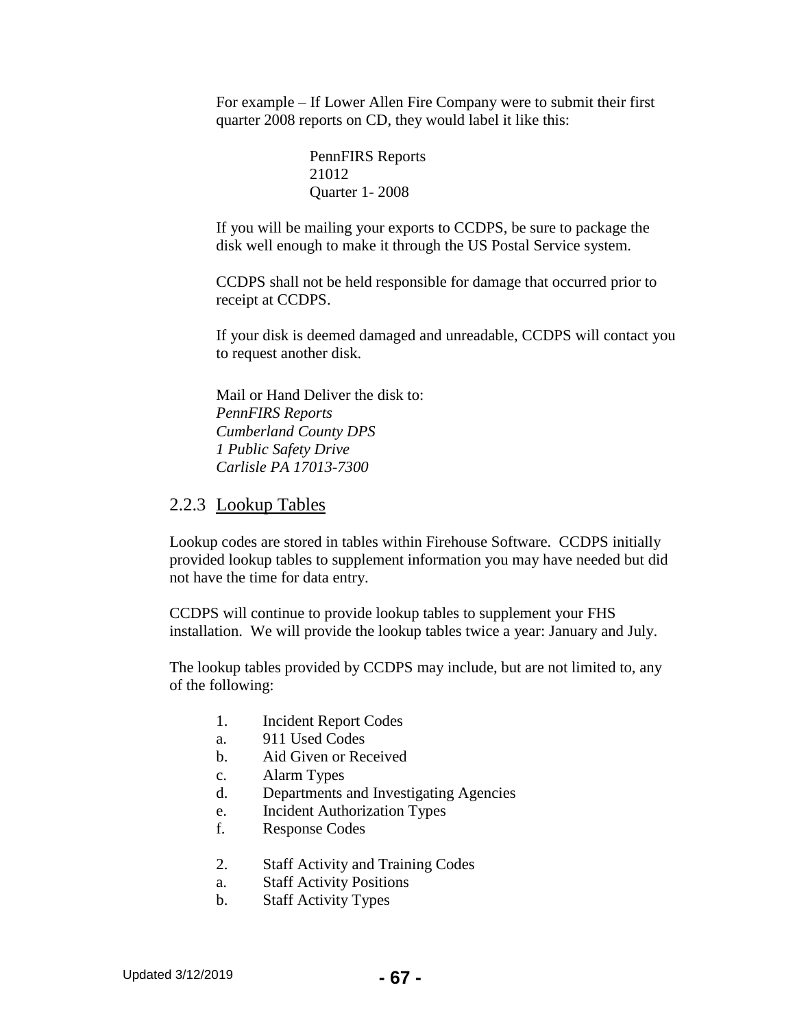For example – If Lower Allen Fire Company were to submit their first quarter 2008 reports on CD, they would label it like this:

> PennFIRS Reports
> 21012
> Quarter 1- 2008

If you will be mailing your exports to CCDPS, be sure to package the disk well enough to make it through the US Postal Service system.

CCDPS shall not be held responsible for damage that occurred prior to receipt at CCDPS.

If your disk is deemed damaged and unreadable, CCDPS will contact you to request another disk.

Mail or Hand Deliver the disk to:
*PennFIRS Reports*
*Cumberland County DPS*
*1 Public Safety Drive*
*Carlisle PA 17013-7300*

### 2.2.3 Lookup Tables

Lookup codes are stored in tables within Firehouse Software. CCDPS initially provided lookup tables to supplement information you may have needed but did not have the time for data entry.

CCDPS will continue to provide lookup tables to supplement your FHS installation. We will provide the lookup tables twice a year: January and July.

The lookup tables provided by CCDPS may include, but are not limited to, any of the following:

1. Incident Report Codes
   a. 911 Used Codes
   b. Aid Given or Received
   c. Alarm Types
   d. Departments and Investigating Agencies
   e. Incident Authorization Types
   f. Response Codes

2. Staff Activity and Training Codes
   a. Staff Activity Positions
   b. Staff Activity Types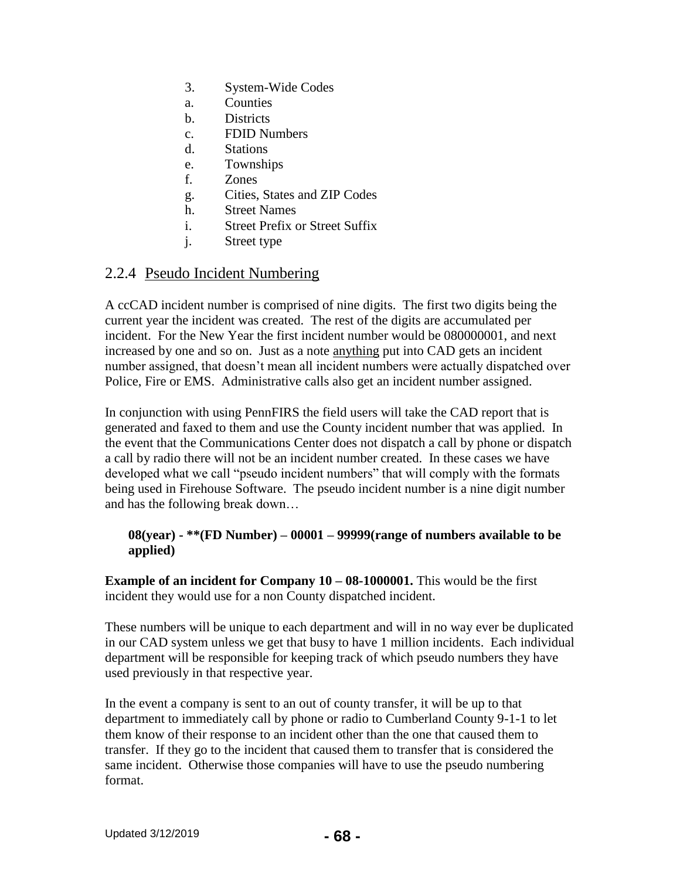3. System-Wide Codes
   - a. Counties
   - b. Districts
   - c. FDID Numbers
   - d. Stations
   - e. Townships
   - f. Zones
   - g. Cities, States and ZIP Codes
   - h. Street Names
   - i. Street Prefix or Street Suffix
   - j. Street type

## 2.2.4 Pseudo Incident Numbering

A ccCAD incident number is comprised of nine digits. The first two digits being the current year the incident was created. The rest of the digits are accumulated per incident. For the New Year the first incident number would be 080000001, and next increased by one and so on. Just as a note anything put into CAD gets an incident number assigned, that doesn't mean all incident numbers were actually dispatched over Police, Fire or EMS. Administrative calls also get an incident number assigned.

In conjunction with using PennFIRS the field users will take the CAD report that is generated and faxed to them and use the County incident number that was applied. In the event that the Communications Center does not dispatch a call by phone or dispatch a call by radio there will not be an incident number created. In these cases we have developed what we call "pseudo incident numbers" that will comply with the formats being used in Firehouse Software. The pseudo incident number is a nine digit number and has the following break down…

> **08(year) - **(FD Number) – 00001 – 99999(range of numbers available to be applied)**

**Example of an incident for Company 10 – 08-1000001.** This would be the first incident they would use for a non County dispatched incident.

These numbers will be unique to each department and will in no way ever be duplicated in our CAD system unless we get that busy to have 1 million incidents. Each individual department will be responsible for keeping track of which pseudo numbers they have used previously in that respective year.

In the event a company is sent to an out of county transfer, it will be up to that department to immediately call by phone or radio to Cumberland County 9-1-1 to let them know of their response to an incident other than the one that caused them to transfer. If they go to the incident that caused them to transfer that is considered the same incident. Otherwise those companies will have to use the pseudo numbering format.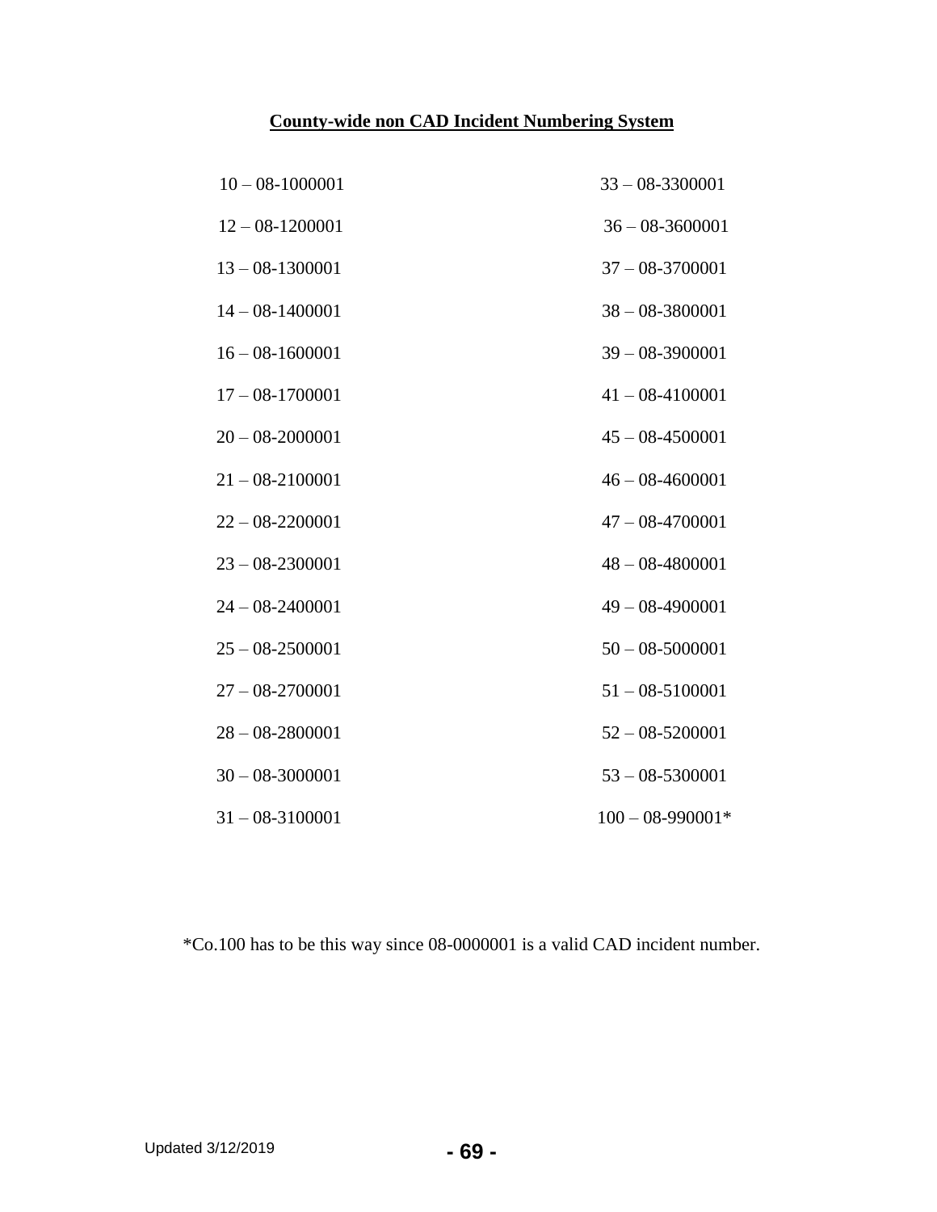**County-wide non CAD Incident Numbering System**

10 – 08-1000001

12 – 08-1200001

13 – 08-1300001

14 – 08-1400001

16 – 08-1600001

17 – 08-1700001

20 – 08-2000001

21 – 08-2100001

22 – 08-2200001

23 – 08-2300001

24 – 08-2400001

25 – 08-2500001

27 – 08-2700001

28 – 08-2800001

30 – 08-3000001

31 – 08-3100001

33 – 08-3300001

36 – 08-3600001

37 – 08-3700001

38 – 08-3800001

39 – 08-3900001

41 – 08-4100001

45 – 08-4500001

46 – 08-4600001

47 – 08-4700001

48 – 08-4800001

49 – 08-4900001

50 – 08-5000001

51 – 08-5100001

52 – 08-5200001

53 – 08-5300001

100 – 08-990001*

*Co.100 has to be this way since 08-0000001 is a valid CAD incident number.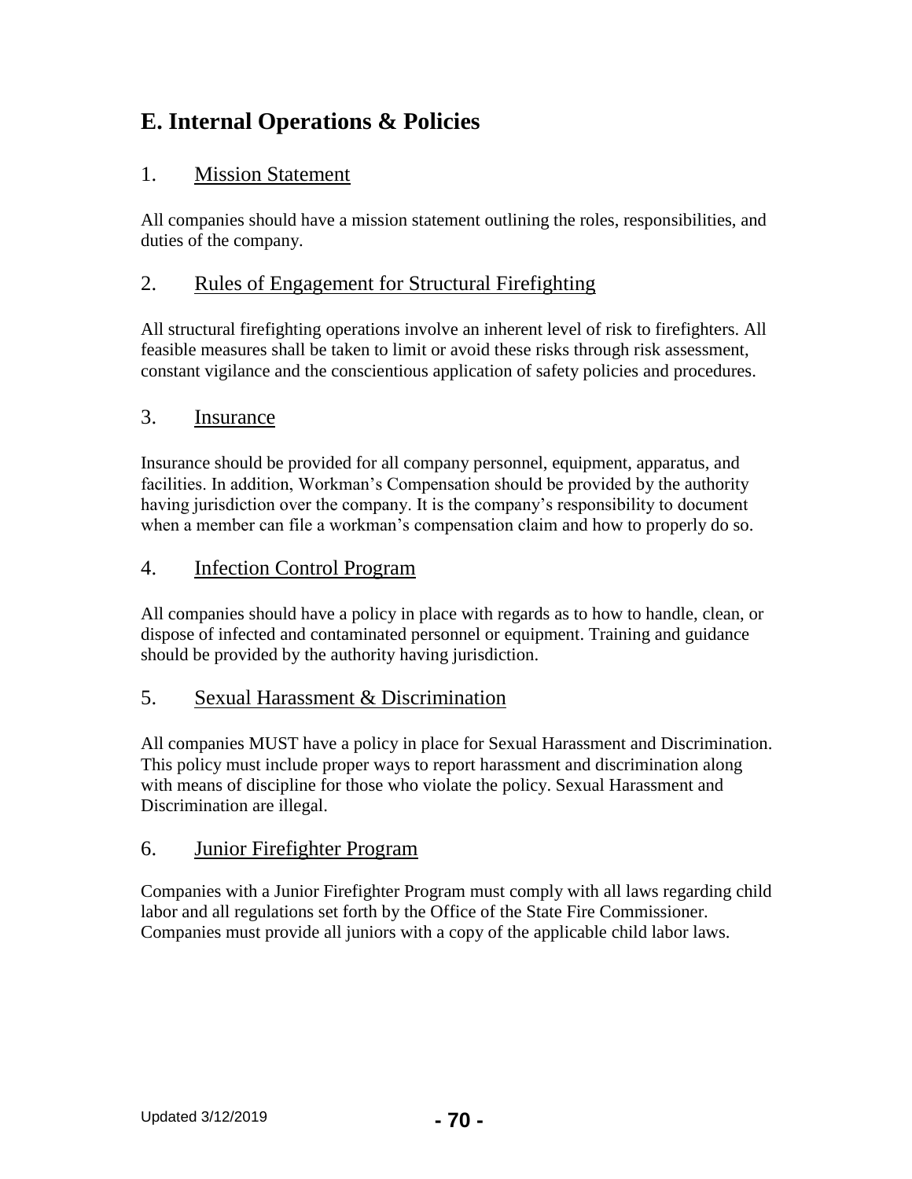# E. Internal Operations & Policies

## 1. Mission Statement

All companies should have a mission statement outlining the roles, responsibilities, and duties of the company.

## 2. Rules of Engagement for Structural Firefighting

All structural firefighting operations involve an inherent level of risk to firefighters. All feasible measures shall be taken to limit or avoid these risks through risk assessment, constant vigilance and the conscientious application of safety policies and procedures.

## 3. Insurance

Insurance should be provided for all company personnel, equipment, apparatus, and facilities. In addition, Workman's Compensation should be provided by the authority having jurisdiction over the company. It is the company's responsibility to document when a member can file a workman's compensation claim and how to properly do so.

## 4. Infection Control Program

All companies should have a policy in place with regards as to how to handle, clean, or dispose of infected and contaminated personnel or equipment. Training and guidance should be provided by the authority having jurisdiction.

## 5. Sexual Harassment & Discrimination

All companies MUST have a policy in place for Sexual Harassment and Discrimination. This policy must include proper ways to report harassment and discrimination along with means of discipline for those who violate the policy. Sexual Harassment and Discrimination are illegal.

## 6. Junior Firefighter Program

Companies with a Junior Firefighter Program must comply with all laws regarding child labor and all regulations set forth by the Office of the State Fire Commissioner. Companies must provide all juniors with a copy of the applicable child labor laws.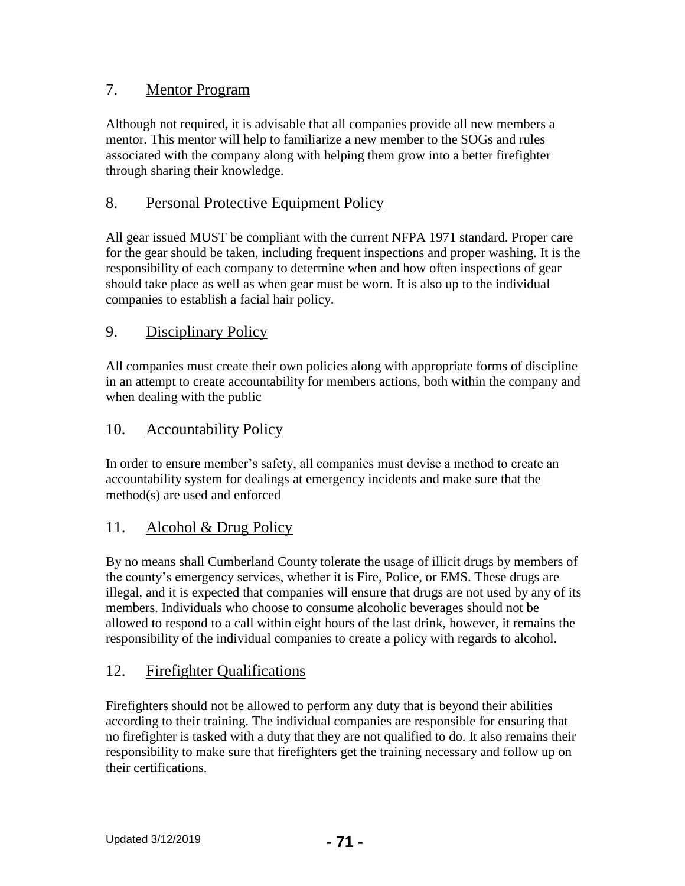## 7. Mentor Program

Although not required, it is advisable that all companies provide all new members a mentor. This mentor will help to familiarize a new member to the SOGs and rules associated with the company along with helping them grow into a better firefighter through sharing their knowledge.

## 8. Personal Protective Equipment Policy

All gear issued MUST be compliant with the current NFPA 1971 standard. Proper care for the gear should be taken, including frequent inspections and proper washing. It is the responsibility of each company to determine when and how often inspections of gear should take place as well as when gear must be worn. It is also up to the individual companies to establish a facial hair policy.

## 9. Disciplinary Policy

All companies must create their own policies along with appropriate forms of discipline in an attempt to create accountability for members actions, both within the company and when dealing with the public

## 10. Accountability Policy

In order to ensure member's safety, all companies must devise a method to create an accountability system for dealings at emergency incidents and make sure that the method(s) are used and enforced

## 11. Alcohol & Drug Policy

By no means shall Cumberland County tolerate the usage of illicit drugs by members of the county's emergency services, whether it is Fire, Police, or EMS. These drugs are illegal, and it is expected that companies will ensure that drugs are not used by any of its members. Individuals who choose to consume alcoholic beverages should not be allowed to respond to a call within eight hours of the last drink, however, it remains the responsibility of the individual companies to create a policy with regards to alcohol.

## 12. Firefighter Qualifications

Firefighters should not be allowed to perform any duty that is beyond their abilities according to their training. The individual companies are responsible for ensuring that no firefighter is tasked with a duty that they are not qualified to do. It also remains their responsibility to make sure that firefighters get the training necessary and follow up on their certifications.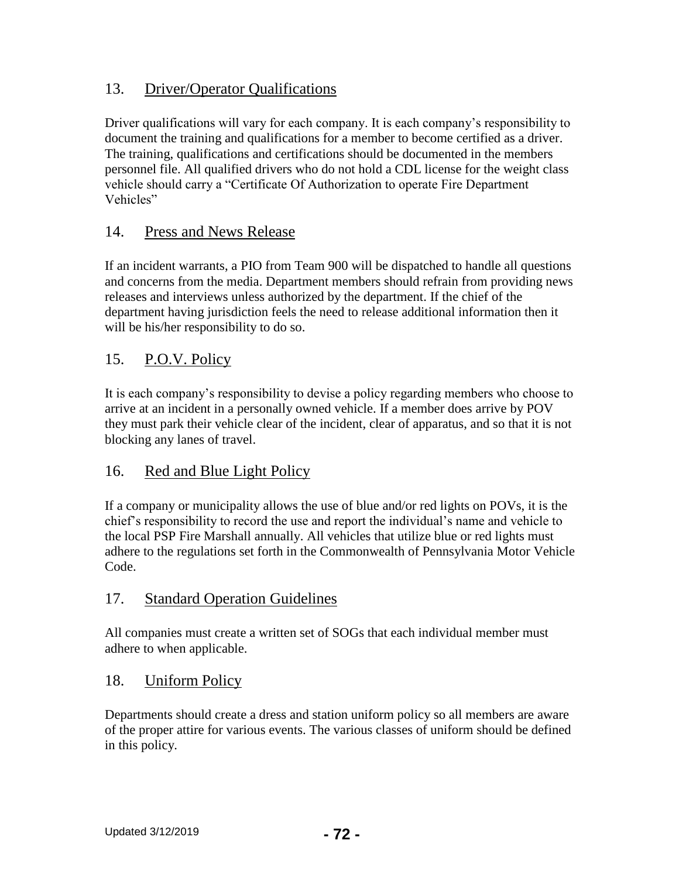## 13. Driver/Operator Qualifications

Driver qualifications will vary for each company. It is each company's responsibility to document the training and qualifications for a member to become certified as a driver. The training, qualifications and certifications should be documented in the members personnel file. All qualified drivers who do not hold a CDL license for the weight class vehicle should carry a "Certificate Of Authorization to operate Fire Department Vehicles"

## 14. Press and News Release

If an incident warrants, a PIO from Team 900 will be dispatched to handle all questions and concerns from the media. Department members should refrain from providing news releases and interviews unless authorized by the department. If the chief of the department having jurisdiction feels the need to release additional information then it will be his/her responsibility to do so.

## 15. P.O.V. Policy

It is each company's responsibility to devise a policy regarding members who choose to arrive at an incident in a personally owned vehicle. If a member does arrive by POV they must park their vehicle clear of the incident, clear of apparatus, and so that it is not blocking any lanes of travel.

## 16. Red and Blue Light Policy

If a company or municipality allows the use of blue and/or red lights on POVs, it is the chief's responsibility to record the use and report the individual's name and vehicle to the local PSP Fire Marshall annually. All vehicles that utilize blue or red lights must adhere to the regulations set forth in the Commonwealth of Pennsylvania Motor Vehicle Code.

## 17. Standard Operation Guidelines

All companies must create a written set of SOGs that each individual member must adhere to when applicable.

## 18. Uniform Policy

Departments should create a dress and station uniform policy so all members are aware of the proper attire for various events. The various classes of uniform should be defined in this policy.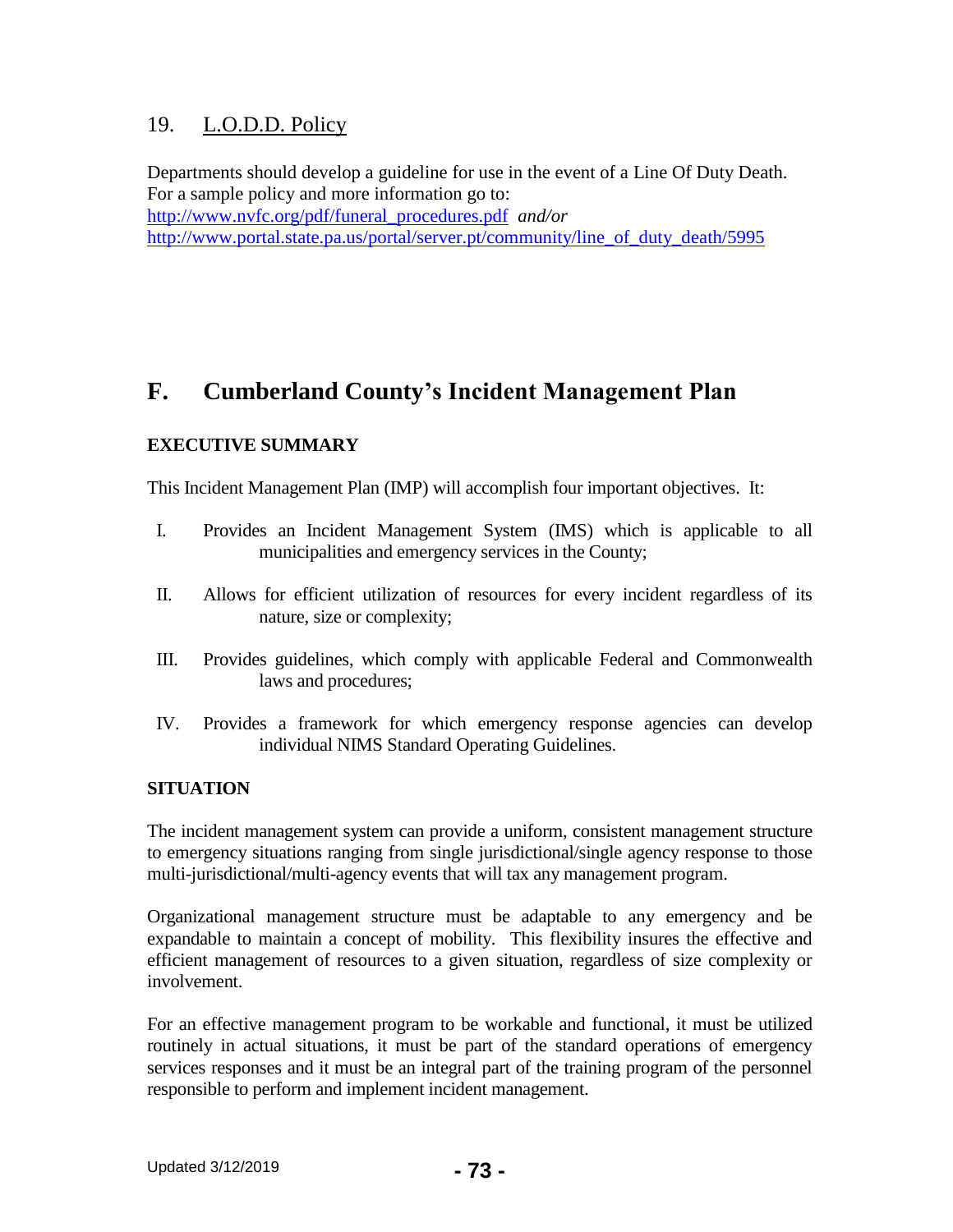### 19. L.O.D.D. Policy

Departments should develop a guideline for use in the event of a Line Of Duty Death. For a sample policy and more information go to:
http://www.nvfc.org/pdf/funeral_procedures.pdf *and/or*
http://www.portal.state.pa.us/portal/server.pt/community/line_of_duty_death/5995

## F. Cumberland County's Incident Management Plan

**EXECUTIVE SUMMARY**

This Incident Management Plan (IMP) will accomplish four important objectives. It:

I. Provides an Incident Management System (IMS) which is applicable to all municipalities and emergency services in the County;

II. Allows for efficient utilization of resources for every incident regardless of its nature, size or complexity;

III. Provides guidelines, which comply with applicable Federal and Commonwealth laws and procedures;

IV. Provides a framework for which emergency response agencies can develop individual NIMS Standard Operating Guidelines.

**SITUATION**

The incident management system can provide a uniform, consistent management structure to emergency situations ranging from single jurisdictional/single agency response to those multi-jurisdictional/multi-agency events that will tax any management program.

Organizational management structure must be adaptable to any emergency and be expandable to maintain a concept of mobility. This flexibility insures the effective and efficient management of resources to a given situation, regardless of size complexity or involvement.

For an effective management program to be workable and functional, it must be utilized routinely in actual situations, it must be part of the standard operations of emergency services responses and it must be an integral part of the training program of the personnel responsible to perform and implement incident management.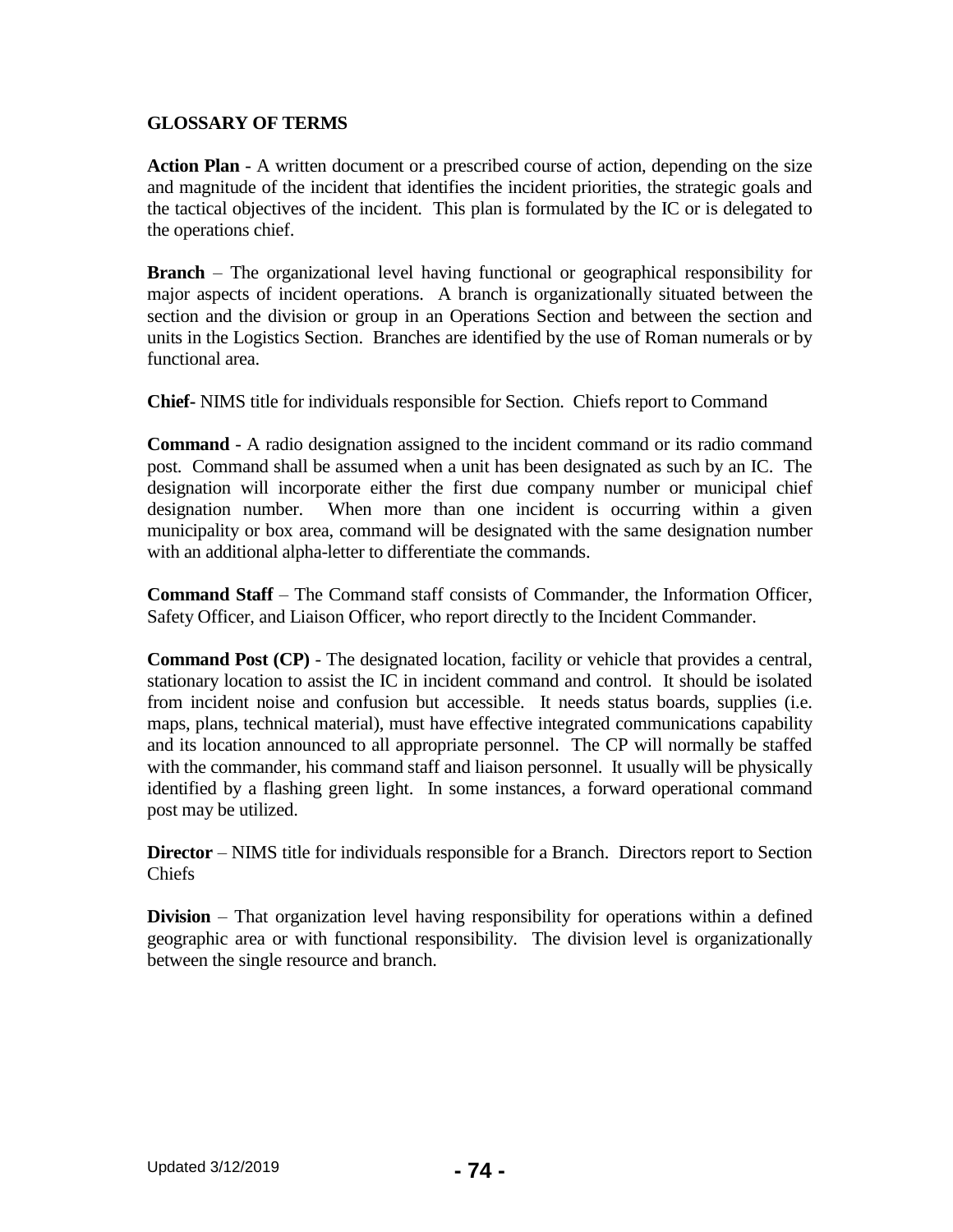## GLOSSARY OF TERMS

**Action Plan** - A written document or a prescribed course of action, depending on the size and magnitude of the incident that identifies the incident priorities, the strategic goals and the tactical objectives of the incident. This plan is formulated by the IC or is delegated to the operations chief.

**Branch** – The organizational level having functional or geographical responsibility for major aspects of incident operations. A branch is organizationally situated between the section and the division or group in an Operations Section and between the section and units in the Logistics Section. Branches are identified by the use of Roman numerals or by functional area.

**Chief**- NIMS title for individuals responsible for Section. Chiefs report to Command

**Command** - A radio designation assigned to the incident command or its radio command post. Command shall be assumed when a unit has been designated as such by an IC. The designation will incorporate either the first due company number or municipal chief designation number. When more than one incident is occurring within a given municipality or box area, command will be designated with the same designation number with an additional alpha-letter to differentiate the commands.

**Command Staff** – The Command staff consists of Commander, the Information Officer, Safety Officer, and Liaison Officer, who report directly to the Incident Commander.

**Command Post (CP)** - The designated location, facility or vehicle that provides a central, stationary location to assist the IC in incident command and control. It should be isolated from incident noise and confusion but accessible. It needs status boards, supplies (i.e. maps, plans, technical material), must have effective integrated communications capability and its location announced to all appropriate personnel. The CP will normally be staffed with the commander, his command staff and liaison personnel. It usually will be physically identified by a flashing green light. In some instances, a forward operational command post may be utilized.

**Director** – NIMS title for individuals responsible for a Branch. Directors report to Section Chiefs

**Division** – That organization level having responsibility for operations within a defined geographic area or with functional responsibility. The division level is organizationally between the single resource and branch.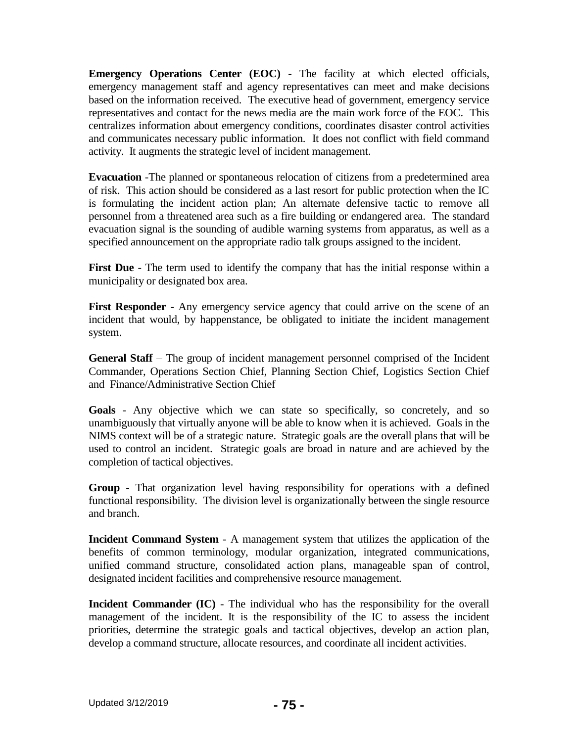**Emergency Operations Center (EOC)** - The facility at which elected officials, emergency management staff and agency representatives can meet and make decisions based on the information received. The executive head of government, emergency service representatives and contact for the news media are the main work force of the EOC. This centralizes information about emergency conditions, coordinates disaster control activities and communicates necessary public information. It does not conflict with field command activity. It augments the strategic level of incident management.

**Evacuation** -The planned or spontaneous relocation of citizens from a predetermined area of risk. This action should be considered as a last resort for public protection when the IC is formulating the incident action plan; An alternate defensive tactic to remove all personnel from a threatened area such as a fire building or endangered area. The standard evacuation signal is the sounding of audible warning systems from apparatus, as well as a specified announcement on the appropriate radio talk groups assigned to the incident.

**First Due** - The term used to identify the company that has the initial response within a municipality or designated box area.

**First Responder** - Any emergency service agency that could arrive on the scene of an incident that would, by happenstance, be obligated to initiate the incident management system.

**General Staff** – The group of incident management personnel comprised of the Incident Commander, Operations Section Chief, Planning Section Chief, Logistics Section Chief and Finance/Administrative Section Chief

**Goals** - Any objective which we can state so specifically, so concretely, and so unambiguously that virtually anyone will be able to know when it is achieved. Goals in the NIMS context will be of a strategic nature. Strategic goals are the overall plans that will be used to control an incident. Strategic goals are broad in nature and are achieved by the completion of tactical objectives.

**Group** - That organization level having responsibility for operations with a defined functional responsibility. The division level is organizationally between the single resource and branch.

**Incident Command System** - A management system that utilizes the application of the benefits of common terminology, modular organization, integrated communications, unified command structure, consolidated action plans, manageable span of control, designated incident facilities and comprehensive resource management.

**Incident Commander (IC)** - The individual who has the responsibility for the overall management of the incident. It is the responsibility of the IC to assess the incident priorities, determine the strategic goals and tactical objectives, develop an action plan, develop a command structure, allocate resources, and coordinate all incident activities.

Updated 3/12/2019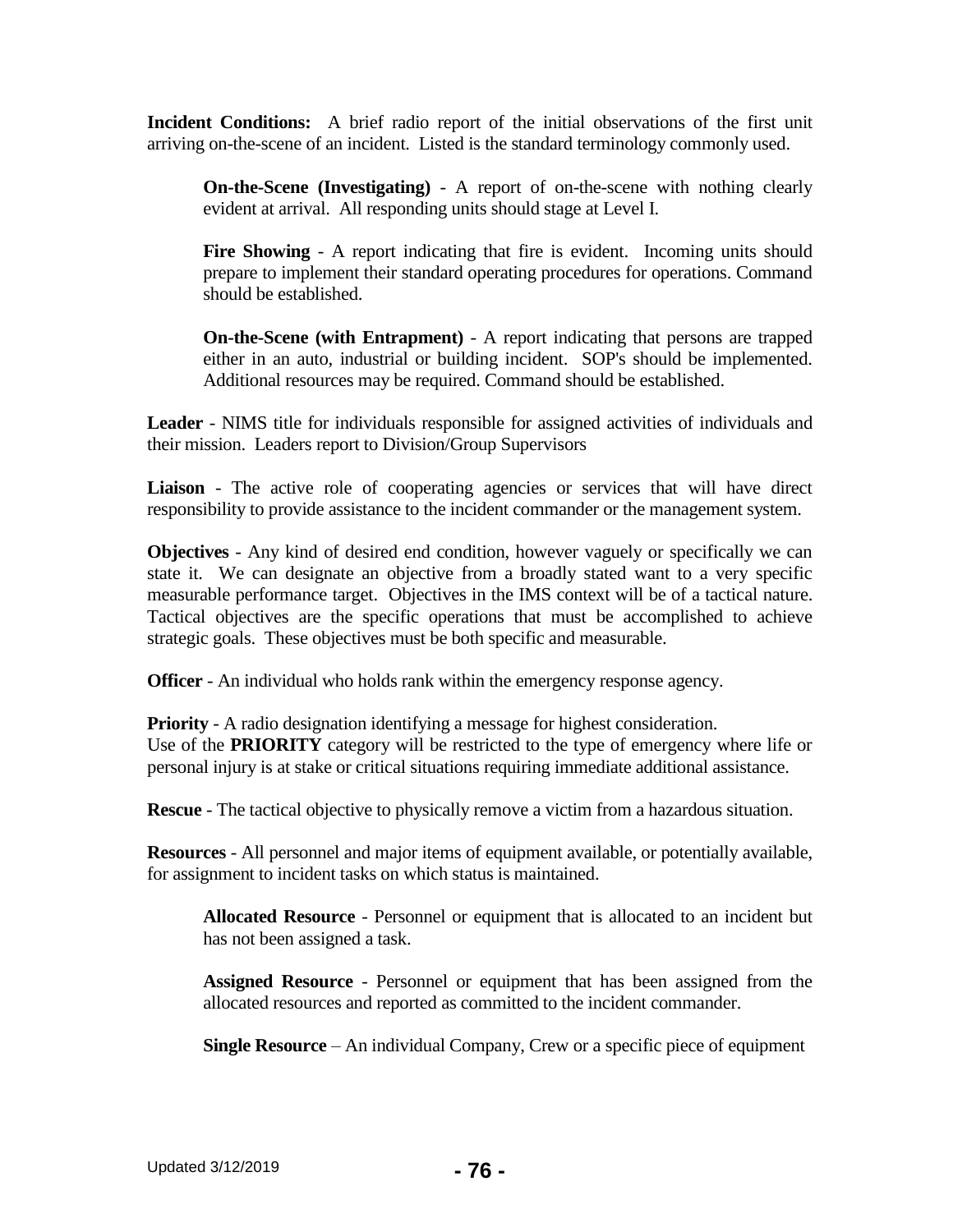**Incident Conditions:** A brief radio report of the initial observations of the first unit arriving on-the-scene of an incident. Listed is the standard terminology commonly used.

> **On-the-Scene (Investigating)** - A report of on-the-scene with nothing clearly evident at arrival. All responding units should stage at Level I.
>
> **Fire Showing** - A report indicating that fire is evident. Incoming units should prepare to implement their standard operating procedures for operations. Command should be established.
>
> **On-the-Scene (with Entrapment)** - A report indicating that persons are trapped either in an auto, industrial or building incident. SOP's should be implemented. Additional resources may be required. Command should be established.

**Leader** - NIMS title for individuals responsible for assigned activities of individuals and their mission. Leaders report to Division/Group Supervisors

**Liaison** - The active role of cooperating agencies or services that will have direct responsibility to provide assistance to the incident commander or the management system.

**Objectives** - Any kind of desired end condition, however vaguely or specifically we can state it. We can designate an objective from a broadly stated want to a very specific measurable performance target. Objectives in the IMS context will be of a tactical nature. Tactical objectives are the specific operations that must be accomplished to achieve strategic goals. These objectives must be both specific and measurable.

**Officer** - An individual who holds rank within the emergency response agency.

**Priority** - A radio designation identifying a message for highest consideration.
Use of the **PRIORITY** category will be restricted to the type of emergency where life or personal injury is at stake or critical situations requiring immediate additional assistance.

**Rescue** - The tactical objective to physically remove a victim from a hazardous situation.

**Resources** - All personnel and major items of equipment available, or potentially available, for assignment to incident tasks on which status is maintained.

> **Allocated Resource** - Personnel or equipment that is allocated to an incident but has not been assigned a task.
>
> **Assigned Resource** - Personnel or equipment that has been assigned from the allocated resources and reported as committed to the incident commander.
>
> **Single Resource** – An individual Company, Crew or a specific piece of equipment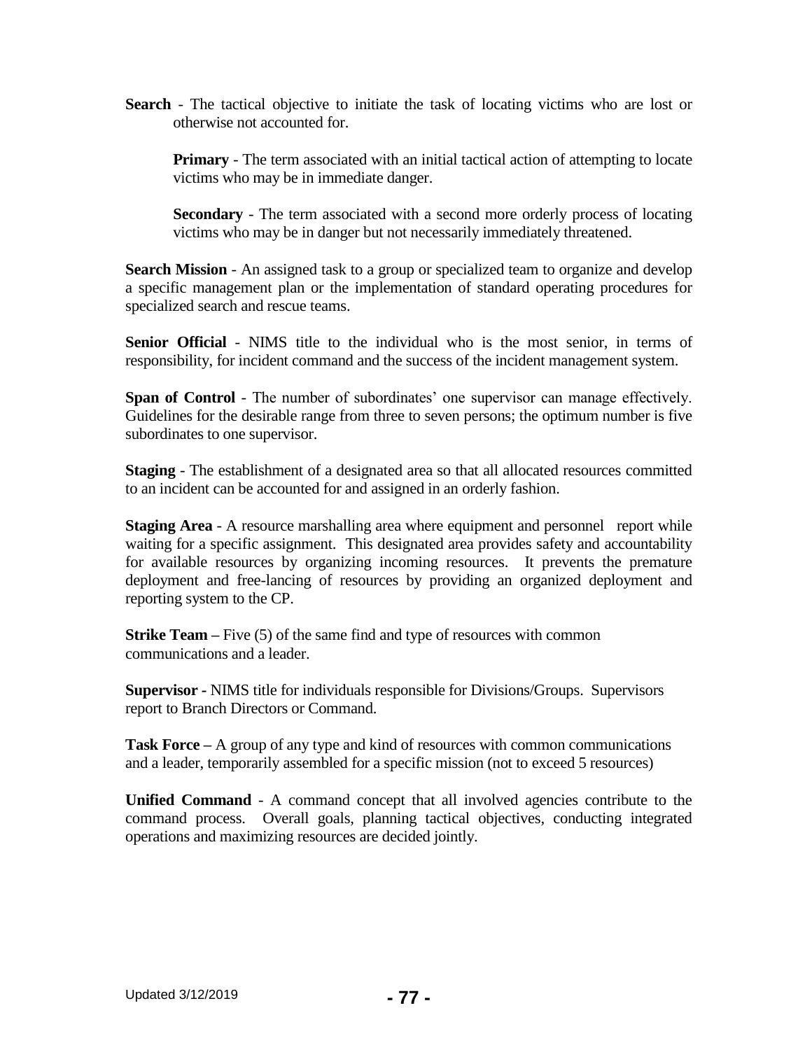**Search** - The tactical objective to initiate the task of locating victims who are lost or otherwise not accounted for.

> **Primary** - The term associated with an initial tactical action of attempting to locate victims who may be in immediate danger.
>
> **Secondary** - The term associated with a second more orderly process of locating victims who may be in danger but not necessarily immediately threatened.

**Search Mission** - An assigned task to a group or specialized team to organize and develop a specific management plan or the implementation of standard operating procedures for specialized search and rescue teams.

**Senior Official** - NIMS title to the individual who is the most senior, in terms of responsibility, for incident command and the success of the incident management system.

**Span of Control** - The number of subordinates' one supervisor can manage effectively. Guidelines for the desirable range from three to seven persons; the optimum number is five subordinates to one supervisor.

**Staging** - The establishment of a designated area so that all allocated resources committed to an incident can be accounted for and assigned in an orderly fashion.

**Staging Area** - A resource marshalling area where equipment and personnel report while waiting for a specific assignment. This designated area provides safety and accountability for available resources by organizing incoming resources. It prevents the premature deployment and free-lancing of resources by providing an organized deployment and reporting system to the CP.

**Strike Team –** Five (5) of the same find and type of resources with common communications and a leader.

**Supervisor -** NIMS title for individuals responsible for Divisions/Groups. Supervisors report to Branch Directors or Command.

**Task Force –** A group of any type and kind of resources with common communications and a leader, temporarily assembled for a specific mission (not to exceed 5 resources)

**Unified Command** - A command concept that all involved agencies contribute to the command process. Overall goals, planning tactical objectives, conducting integrated operations and maximizing resources are decided jointly.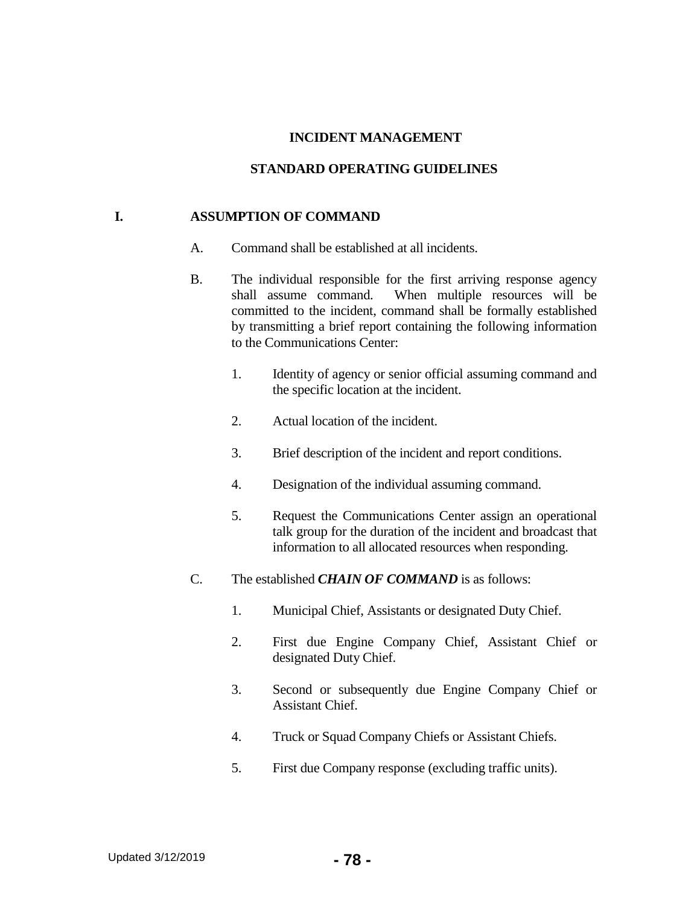# INCIDENT MANAGEMENT

## STANDARD OPERATING GUIDELINES

### I. ASSUMPTION OF COMMAND

A. Command shall be established at all incidents.

B. The individual responsible for the first arriving response agency shall assume command. When multiple resources will be committed to the incident, command shall be formally established by transmitting a brief report containing the following information to the Communications Center:

1. Identity of agency or senior official assuming command and the specific location at the incident.
2. Actual location of the incident.
3. Brief description of the incident and report conditions.
4. Designation of the individual assuming command.
5. Request the Communications Center assign an operational talk group for the duration of the incident and broadcast that information to all allocated resources when responding.

C. The established ***CHAIN OF COMMAND*** is as follows:

1. Municipal Chief, Assistants or designated Duty Chief.
2. First due Engine Company Chief, Assistant Chief or designated Duty Chief.
3. Second or subsequently due Engine Company Chief or Assistant Chief.
4. Truck or Squad Company Chiefs or Assistant Chiefs.
5. First due Company response (excluding traffic units).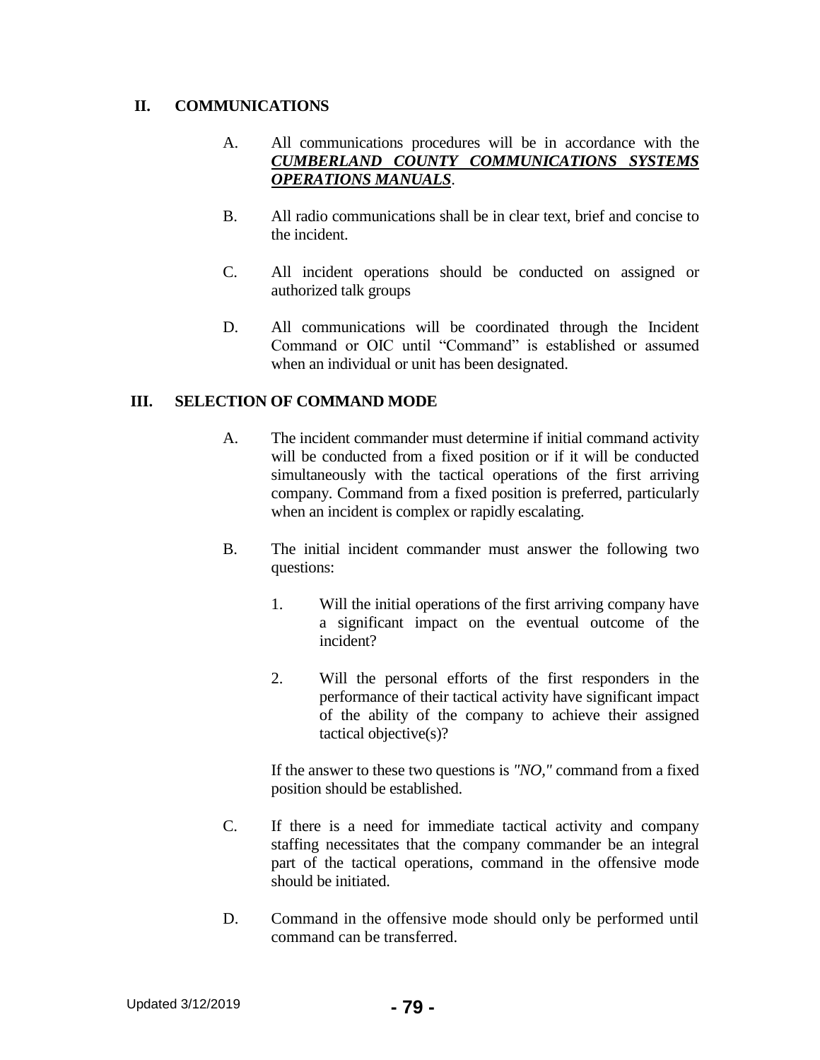## II. COMMUNICATIONS

A. All communications procedures will be in accordance with the ***CUMBERLAND COUNTY COMMUNICATIONS SYSTEMS OPERATIONS MANUALS***.

B. All radio communications shall be in clear text, brief and concise to the incident.

C. All incident operations should be conducted on assigned or authorized talk groups

D. All communications will be coordinated through the Incident Command or OIC until "Command" is established or assumed when an individual or unit has been designated.

## III. SELECTION OF COMMAND MODE

A. The incident commander must determine if initial command activity will be conducted from a fixed position or if it will be conducted simultaneously with the tactical operations of the first arriving company. Command from a fixed position is preferred, particularly when an incident is complex or rapidly escalating.

B. The initial incident commander must answer the following two questions:

1. Will the initial operations of the first arriving company have a significant impact on the eventual outcome of the incident?

2. Will the personal efforts of the first responders in the performance of their tactical activity have significant impact of the ability of the company to achieve their assigned tactical objective(s)?

If the answer to these two questions is *"NO,"* command from a fixed position should be established.

C. If there is a need for immediate tactical activity and company staffing necessitates that the company commander be an integral part of the tactical operations, command in the offensive mode should be initiated.

D. Command in the offensive mode should only be performed until command can be transferred.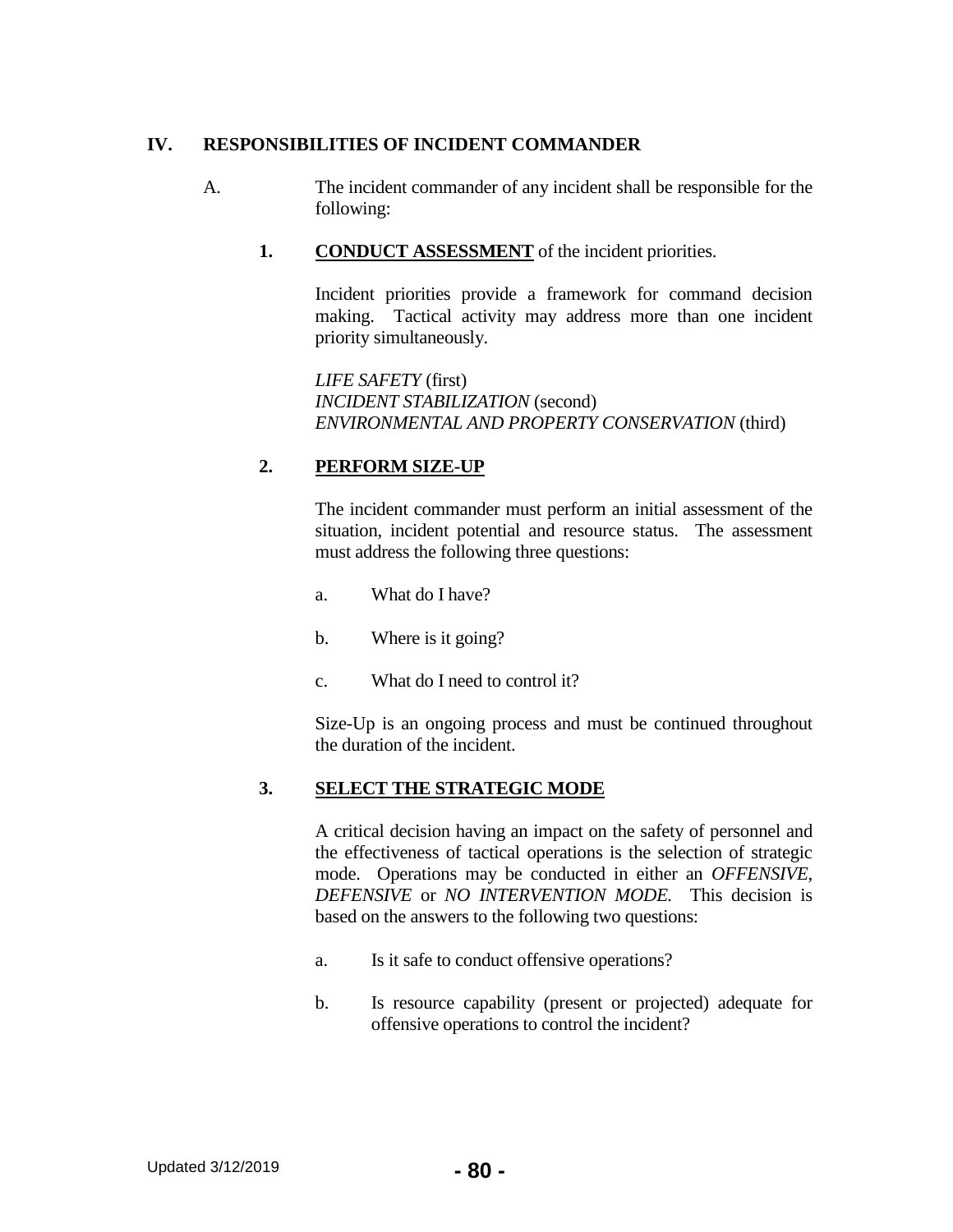## IV. RESPONSIBILITIES OF INCIDENT COMMANDER

A. The incident commander of any incident shall be responsible for the following:

**1. <u>CONDUCT ASSESSMENT</u>** of the incident priorities.

Incident priorities provide a framework for command decision making. Tactical activity may address more than one incident priority simultaneously.

*LIFE SAFETY* (first)
*INCIDENT STABILIZATION* (second)
*ENVIRONMENTAL AND PROPERTY CONSERVATION* (third)

**2. <u>PERFORM SIZE-UP</u>**

The incident commander must perform an initial assessment of the situation, incident potential and resource status. The assessment must address the following three questions:

a. What do I have?

b. Where is it going?

c. What do I need to control it?

Size-Up is an ongoing process and must be continued throughout the duration of the incident.

**3. <u>SELECT THE STRATEGIC MODE</u>**

A critical decision having an impact on the safety of personnel and the effectiveness of tactical operations is the selection of strategic mode. Operations may be conducted in either an *OFFENSIVE, DEFENSIVE* or *NO INTERVENTION MODE.* This decision is based on the answers to the following two questions:

a. Is it safe to conduct offensive operations?

b. Is resource capability (present or projected) adequate for offensive operations to control the incident?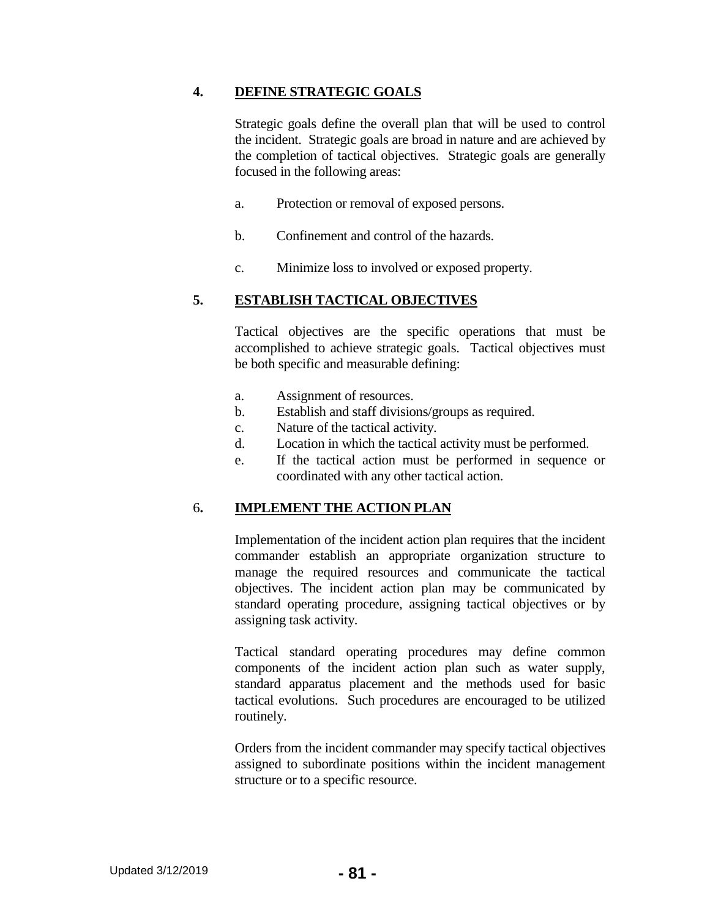## 4. DEFINE STRATEGIC GOALS

Strategic goals define the overall plan that will be used to control the incident. Strategic goals are broad in nature and are achieved by the completion of tactical objectives. Strategic goals are generally focused in the following areas:

a. Protection or removal of exposed persons.

b. Confinement and control of the hazards.

c. Minimize loss to involved or exposed property.

## 5. ESTABLISH TACTICAL OBJECTIVES

Tactical objectives are the specific operations that must be accomplished to achieve strategic goals. Tactical objectives must be both specific and measurable defining:

a. Assignment of resources.
b. Establish and staff divisions/groups as required.
c. Nature of the tactical activity.
d. Location in which the tactical activity must be performed.
e. If the tactical action must be performed in sequence or coordinated with any other tactical action.

## 6. IMPLEMENT THE ACTION PLAN

Implementation of the incident action plan requires that the incident commander establish an appropriate organization structure to manage the required resources and communicate the tactical objectives. The incident action plan may be communicated by standard operating procedure, assigning tactical objectives or by assigning task activity.

Tactical standard operating procedures may define common components of the incident action plan such as water supply, standard apparatus placement and the methods used for basic tactical evolutions. Such procedures are encouraged to be utilized routinely.

Orders from the incident commander may specify tactical objectives assigned to subordinate positions within the incident management structure or to a specific resource.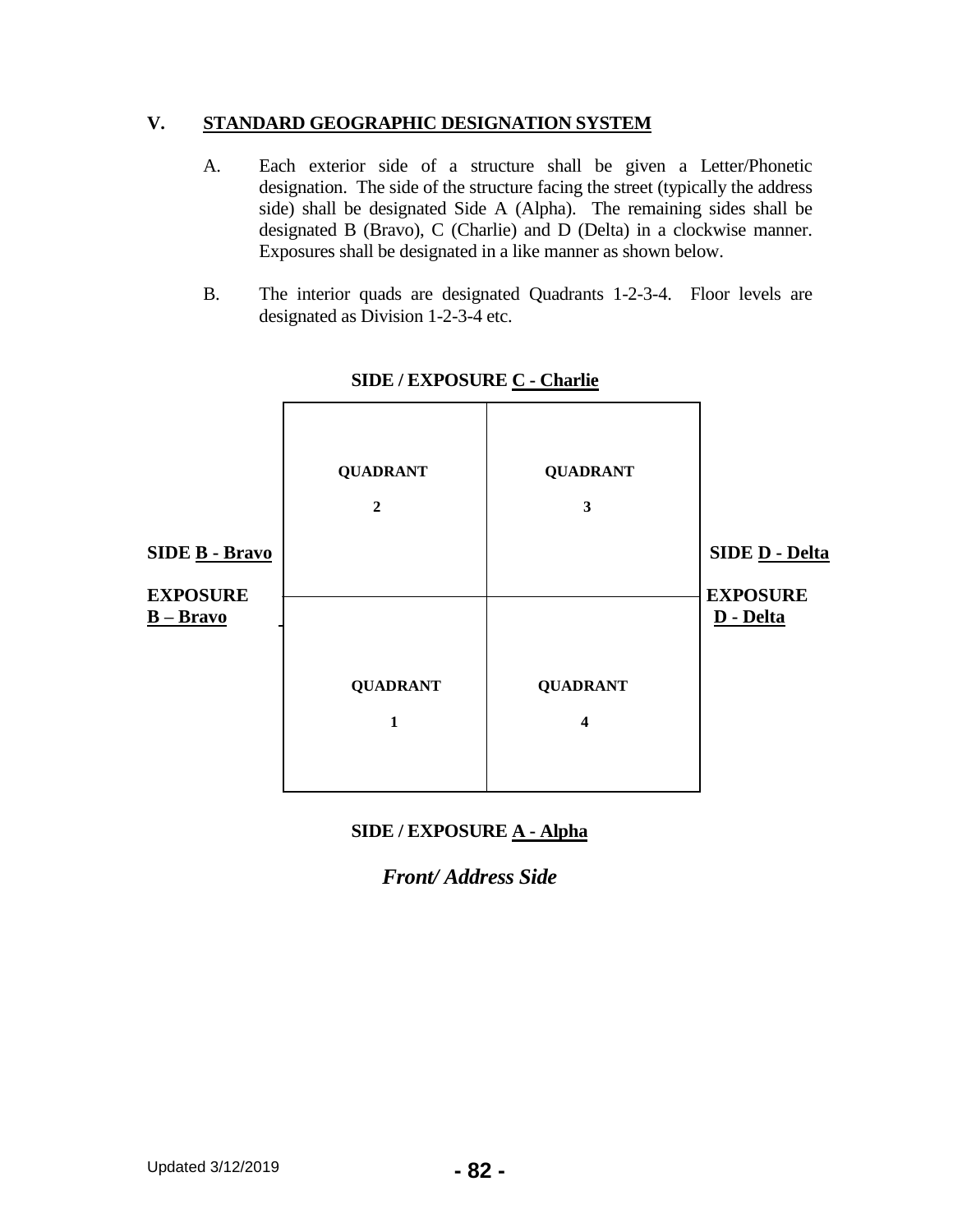## V. STANDARD GEOGRAPHIC DESIGNATION SYSTEM

A. Each exterior side of a structure shall be given a Letter/Phonetic designation. The side of the structure facing the street (typically the address side) shall be designated Side A (Alpha). The remaining sides shall be designated B (Bravo), C (Charlie) and D (Delta) in a clockwise manner. Exposures shall be designated in a like manner as shown below.

B. The interior quads are designated Quadrants 1-2-3-4. Floor levels are designated as Division 1-2-3-4 etc.

**SIDE / EXPOSURE C - Charlie**

| | | | |
|---|---|---|---|
| **SIDE B - Bravo** | **QUADRANT 2** | **QUADRANT 3** | **SIDE D - Delta** |
| **EXPOSURE B – Bravo** | **QUADRANT 1** | **QUADRANT 4** | **EXPOSURE D - Delta** |

**SIDE / EXPOSURE A - Alpha**

***Front/ Address Side***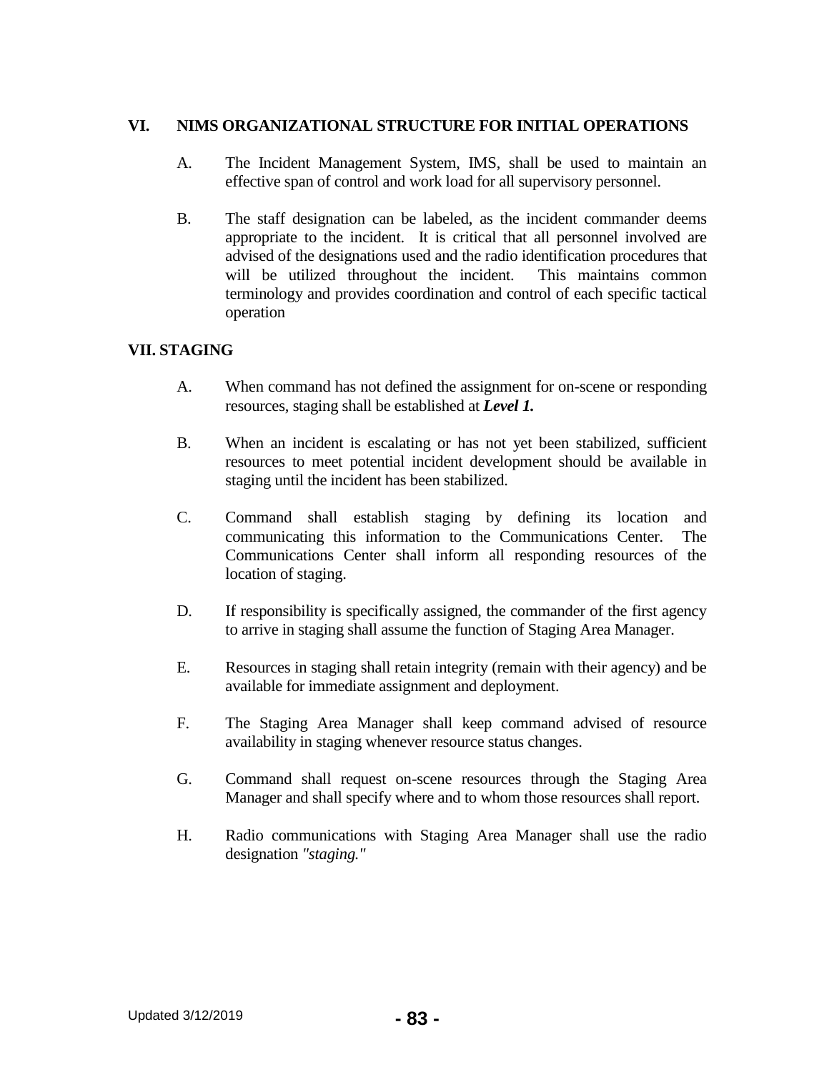## VI. NIMS ORGANIZATIONAL STRUCTURE FOR INITIAL OPERATIONS

A. The Incident Management System, IMS, shall be used to maintain an effective span of control and work load for all supervisory personnel.

B. The staff designation can be labeled, as the incident commander deems appropriate to the incident. It is critical that all personnel involved are advised of the designations used and the radio identification procedures that will be utilized throughout the incident. This maintains common terminology and provides coordination and control of each specific tactical operation

## VII. STAGING

A. When command has not defined the assignment for on-scene or responding resources, staging shall be established at ***Level 1.***

B. When an incident is escalating or has not yet been stabilized, sufficient resources to meet potential incident development should be available in staging until the incident has been stabilized.

C. Command shall establish staging by defining its location and communicating this information to the Communications Center. The Communications Center shall inform all responding resources of the location of staging.

D. If responsibility is specifically assigned, the commander of the first agency to arrive in staging shall assume the function of Staging Area Manager.

E. Resources in staging shall retain integrity (remain with their agency) and be available for immediate assignment and deployment.

F. The Staging Area Manager shall keep command advised of resource availability in staging whenever resource status changes.

G. Command shall request on-scene resources through the Staging Area Manager and shall specify where and to whom those resources shall report.

H. Radio communications with Staging Area Manager shall use the radio designation *"staging."*

Updated 3/12/2019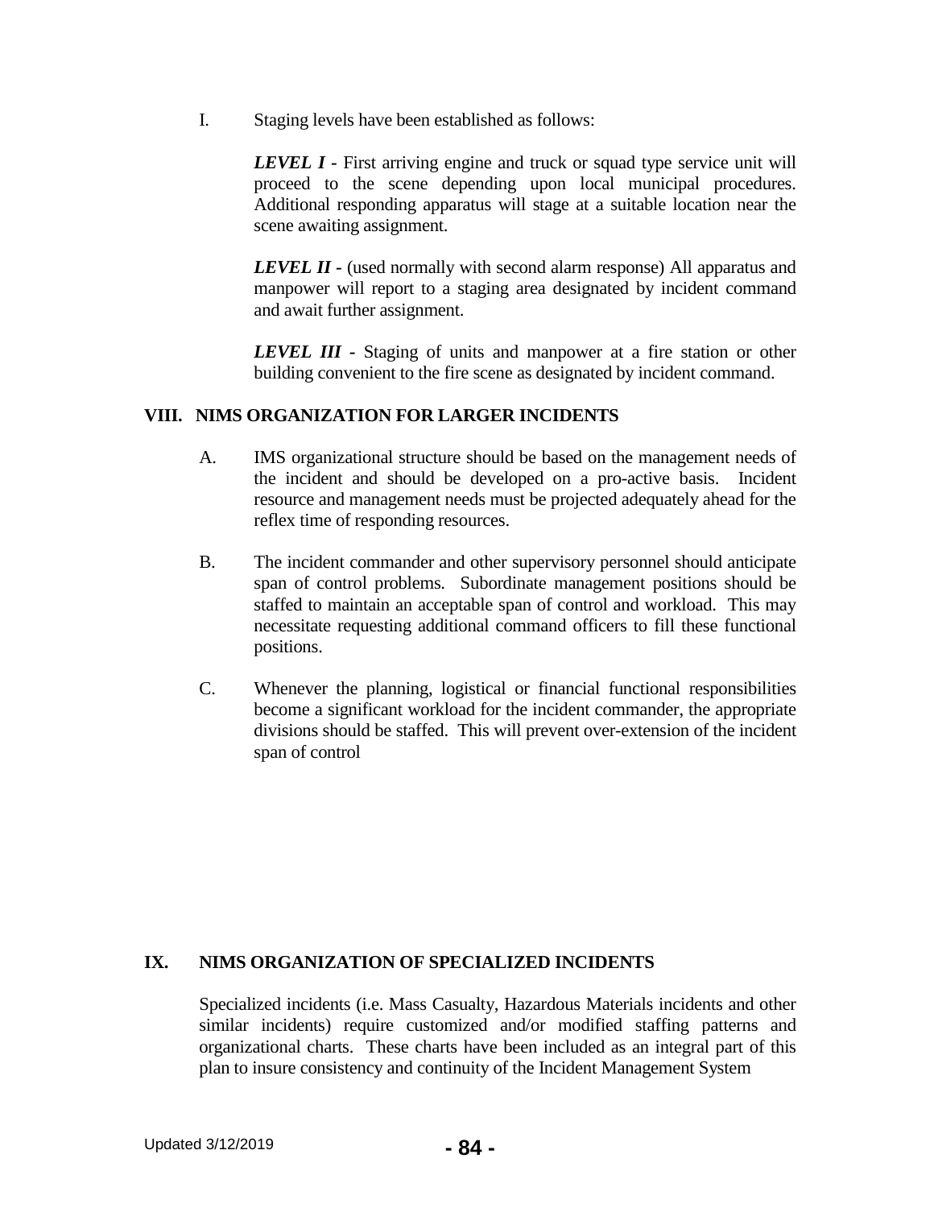I. Staging levels have been established as follows:

   ***LEVEL I*** - First arriving engine and truck or squad type service unit will proceed to the scene depending upon local municipal procedures. Additional responding apparatus will stage at a suitable location near the scene awaiting assignment.

   ***LEVEL II*** - (used normally with second alarm response) All apparatus and manpower will report to a staging area designated by incident command and await further assignment.

   ***LEVEL III*** - Staging of units and manpower at a fire station or other building convenient to the fire scene as designated by incident command.

## VIII. NIMS ORGANIZATION FOR LARGER INCIDENTS

A. IMS organizational structure should be based on the management needs of the incident and should be developed on a pro-active basis. Incident resource and management needs must be projected adequately ahead for the reflex time of responding resources.

B. The incident commander and other supervisory personnel should anticipate span of control problems. Subordinate management positions should be staffed to maintain an acceptable span of control and workload. This may necessitate requesting additional command officers to fill these functional positions.

C. Whenever the planning, logistical or financial functional responsibilities become a significant workload for the incident commander, the appropriate divisions should be staffed. This will prevent over-extension of the incident span of control

## IX. NIMS ORGANIZATION OF SPECIALIZED INCIDENTS

Specialized incidents (i.e. Mass Casualty, Hazardous Materials incidents and other similar incidents) require customized and/or modified staffing patterns and organizational charts. These charts have been included as an integral part of this plan to insure consistency and continuity of the Incident Management System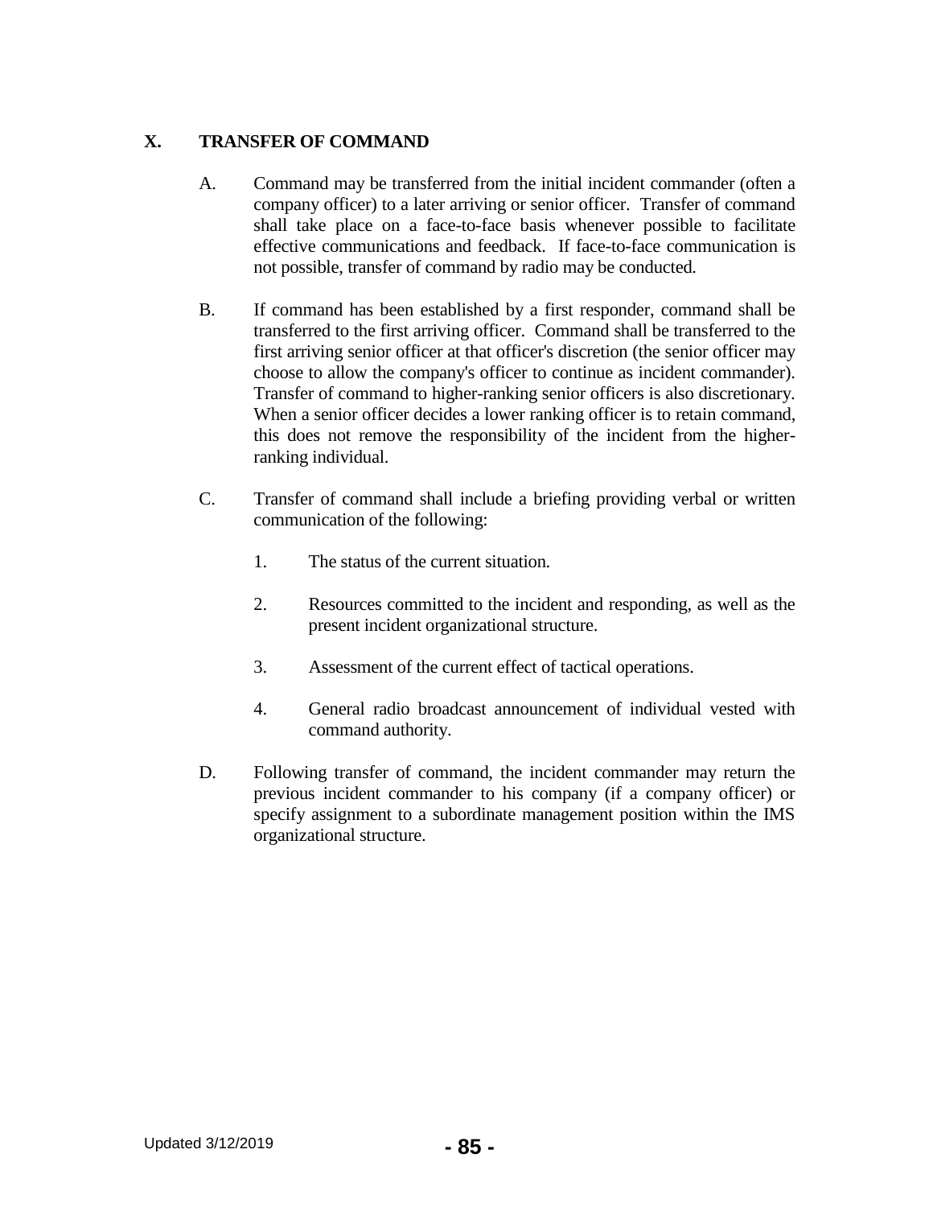## X. TRANSFER OF COMMAND

A. Command may be transferred from the initial incident commander (often a company officer) to a later arriving or senior officer. Transfer of command shall take place on a face-to-face basis whenever possible to facilitate effective communications and feedback. If face-to-face communication is not possible, transfer of command by radio may be conducted.

B. If command has been established by a first responder, command shall be transferred to the first arriving officer. Command shall be transferred to the first arriving senior officer at that officer's discretion (the senior officer may choose to allow the company's officer to continue as incident commander). Transfer of command to higher-ranking senior officers is also discretionary. When a senior officer decides a lower ranking officer is to retain command, this does not remove the responsibility of the incident from the higher-ranking individual.

C. Transfer of command shall include a briefing providing verbal or written communication of the following:

1. The status of the current situation.

2. Resources committed to the incident and responding, as well as the present incident organizational structure.

3. Assessment of the current effect of tactical operations.

4. General radio broadcast announcement of individual vested with command authority.

D. Following transfer of command, the incident commander may return the previous incident commander to his company (if a company officer) or specify assignment to a subordinate management position within the IMS organizational structure.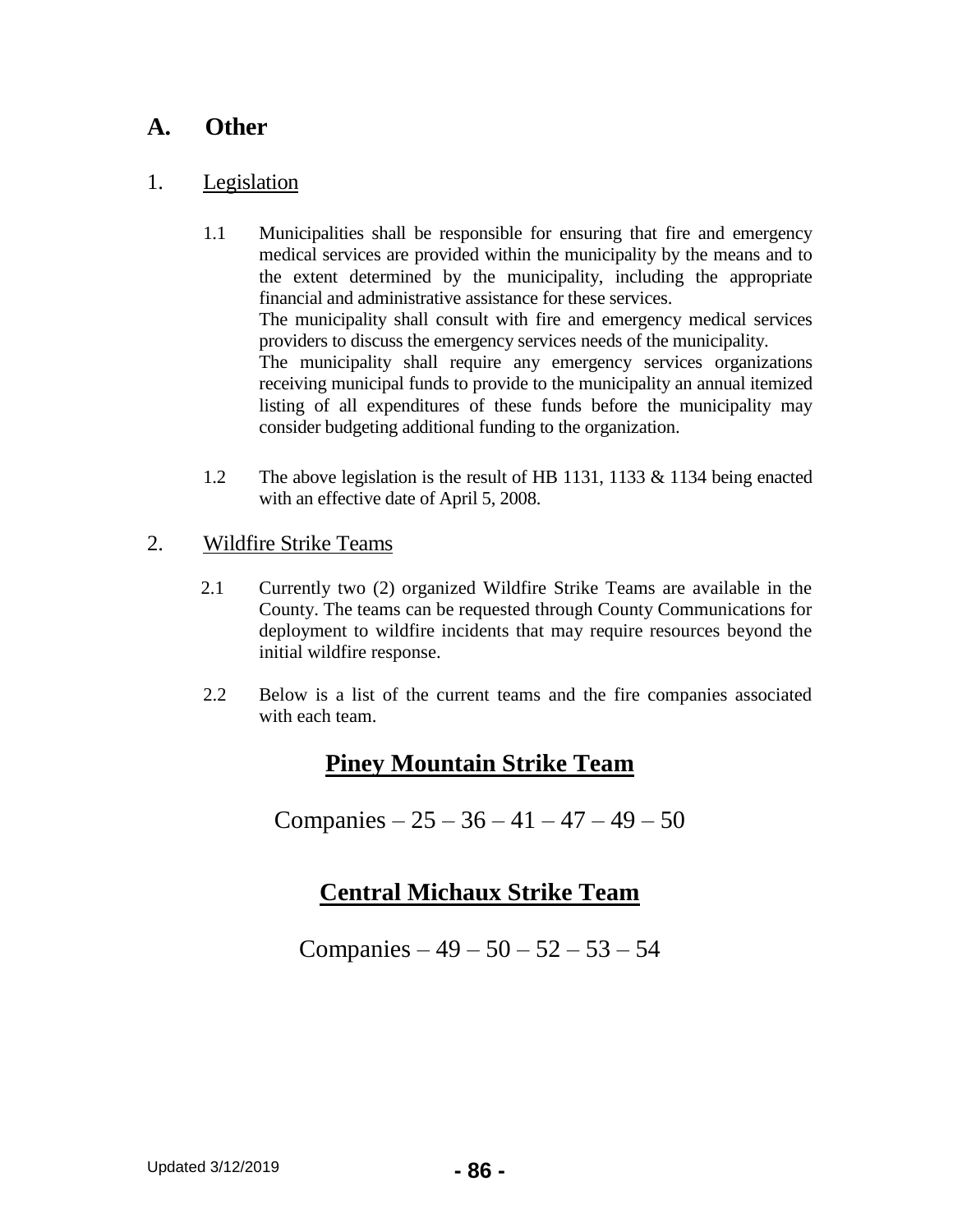## A. Other

### 1. Legislation

1.1 Municipalities shall be responsible for ensuring that fire and emergency medical services are provided within the municipality by the means and to the extent determined by the municipality, including the appropriate financial and administrative assistance for these services.
The municipality shall consult with fire and emergency medical services providers to discuss the emergency services needs of the municipality.
The municipality shall require any emergency services organizations receiving municipal funds to provide to the municipality an annual itemized listing of all expenditures of these funds before the municipality may consider budgeting additional funding to the organization.

1.2 The above legislation is the result of HB 1131, 1133 & 1134 being enacted with an effective date of April 5, 2008.

### 2. Wildfire Strike Teams

2.1 Currently two (2) organized Wildfire Strike Teams are available in the County. The teams can be requested through County Communications for deployment to wildfire incidents that may require resources beyond the initial wildfire response.

2.2 Below is a list of the current teams and the fire companies associated with each team.

**Piney Mountain Strike Team**

Companies – 25 – 36 – 41 – 47 – 49 – 50

**Central Michaux Strike Team**

Companies – 49 – 50 – 52 – 53 – 54

Updated 3/12/2019